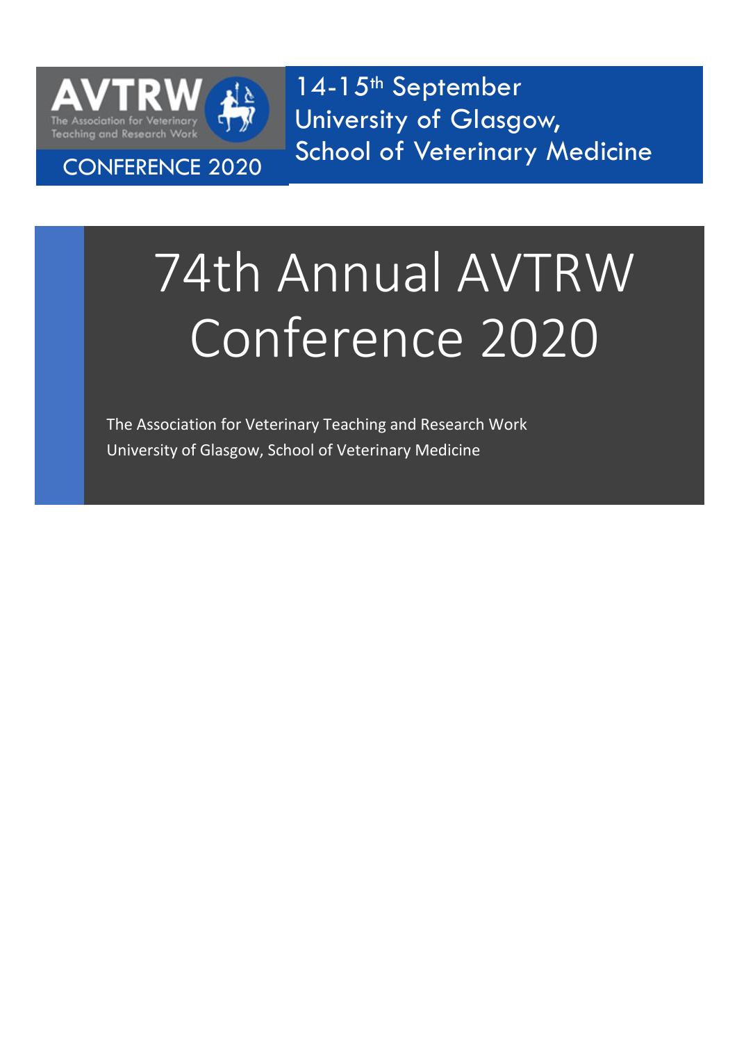AVTRW

The Association for Veterinary Teaching and Research Work

CONFERENCE 2020

14-15th September
University of Glasgow,
School of Veterinary Medicine

# 74th Annual AVTRW Conference 2020

The Association for Veterinary Teaching and Research Work
University of Glasgow, School of Veterinary Medicine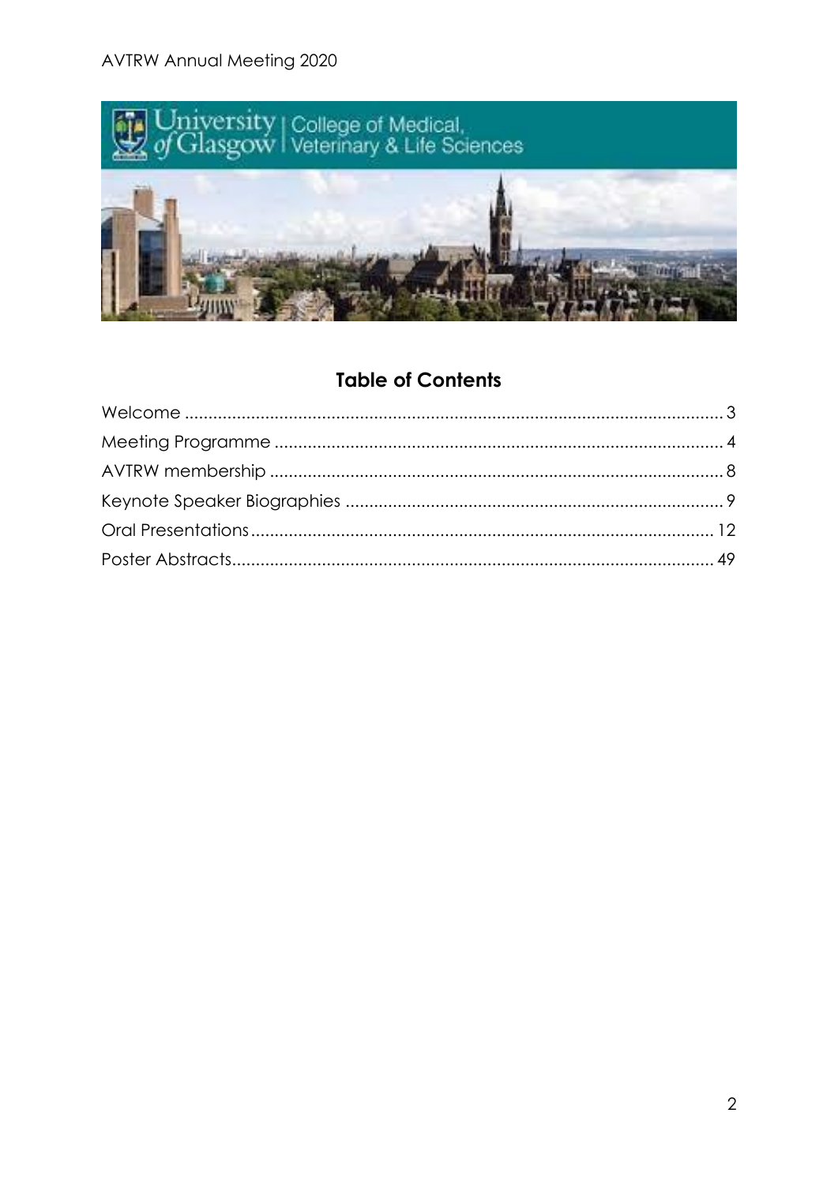## Table of Contents

Welcome ..................................................................................................... 3

Meeting Programme ................................................................................. 4

AVTRW membership ................................................................................. 8

Keynote Speaker Biographies .................................................................. 9

Oral Presentations .................................................................................... 12

Poster Abstracts ....................................................................................... 49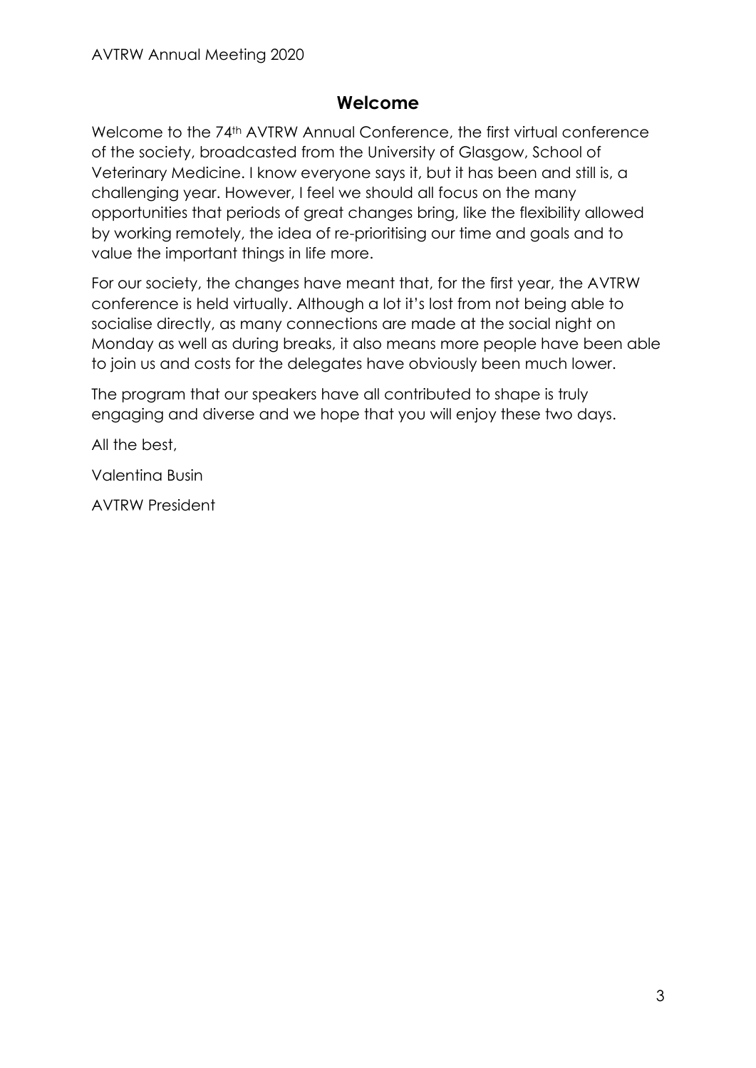## Welcome

Welcome to the 74th AVTRW Annual Conference, the first virtual conference of the society, broadcasted from the University of Glasgow, School of Veterinary Medicine. I know everyone says it, but it has been and still is, a challenging year. However, I feel we should all focus on the many opportunities that periods of great changes bring, like the flexibility allowed by working remotely, the idea of re-prioritising our time and goals and to value the important things in life more.

For our society, the changes have meant that, for the first year, the AVTRW conference is held virtually. Although a lot it's lost from not being able to socialise directly, as many connections are made at the social night on Monday as well as during breaks, it also means more people have been able to join us and costs for the delegates have obviously been much lower.

The program that our speakers have all contributed to shape is truly engaging and diverse and we hope that you will enjoy these two days.

All the best,

Valentina Busin

AVTRW President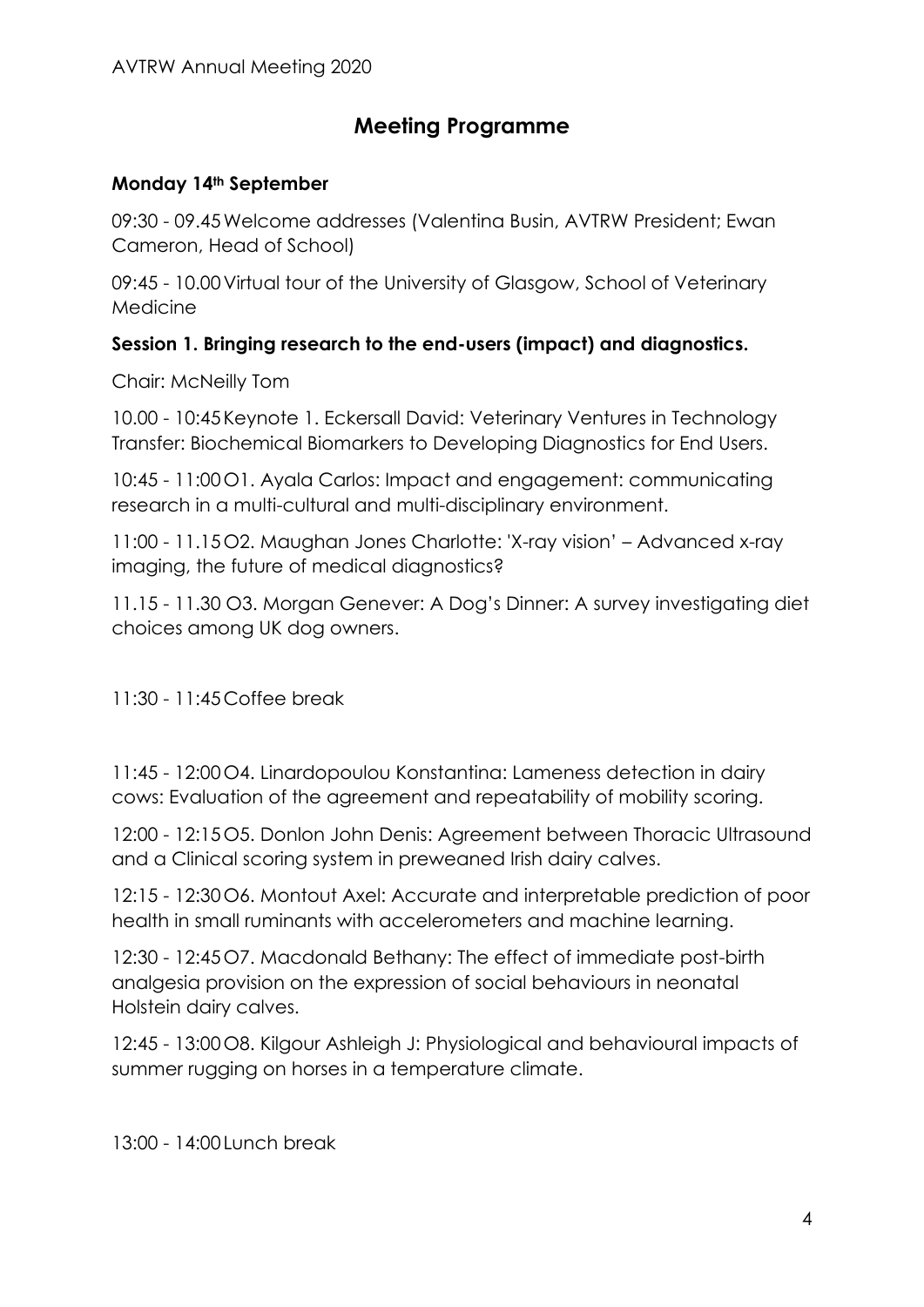# Meeting Programme

**Monday 14th September**

09:30 - 09.45 Welcome addresses (Valentina Busin, AVTRW President; Ewan Cameron, Head of School)

09:45 - 10.00 Virtual tour of the University of Glasgow, School of Veterinary Medicine

**Session 1. Bringing research to the end-users (impact) and diagnostics.**

Chair: McNeilly Tom

10.00 - 10:45 Keynote 1. Eckersall David: Veterinary Ventures in Technology Transfer: Biochemical Biomarkers to Developing Diagnostics for End Users.

10:45 - 11:00 O1. Ayala Carlos: Impact and engagement: communicating research in a multi-cultural and multi-disciplinary environment.

11:00 - 11.15 O2. Maughan Jones Charlotte: 'X-ray vision' – Advanced x-ray imaging, the future of medical diagnostics?

11.15 - 11.30 O3. Morgan Genever: A Dog's Dinner: A survey investigating diet choices among UK dog owners.

11:30 - 11:45 Coffee break

11:45 - 12:00 O4. Linardopoulou Konstantina: Lameness detection in dairy cows: Evaluation of the agreement and repeatability of mobility scoring.

12:00 - 12:15 O5. Donlon John Denis: Agreement between Thoracic Ultrasound and a Clinical scoring system in preweaned Irish dairy calves.

12:15 - 12:30 O6. Montout Axel: Accurate and interpretable prediction of poor health in small ruminants with accelerometers and machine learning.

12:30 - 12:45 O7. Macdonald Bethany: The effect of immediate post-birth analgesia provision on the expression of social behaviours in neonatal Holstein dairy calves.

12:45 - 13:00 O8. Kilgour Ashleigh J: Physiological and behavioural impacts of summer rugging on horses in a temperature climate.

13:00 - 14:00 Lunch break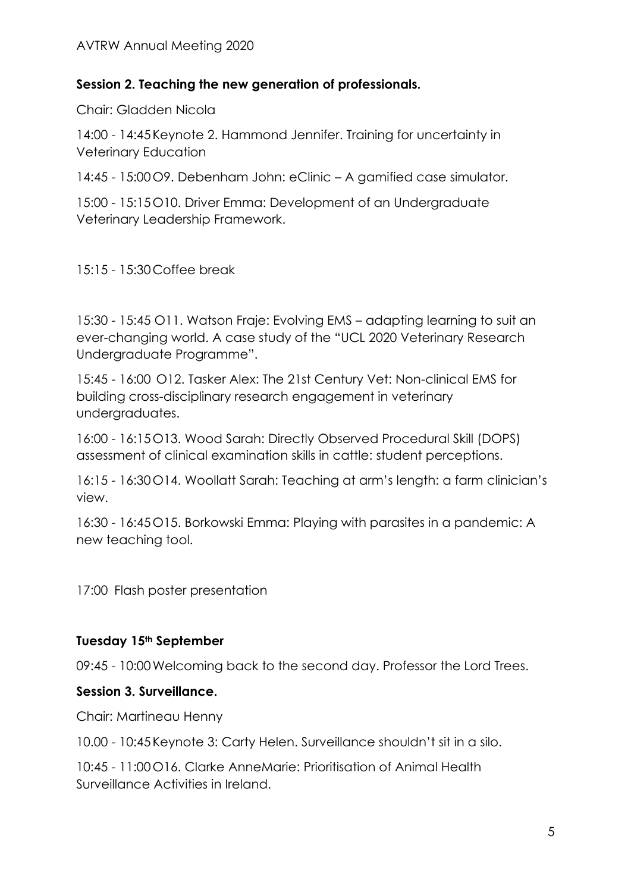**Session 2. Teaching the new generation of professionals.**

Chair: Gladden Nicola

14:00 - 14:45 Keynote 2. Hammond Jennifer. Training for uncertainty in Veterinary Education

14:45 - 15:00 O9. Debenham John: eClinic – A gamified case simulator.

15:00 - 15:15 O10. Driver Emma: Development of an Undergraduate Veterinary Leadership Framework.

15:15 - 15:30 Coffee break

15:30 - 15:45 O11. Watson Fraje: Evolving EMS – adapting learning to suit an ever-changing world. A case study of the "UCL 2020 Veterinary Research Undergraduate Programme".

15:45 - 16:00 O12. Tasker Alex: The 21st Century Vet: Non-clinical EMS for building cross-disciplinary research engagement in veterinary undergraduates.

16:00 - 16:15 O13. Wood Sarah: Directly Observed Procedural Skill (DOPS) assessment of clinical examination skills in cattle: student perceptions.

16:15 - 16:30 O14. Woollatt Sarah: Teaching at arm's length: a farm clinician's view.

16:30 - 16:45 O15. Borkowski Emma: Playing with parasites in a pandemic: A new teaching tool.

17:00 Flash poster presentation

**Tuesday 15th September**

09:45 - 10:00 Welcoming back to the second day. Professor the Lord Trees.

**Session 3. Surveillance.**

Chair: Martineau Henny

10.00 - 10:45 Keynote 3: Carty Helen. Surveillance shouldn't sit in a silo.

10:45 - 11:00 O16. Clarke AnneMarie: Prioritisation of Animal Health Surveillance Activities in Ireland.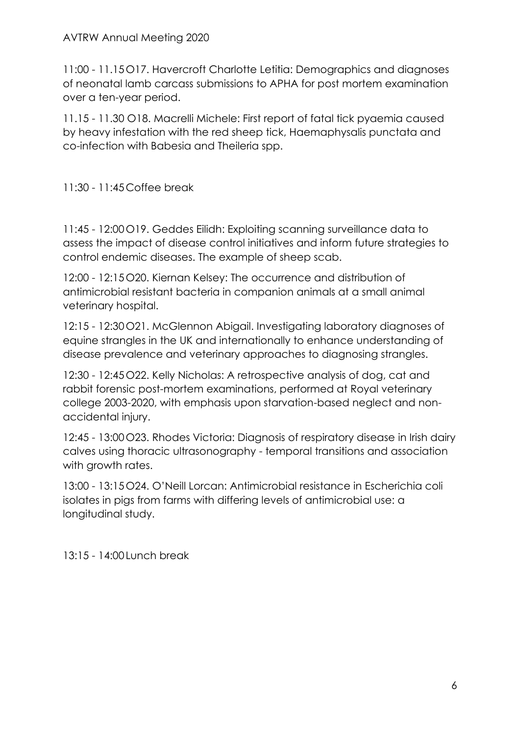11:00 - 11.15 O17. Havercroft Charlotte Letitia: Demographics and diagnoses of neonatal lamb carcass submissions to APHA for post mortem examination over a ten-year period.

11.15 - 11.30 O18. Macrelli Michele: First report of fatal tick pyaemia caused by heavy infestation with the red sheep tick, Haemaphysalis punctata and co-infection with Babesia and Theileria spp.

11:30 - 11:45 Coffee break

11:45 - 12:00 O19. Geddes Eilidh: Exploiting scanning surveillance data to assess the impact of disease control initiatives and inform future strategies to control endemic diseases. The example of sheep scab.

12:00 - 12:15 O20. Kiernan Kelsey: The occurrence and distribution of antimicrobial resistant bacteria in companion animals at a small animal veterinary hospital.

12:15 - 12:30 O21. McGlennon Abigail. Investigating laboratory diagnoses of equine strangles in the UK and internationally to enhance understanding of disease prevalence and veterinary approaches to diagnosing strangles.

12:30 - 12:45 O22. Kelly Nicholas: A retrospective analysis of dog, cat and rabbit forensic post-mortem examinations, performed at Royal veterinary college 2003-2020, with emphasis upon starvation-based neglect and non-accidental injury.

12:45 - 13:00 O23. Rhodes Victoria: Diagnosis of respiratory disease in Irish dairy calves using thoracic ultrasonography - temporal transitions and association with growth rates.

13:00 - 13:15 O24. O'Neill Lorcan: Antimicrobial resistance in Escherichia coli isolates in pigs from farms with differing levels of antimicrobial use: a longitudinal study.

13:15 - 14:00 Lunch break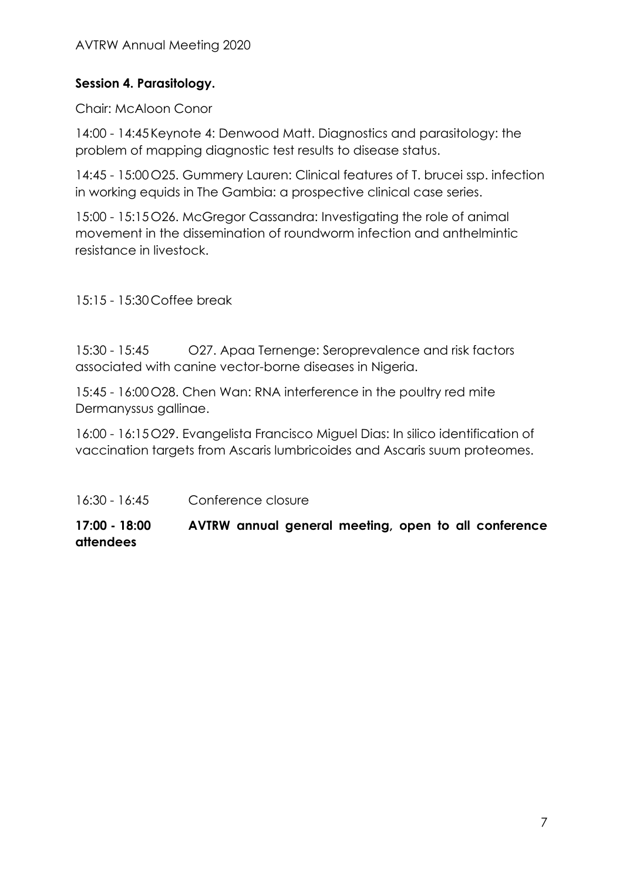### **Session 4. Parasitology.**

Chair: McAloon Conor

14:00 - 14:45 Keynote 4: Denwood Matt. Diagnostics and parasitology: the problem of mapping diagnostic test results to disease status.

14:45 - 15:00 O25. Gummery Lauren: Clinical features of T. brucei ssp. infection in working equids in The Gambia: a prospective clinical case series.

15:00 - 15:15 O26. McGregor Cassandra: Investigating the role of animal movement in the dissemination of roundworm infection and anthelmintic resistance in livestock.

15:15 - 15:30 Coffee break

15:30 - 15:45 O27. Apaa Ternenge: Seroprevalence and risk factors associated with canine vector-borne diseases in Nigeria.

15:45 - 16:00 O28. Chen Wan: RNA interference in the poultry red mite Dermanyssus gallinae.

16:00 - 16:15 O29. Evangelista Francisco Miguel Dias: In silico identification of vaccination targets from Ascaris lumbricoides and Ascaris suum proteomes.

16:30 - 16:45 Conference closure

**17:00 - 18:00 AVTRW annual general meeting, open to all conference attendees**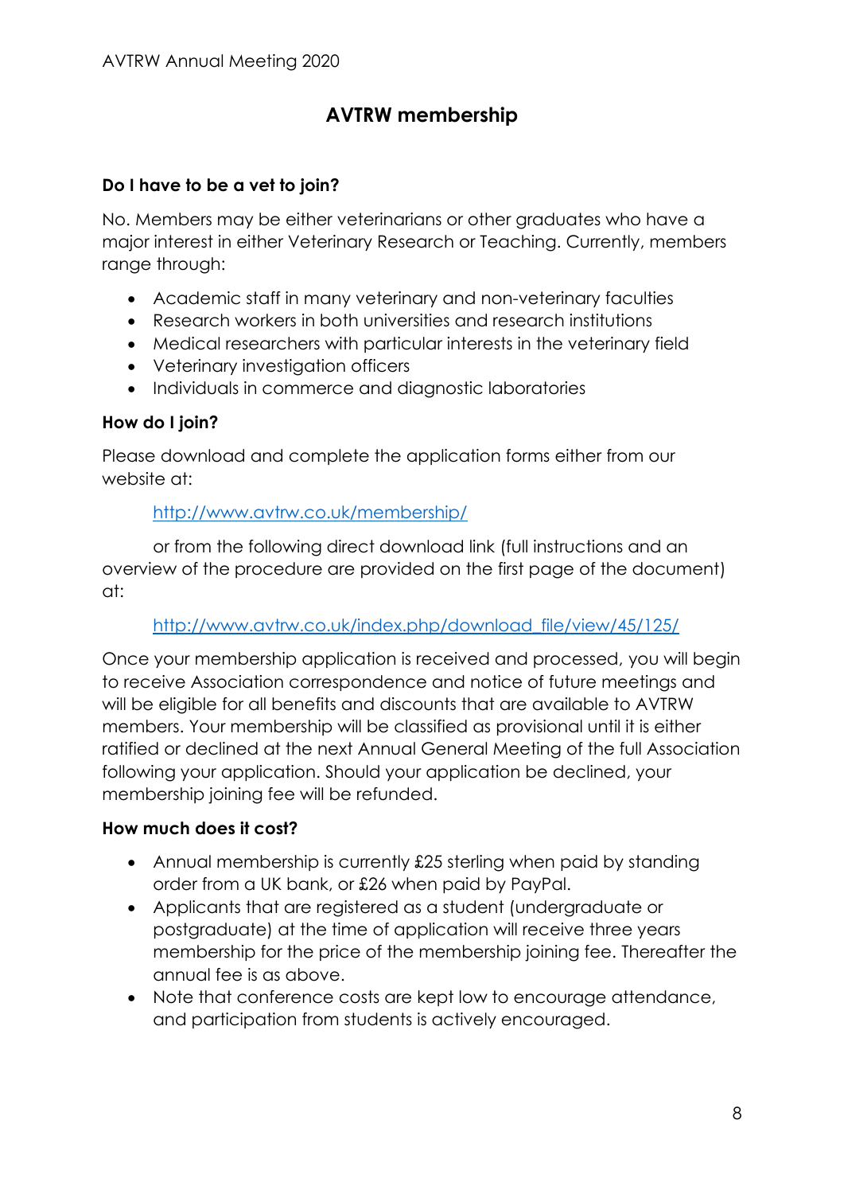# AVTRW membership

**Do I have to be a vet to join?**

No. Members may be either veterinarians or other graduates who have a major interest in either Veterinary Research or Teaching. Currently, members range through:

- Academic staff in many veterinary and non-veterinary faculties
- Research workers in both universities and research institutions
- Medical researchers with particular interests in the veterinary field
- Veterinary investigation officers
- Individuals in commerce and diagnostic laboratories

**How do I join?**

Please download and complete the application forms either from our website at:

http://www.avtrw.co.uk/membership/

or from the following direct download link (full instructions and an overview of the procedure are provided on the first page of the document) at:

http://www.avtrw.co.uk/index.php/download_file/view/45/125/

Once your membership application is received and processed, you will begin to receive Association correspondence and notice of future meetings and will be eligible for all benefits and discounts that are available to AVTRW members. Your membership will be classified as provisional until it is either ratified or declined at the next Annual General Meeting of the full Association following your application. Should your application be declined, your membership joining fee will be refunded.

**How much does it cost?**

- Annual membership is currently £25 sterling when paid by standing order from a UK bank, or £26 when paid by PayPal.
- Applicants that are registered as a student (undergraduate or postgraduate) at the time of application will receive three years membership for the price of the membership joining fee. Thereafter the annual fee is as above.
- Note that conference costs are kept low to encourage attendance, and participation from students is actively encouraged.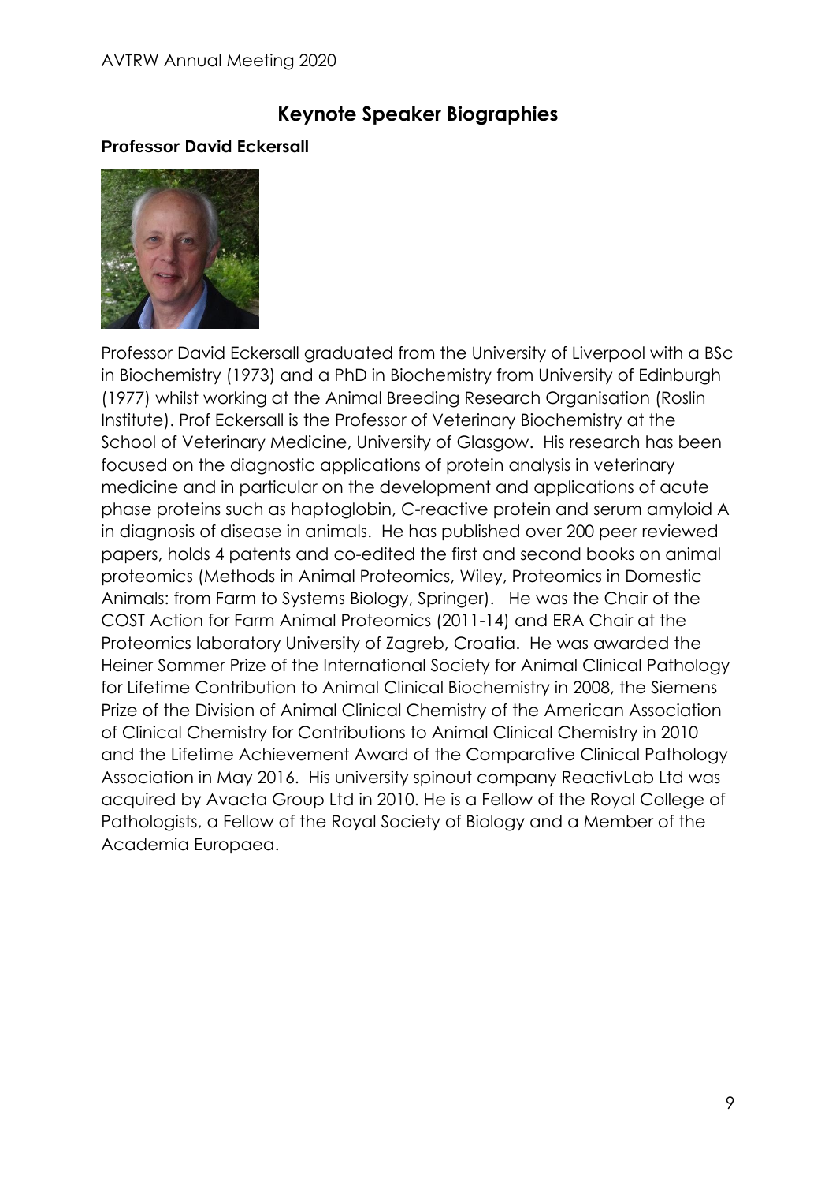## Keynote Speaker Biographies

### Professor David Eckersall

Professor David Eckersall graduated from the University of Liverpool with a BSc in Biochemistry (1973) and a PhD in Biochemistry from University of Edinburgh (1977) whilst working at the Animal Breeding Research Organisation (Roslin Institute). Prof Eckersall is the Professor of Veterinary Biochemistry at the School of Veterinary Medicine, University of Glasgow. His research has been focused on the diagnostic applications of protein analysis in veterinary medicine and in particular on the development and applications of acute phase proteins such as haptoglobin, C-reactive protein and serum amyloid A in diagnosis of disease in animals. He has published over 200 peer reviewed papers, holds 4 patents and co-edited the first and second books on animal proteomics (Methods in Animal Proteomics, Wiley, Proteomics in Domestic Animals: from Farm to Systems Biology, Springer). He was the Chair of the COST Action for Farm Animal Proteomics (2011-14) and ERA Chair at the Proteomics laboratory University of Zagreb, Croatia. He was awarded the Heiner Sommer Prize of the International Society for Animal Clinical Pathology for Lifetime Contribution to Animal Clinical Biochemistry in 2008, the Siemens Prize of the Division of Animal Clinical Chemistry of the American Association of Clinical Chemistry for Contributions to Animal Clinical Chemistry in 2010 and the Lifetime Achievement Award of the Comparative Clinical Pathology Association in May 2016. His university spinout company ReactivLab Ltd was acquired by Avacta Group Ltd in 2010. He is a Fellow of the Royal College of Pathologists, a Fellow of the Royal Society of Biology and a Member of the Academia Europaea.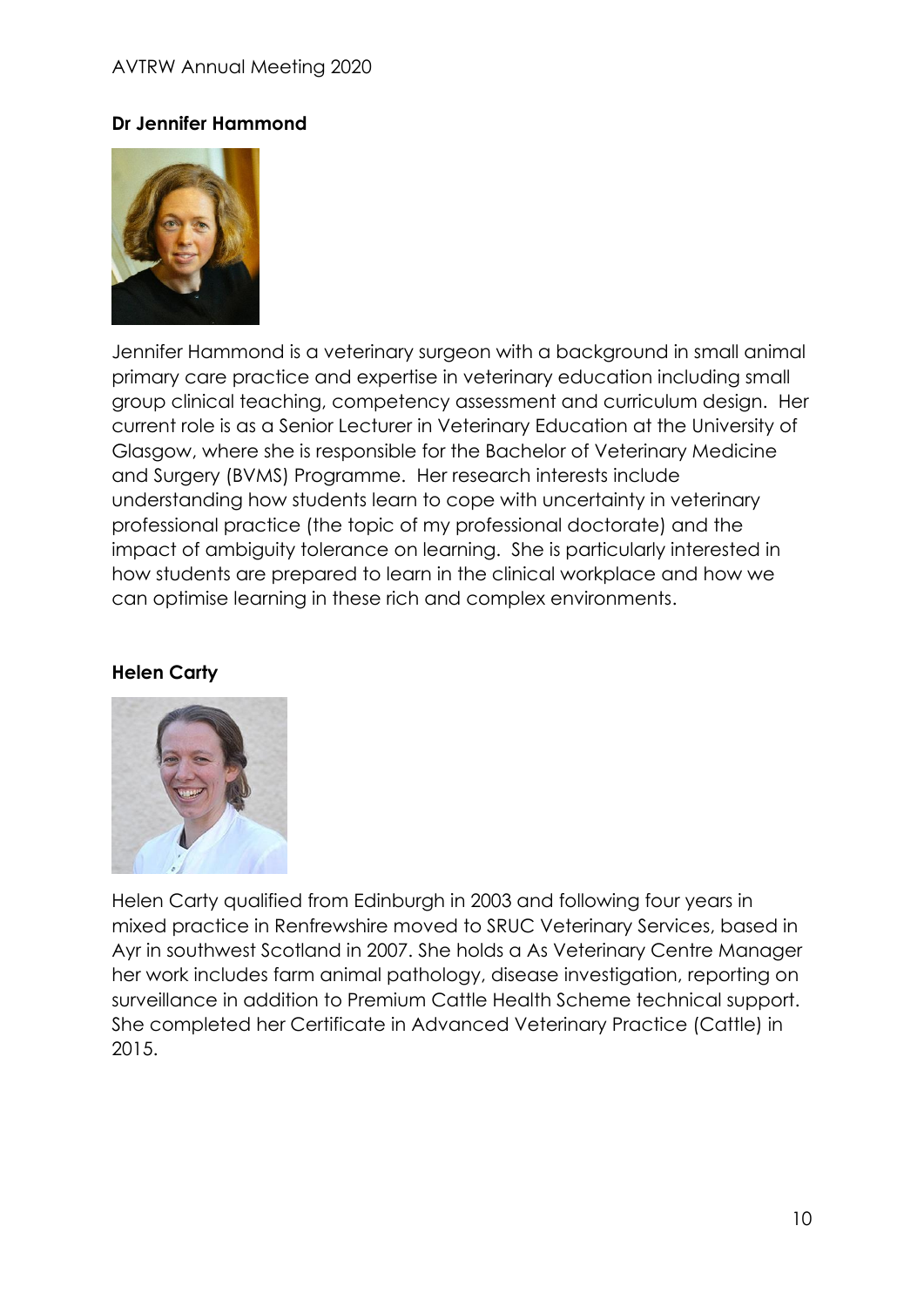### Dr Jennifer Hammond

Jennifer Hammond is a veterinary surgeon with a background in small animal primary care practice and expertise in veterinary education including small group clinical teaching, competency assessment and curriculum design. Her current role is as a Senior Lecturer in Veterinary Education at the University of Glasgow, where she is responsible for the Bachelor of Veterinary Medicine and Surgery (BVMS) Programme. Her research interests include understanding how students learn to cope with uncertainty in veterinary professional practice (the topic of my professional doctorate) and the impact of ambiguity tolerance on learning. She is particularly interested in how students are prepared to learn in the clinical workplace and how we can optimise learning in these rich and complex environments.

### Helen Carty

Helen Carty qualified from Edinburgh in 2003 and following four years in mixed practice in Renfrewshire moved to SRUC Veterinary Services, based in Ayr in southwest Scotland in 2007. She holds a As Veterinary Centre Manager her work includes farm animal pathology, disease investigation, reporting on surveillance in addition to Premium Cattle Health Scheme technical support. She completed her Certificate in Advanced Veterinary Practice (Cattle) in 2015.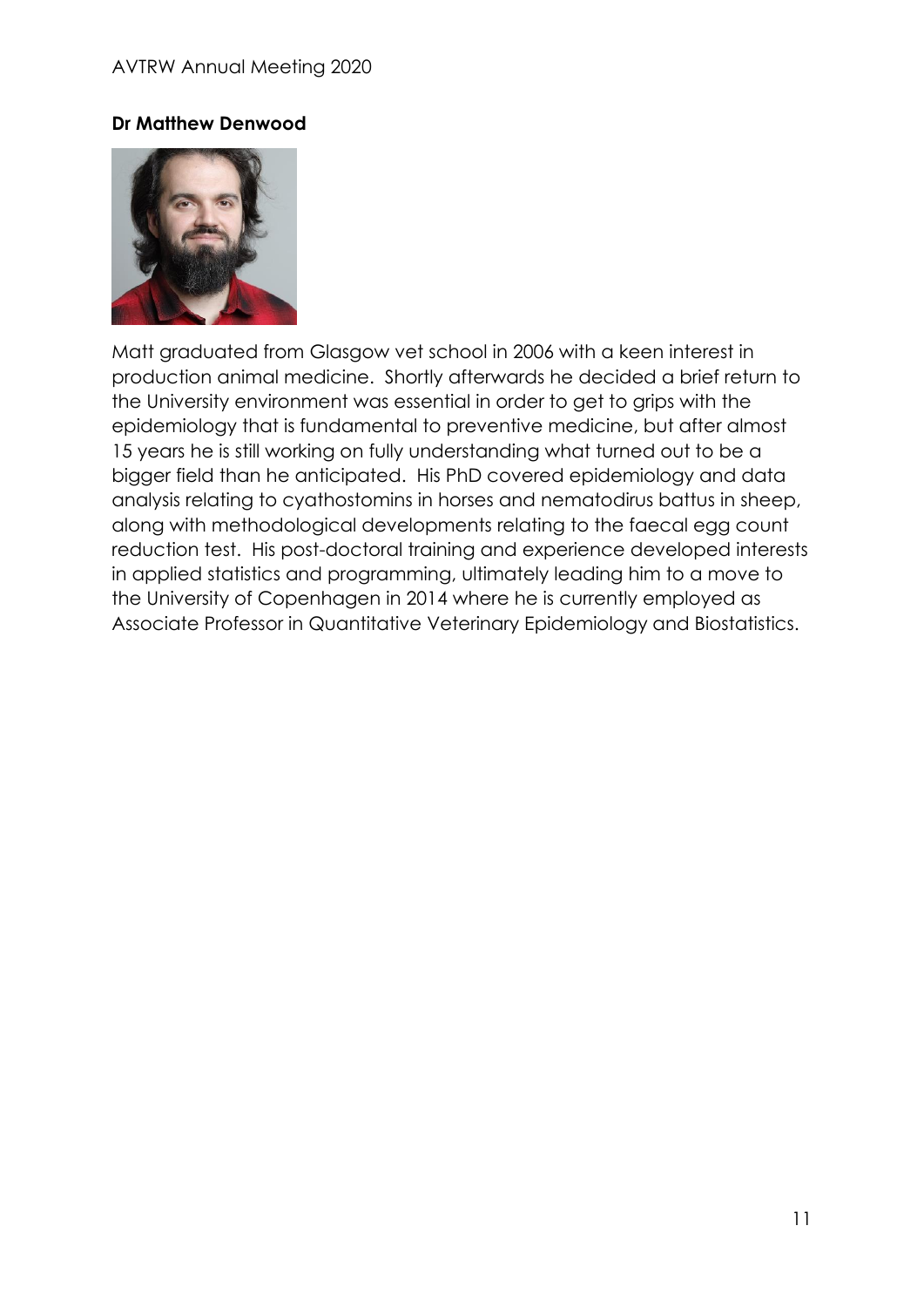**Dr Matthew Denwood**

Matt graduated from Glasgow vet school in 2006 with a keen interest in production animal medicine. Shortly afterwards he decided a brief return to the University environment was essential in order to get to grips with the epidemiology that is fundamental to preventive medicine, but after almost 15 years he is still working on fully understanding what turned out to be a bigger field than he anticipated. His PhD covered epidemiology and data analysis relating to cyathostomins in horses and nematodirus battus in sheep, along with methodological developments relating to the faecal egg count reduction test. His post-doctoral training and experience developed interests in applied statistics and programming, ultimately leading him to a move to the University of Copenhagen in 2014 where he is currently employed as Associate Professor in Quantitative Veterinary Epidemiology and Biostatistics.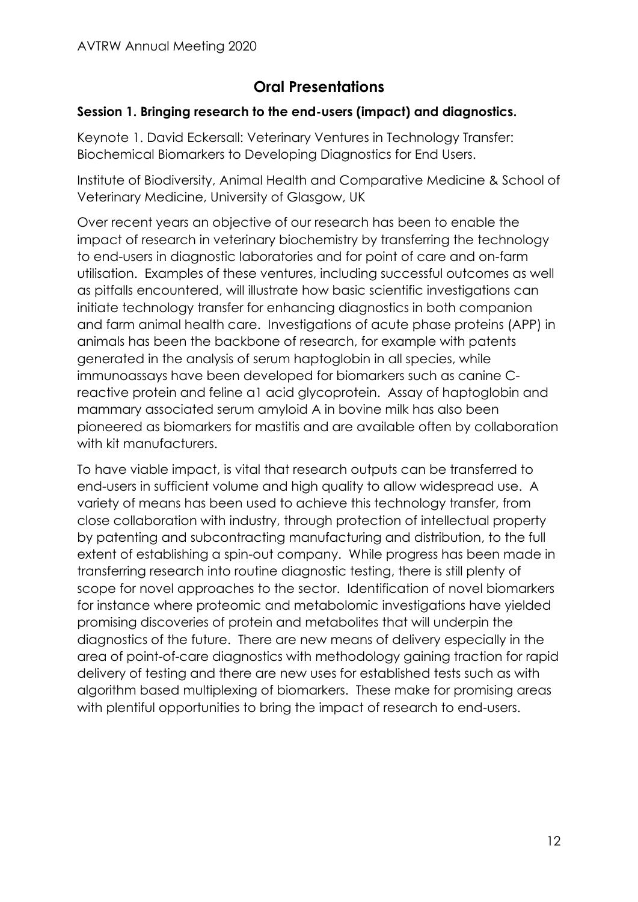## Oral Presentations

### Session 1. Bringing research to the end-users (impact) and diagnostics.

Keynote 1. David Eckersall: Veterinary Ventures in Technology Transfer: Biochemical Biomarkers to Developing Diagnostics for End Users.

Institute of Biodiversity, Animal Health and Comparative Medicine & School of Veterinary Medicine, University of Glasgow, UK

Over recent years an objective of our research has been to enable the impact of research in veterinary biochemistry by transferring the technology to end-users in diagnostic laboratories and for point of care and on-farm utilisation. Examples of these ventures, including successful outcomes as well as pitfalls encountered, will illustrate how basic scientific investigations can initiate technology transfer for enhancing diagnostics in both companion and farm animal health care. Investigations of acute phase proteins (APP) in animals has been the backbone of research, for example with patents generated in the analysis of serum haptoglobin in all species, while immunoassays have been developed for biomarkers such as canine C-reactive protein and feline a1 acid glycoprotein. Assay of haptoglobin and mammary associated serum amyloid A in bovine milk has also been pioneered as biomarkers for mastitis and are available often by collaboration with kit manufacturers.

To have viable impact, is vital that research outputs can be transferred to end-users in sufficient volume and high quality to allow widespread use. A variety of means has been used to achieve this technology transfer, from close collaboration with industry, through protection of intellectual property by patenting and subcontracting manufacturing and distribution, to the full extent of establishing a spin-out company. While progress has been made in transferring research into routine diagnostic testing, there is still plenty of scope for novel approaches to the sector. Identification of novel biomarkers for instance where proteomic and metabolomic investigations have yielded promising discoveries of protein and metabolites that will underpin the diagnostics of the future. There are new means of delivery especially in the area of point-of-care diagnostics with methodology gaining traction for rapid delivery of testing and there are new uses for established tests such as with algorithm based multiplexing of biomarkers. These make for promising areas with plentiful opportunities to bring the impact of research to end-users.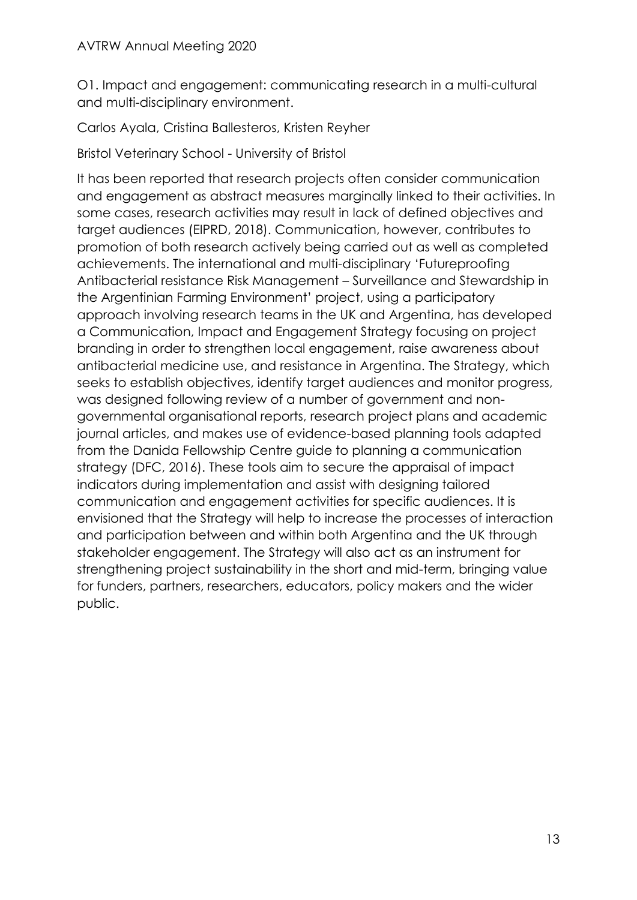## O1. Impact and engagement: communicating research in a multi-cultural and multi-disciplinary environment.

Carlos Ayala, Cristina Ballesteros, Kristen Reyher

Bristol Veterinary School - University of Bristol

It has been reported that research projects often consider communication and engagement as abstract measures marginally linked to their activities. In some cases, research activities may result in lack of defined objectives and target audiences (EIPRD, 2018). Communication, however, contributes to promotion of both research actively being carried out as well as completed achievements. The international and multi-disciplinary 'Futureproofing Antibacterial resistance Risk Management – Surveillance and Stewardship in the Argentinian Farming Environment' project, using a participatory approach involving research teams in the UK and Argentina, has developed a Communication, Impact and Engagement Strategy focusing on project branding in order to strengthen local engagement, raise awareness about antibacterial medicine use, and resistance in Argentina. The Strategy, which seeks to establish objectives, identify target audiences and monitor progress, was designed following review of a number of government and non-governmental organisational reports, research project plans and academic journal articles, and makes use of evidence-based planning tools adapted from the Danida Fellowship Centre guide to planning a communication strategy (DFC, 2016). These tools aim to secure the appraisal of impact indicators during implementation and assist with designing tailored communication and engagement activities for specific audiences. It is envisioned that the Strategy will help to increase the processes of interaction and participation between and within both Argentina and the UK through stakeholder engagement. The Strategy will also act as an instrument for strengthening project sustainability in the short and mid-term, bringing value for funders, partners, researchers, educators, policy makers and the wider public.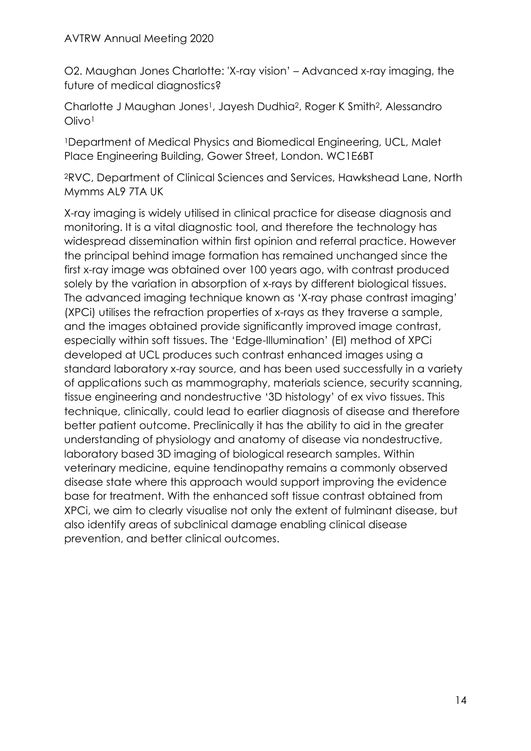## O2. Maughan Jones Charlotte: 'X-ray vision' – Advanced x-ray imaging, the future of medical diagnostics?

Charlotte J Maughan Jones[1], Jayesh Dudhia[2], Roger K Smith[2], Alessandro Olivo[1]

[1]Department of Medical Physics and Biomedical Engineering, UCL, Malet Place Engineering Building, Gower Street, London. WC1E6BT

[2]RVC, Department of Clinical Sciences and Services, Hawkshead Lane, North Mymms AL9 7TA UK

X-ray imaging is widely utilised in clinical practice for disease diagnosis and monitoring. It is a vital diagnostic tool, and therefore the technology has widespread dissemination within first opinion and referral practice. However the principal behind image formation has remained unchanged since the first x-ray image was obtained over 100 years ago, with contrast produced solely by the variation in absorption of x-rays by different biological tissues. The advanced imaging technique known as 'X-ray phase contrast imaging' (XPCi) utilises the refraction properties of x-rays as they traverse a sample, and the images obtained provide significantly improved image contrast, especially within soft tissues. The 'Edge-Illumination' (EI) method of XPCi developed at UCL produces such contrast enhanced images using a standard laboratory x-ray source, and has been used successfully in a variety of applications such as mammography, materials science, security scanning, tissue engineering and nondestructive '3D histology' of ex vivo tissues. This technique, clinically, could lead to earlier diagnosis of disease and therefore better patient outcome. Preclinically it has the ability to aid in the greater understanding of physiology and anatomy of disease via nondestructive, laboratory based 3D imaging of biological research samples. Within veterinary medicine, equine tendinopathy remains a commonly observed disease state where this approach would support improving the evidence base for treatment. With the enhanced soft tissue contrast obtained from XPCi, we aim to clearly visualise not only the extent of fulminant disease, but also identify areas of subclinical damage enabling clinical disease prevention, and better clinical outcomes.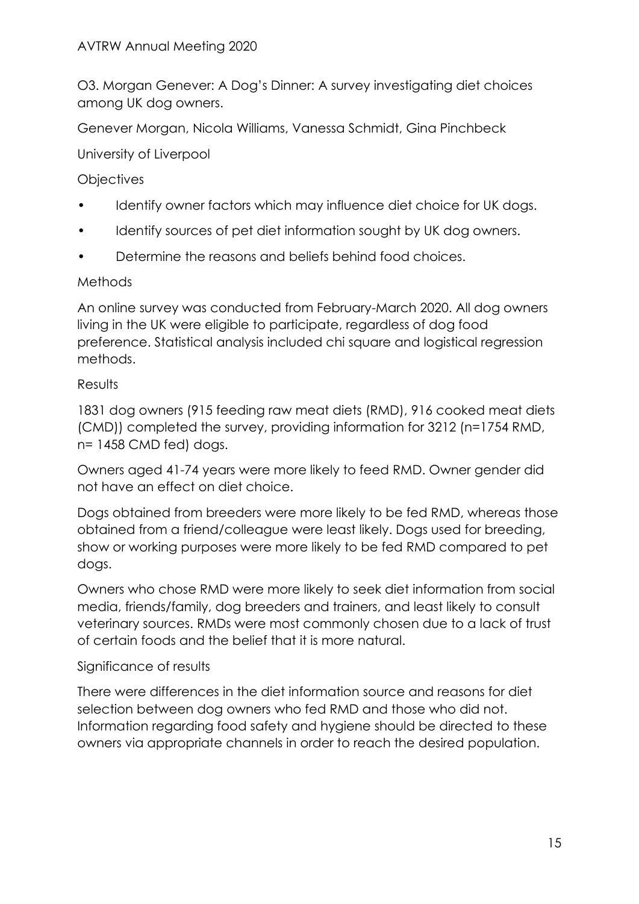## O3. Morgan Genever: A Dog's Dinner: A survey investigating diet choices among UK dog owners.

Genever Morgan, Nicola Williams, Vanessa Schmidt, Gina Pinchbeck

University of Liverpool

### Objectives

- Identify owner factors which may influence diet choice for UK dogs.
- Identify sources of pet diet information sought by UK dog owners.
- Determine the reasons and beliefs behind food choices.

### Methods

An online survey was conducted from February-March 2020. All dog owners living in the UK were eligible to participate, regardless of dog food preference. Statistical analysis included chi square and logistical regression methods.

### Results

1831 dog owners (915 feeding raw meat diets (RMD), 916 cooked meat diets (CMD)) completed the survey, providing information for 3212 (n=1754 RMD, n= 1458 CMD fed) dogs.

Owners aged 41-74 years were more likely to feed RMD. Owner gender did not have an effect on diet choice.

Dogs obtained from breeders were more likely to be fed RMD, whereas those obtained from a friend/colleague were least likely. Dogs used for breeding, show or working purposes were more likely to be fed RMD compared to pet dogs.

Owners who chose RMD were more likely to seek diet information from social media, friends/family, dog breeders and trainers, and least likely to consult veterinary sources. RMDs were most commonly chosen due to a lack of trust of certain foods and the belief that it is more natural.

### Significance of results

There were differences in the diet information source and reasons for diet selection between dog owners who fed RMD and those who did not. Information regarding food safety and hygiene should be directed to these owners via appropriate channels in order to reach the desired population.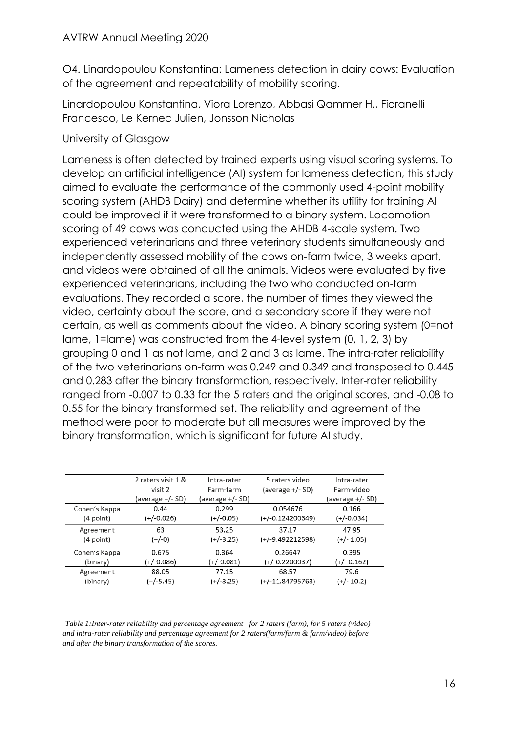O4. Linardopoulou Konstantina: Lameness detection in dairy cows: Evaluation of the agreement and repeatability of mobility scoring.

Linardopoulou Konstantina, Viora Lorenzo, Abbasi Qammer H., Fioranelli Francesco, Le Kernec Julien, Jonsson Nicholas

University of Glasgow

Lameness is often detected by trained experts using visual scoring systems. To develop an artificial intelligence (AI) system for lameness detection, this study aimed to evaluate the performance of the commonly used 4-point mobility scoring system (AHDB Dairy) and determine whether its utility for training AI could be improved if it were transformed to a binary system. Locomotion scoring of 49 cows was conducted using the AHDB 4-scale system. Two experienced veterinarians and three veterinary students simultaneously and independently assessed mobility of the cows on-farm twice, 3 weeks apart, and videos were obtained of all the animals. Videos were evaluated by five experienced veterinarians, including the two who conducted on-farm evaluations. They recorded a score, the number of times they viewed the video, certainty about the score, and a secondary score if they were not certain, as well as comments about the video. A binary scoring system (0=not lame, 1=lame) was constructed from the 4-level system (0, 1, 2, 3) by grouping 0 and 1 as not lame, and 2 and 3 as lame. The intra-rater reliability of the two veterinarians on-farm was 0.249 and 0.349 and transposed to 0.445 and 0.283 after the binary transformation, respectively. Inter-rater reliability ranged from -0.007 to 0.33 for the 5 raters and the original scores, and -0.08 to 0.55 for the binary transformed set. The reliability and agreement of the method were poor to moderate but all measures were improved by the binary transformation, which is significant for future AI study.

| | 2 raters visit 1 & visit 2 (average +/- SD) | Intra-rater Farm-farm (average +/- SD) | 5 raters video (average +/- SD) | Intra-rater Farm-video (average +/- SD) |
|---|---|---|---|---|
| Cohen's Kappa (4 point) | 0.44 (+/-0.026) | 0.299 (+/-0.05) | 0.054676 (+/-0.124200649) | 0.166 (+/-0.034) |
| Agreement (4 point) | 63 (+/-0) | 53.25 (+/-3.25) | 37.17 (+/-9.492212598) | 47.95 (+/- 1.05) |
| Cohen's Kappa (binary) | 0.675 (+/-0.086) | 0.364 (+/-0.081) | 0.26647 (+/-0.2200037) | 0.395 (+/- 0.162) |
| Agreement (binary) | 88.05 (+/-5.45) | 77.15 (+/-3.25) | 68.57 (+/-11.84795763) | 79.6 (+/- 10.2) |

*Table 1:Inter-rater reliability and percentage agreement for 2 raters (farm), for 5 raters (video) and intra-rater reliability and percentage agreement for 2 raters(farm/farm & farm/video) before and after the binary transformation of the scores.*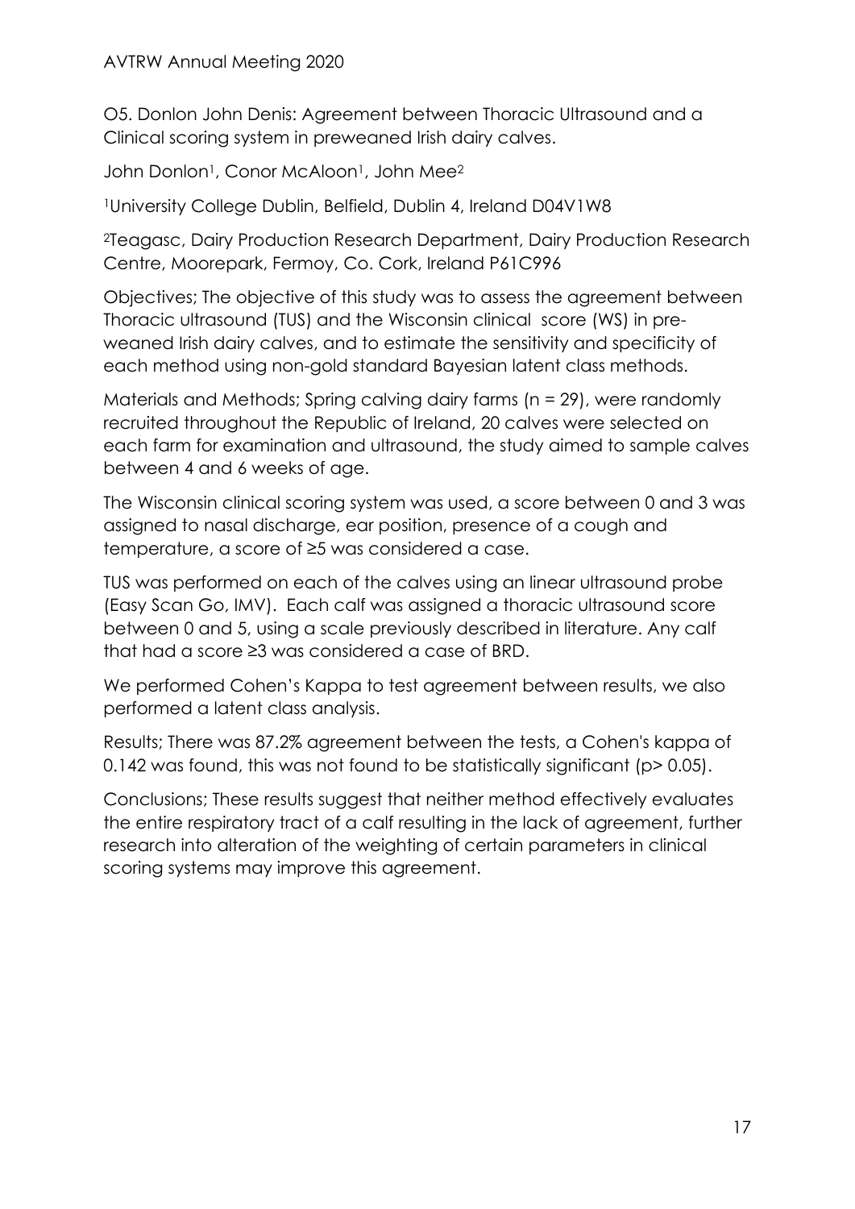## O5. Donlon John Denis: Agreement between Thoracic Ultrasound and a Clinical scoring system in preweaned Irish dairy calves.

John Donlon[1], Conor McAloon[1], John Mee[2]

[1]University College Dublin, Belfield, Dublin 4, Ireland D04V1W8

[2]Teagasc, Dairy Production Research Department, Dairy Production Research Centre, Moorepark, Fermoy, Co. Cork, Ireland P61C996

Objectives; The objective of this study was to assess the agreement between Thoracic ultrasound (TUS) and the Wisconsin clinical score (WS) in pre-weaned Irish dairy calves, and to estimate the sensitivity and specificity of each method using non-gold standard Bayesian latent class methods.

Materials and Methods; Spring calving dairy farms (n = 29), were randomly recruited throughout the Republic of Ireland, 20 calves were selected on each farm for examination and ultrasound, the study aimed to sample calves between 4 and 6 weeks of age.

The Wisconsin clinical scoring system was used, a score between 0 and 3 was assigned to nasal discharge, ear position, presence of a cough and temperature, a score of ≥5 was considered a case.

TUS was performed on each of the calves using an linear ultrasound probe (Easy Scan Go, IMV). Each calf was assigned a thoracic ultrasound score between 0 and 5, using a scale previously described in literature. Any calf that had a score ≥3 was considered a case of BRD.

We performed Cohen's Kappa to test agreement between results, we also performed a latent class analysis.

Results; There was 87.2% agreement between the tests, a Cohen's kappa of 0.142 was found, this was not found to be statistically significant ($p > 0.05$).

Conclusions; These results suggest that neither method effectively evaluates the entire respiratory tract of a calf resulting in the lack of agreement, further research into alteration of the weighting of certain parameters in clinical scoring systems may improve this agreement.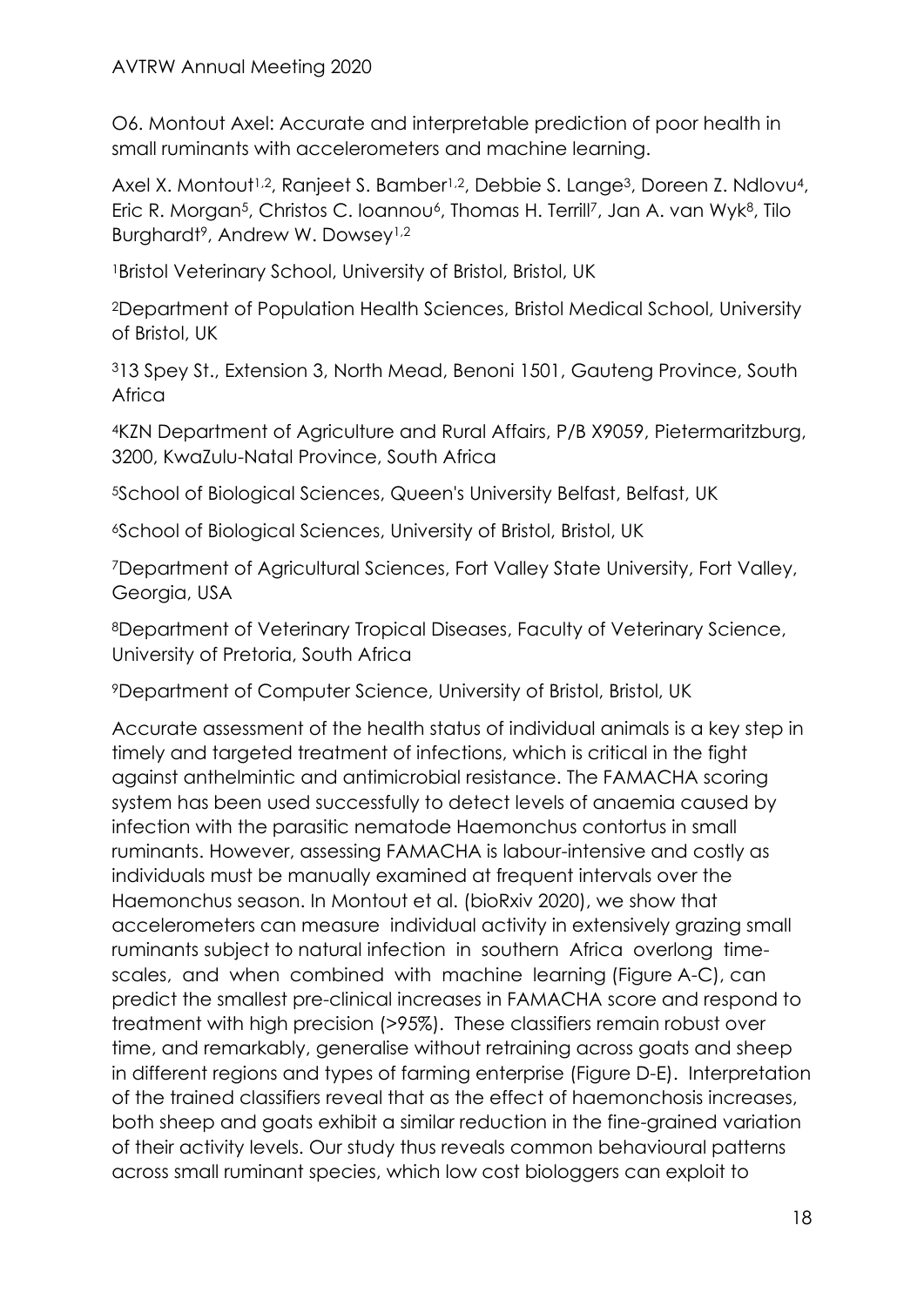O6. Montout Axel: Accurate and interpretable prediction of poor health in small ruminants with accelerometers and machine learning.

Axel X. Montout[1,2], Ranjeet S. Bamber[1,2], Debbie S. Lange[3], Doreen Z. Ndlovu[4], Eric R. Morgan[5], Christos C. Ioannou[6], Thomas H. Terrill[7], Jan A. van Wyk[8], Tilo Burghardt[9], Andrew W. Dowsey[1,2]

[1]Bristol Veterinary School, University of Bristol, Bristol, UK

[2]Department of Population Health Sciences, Bristol Medical School, University of Bristol, UK

[3]13 Spey St., Extension 3, North Mead, Benoni 1501, Gauteng Province, South Africa

[4]KZN Department of Agriculture and Rural Affairs, P/B X9059, Pietermaritzburg, 3200, KwaZulu-Natal Province, South Africa

[5]School of Biological Sciences, Queen's University Belfast, Belfast, UK

[6]School of Biological Sciences, University of Bristol, Bristol, UK

[7]Department of Agricultural Sciences, Fort Valley State University, Fort Valley, Georgia, USA

[8]Department of Veterinary Tropical Diseases, Faculty of Veterinary Science, University of Pretoria, South Africa

[9]Department of Computer Science, University of Bristol, Bristol, UK

Accurate assessment of the health status of individual animals is a key step in timely and targeted treatment of infections, which is critical in the fight against anthelmintic and antimicrobial resistance. The FAMACHA scoring system has been used successfully to detect levels of anaemia caused by infection with the parasitic nematode Haemonchus contortus in small ruminants. However, assessing FAMACHA is labour-intensive and costly as individuals must be manually examined at frequent intervals over the Haemonchus season. In Montout et al. (bioRxiv 2020), we show that accelerometers can measure individual activity in extensively grazing small ruminants subject to natural infection in southern Africa overlong time-scales, and when combined with machine learning (Figure A-C), can predict the smallest pre-clinical increases in FAMACHA score and respond to treatment with high precision (>95%). These classifiers remain robust over time, and remarkably, generalise without retraining across goats and sheep in different regions and types of farming enterprise (Figure D-E). Interpretation of the trained classifiers reveal that as the effect of haemonchosis increases, both sheep and goats exhibit a similar reduction in the fine-grained variation of their activity levels. Our study thus reveals common behavioural patterns across small ruminant species, which low cost biologgers can exploit to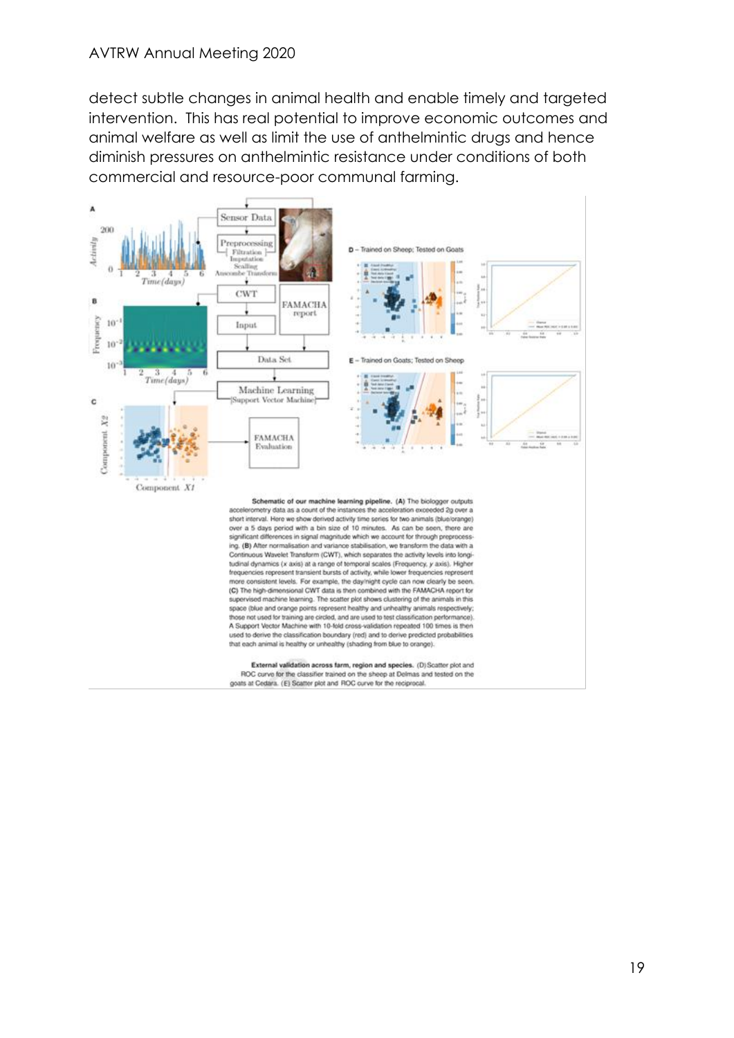detect subtle changes in animal health and enable timely and targeted intervention. This has real potential to improve economic outcomes and animal welfare as well as limit the use of anthelmintic drugs and hence diminish pressures on anthelmintic resistance under conditions of both commercial and resource-poor communal farming.

**Schematic of our machine learning pipeline.** **(A)** The biologger outputs accelerometry data as a count of the instances the acceleration exceeded 2g over a short interval. Here we show derived activity time series for two animals (blue/orange) over a 5 days period with a bin size of 10 minutes. As can be seen, there are significant differences in signal magnitude which we account for through preprocessing. **(B)** After normalisation and variance stabilisation, we transform the data with a Continuous Wavelet Transform (CWT), which separates the activity levels into longitudinal dynamics (x axis) at a range of temporal scales (Frequency, y axis). Higher frequencies represent transient bursts of activity, while lower frequencies represent more consistent levels. For example, the day/night cycle can now clearly be seen. **(C)** The high-dimensional CWT data is then combined with the FAMACHA report for supervised machine learning. The scatter plot shows clustering of the animals in this space (blue and orange points represent healthy and unhealthy animals respectively; those not used for training are circled, and are used to test classification performance). A Support Vector Machine with 10-fold cross-validation repeated 100 times is then used to derive the classification boundary (red) and to derive predicted probabilities that each animal is healthy or unhealthy (shading from blue to orange).

**External validation across farm, region and species.** (D) Scatter plot and ROC curve for the classifier trained on the sheep at Delmas and tested on the goats at Cedara. (E) Scatter plot and ROC curve for the reciprocal.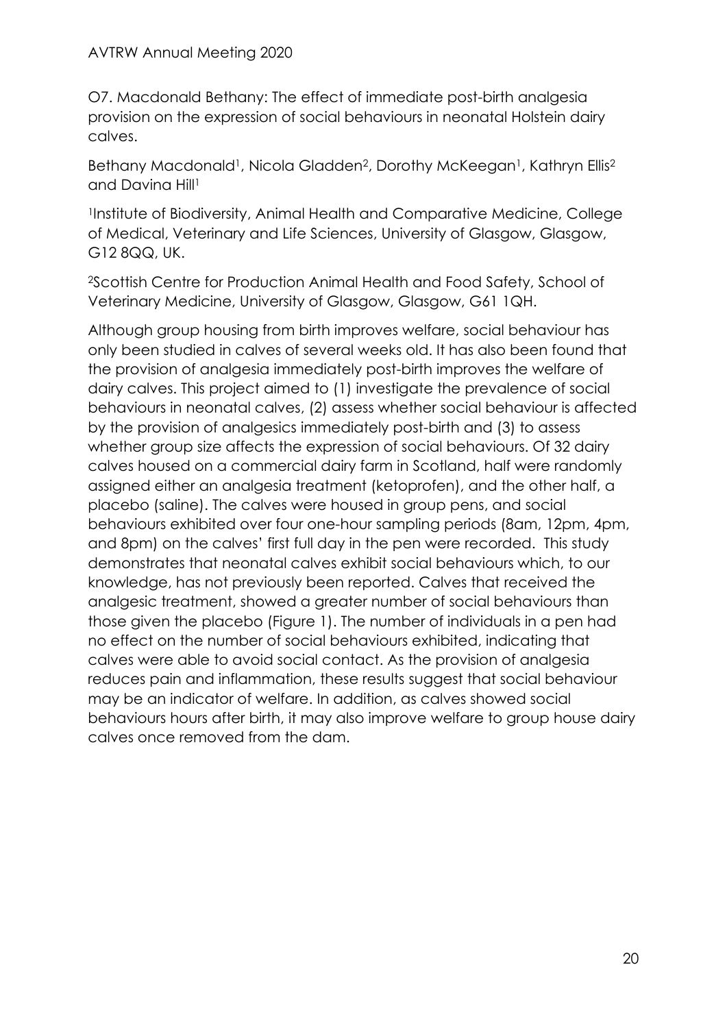## O7. Macdonald Bethany: The effect of immediate post-birth analgesia provision on the expression of social behaviours in neonatal Holstein dairy calves.

Bethany Macdonald[1], Nicola Gladden[2], Dorothy McKeegan[1], Kathryn Ellis[2] and Davina Hill[1]

[1]Institute of Biodiversity, Animal Health and Comparative Medicine, College of Medical, Veterinary and Life Sciences, University of Glasgow, Glasgow, G12 8QQ, UK.

[2]Scottish Centre for Production Animal Health and Food Safety, School of Veterinary Medicine, University of Glasgow, Glasgow, G61 1QH.

Although group housing from birth improves welfare, social behaviour has only been studied in calves of several weeks old. It has also been found that the provision of analgesia immediately post-birth improves the welfare of dairy calves. This project aimed to (1) investigate the prevalence of social behaviours in neonatal calves, (2) assess whether social behaviour is affected by the provision of analgesics immediately post-birth and (3) to assess whether group size affects the expression of social behaviours. Of 32 dairy calves housed on a commercial dairy farm in Scotland, half were randomly assigned either an analgesia treatment (ketoprofen), and the other half, a placebo (saline). The calves were housed in group pens, and social behaviours exhibited over four one-hour sampling periods (8am, 12pm, 4pm, and 8pm) on the calves' first full day in the pen were recorded. This study demonstrates that neonatal calves exhibit social behaviours which, to our knowledge, has not previously been reported. Calves that received the analgesic treatment, showed a greater number of social behaviours than those given the placebo (Figure 1). The number of individuals in a pen had no effect on the number of social behaviours exhibited, indicating that calves were able to avoid social contact. As the provision of analgesia reduces pain and inflammation, these results suggest that social behaviour may be an indicator of welfare. In addition, as calves showed social behaviours hours after birth, it may also improve welfare to group house dairy calves once removed from the dam.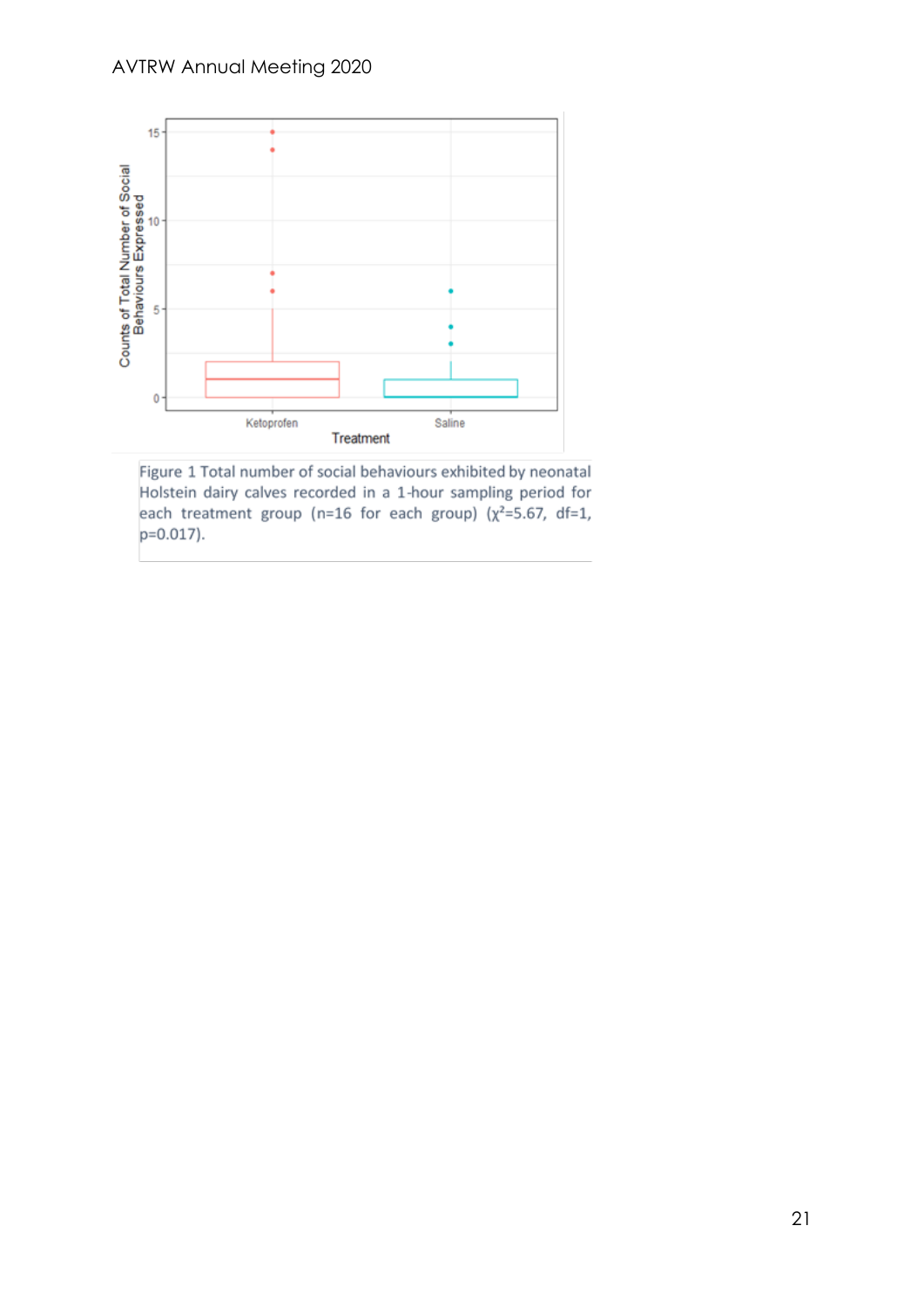Figure 1 Total number of social behaviours exhibited by neonatal Holstein dairy calves recorded in a 1-hour sampling period for each treatment group (n=16 for each group) ($\chi^2$=5.67, df=1, p=0.017).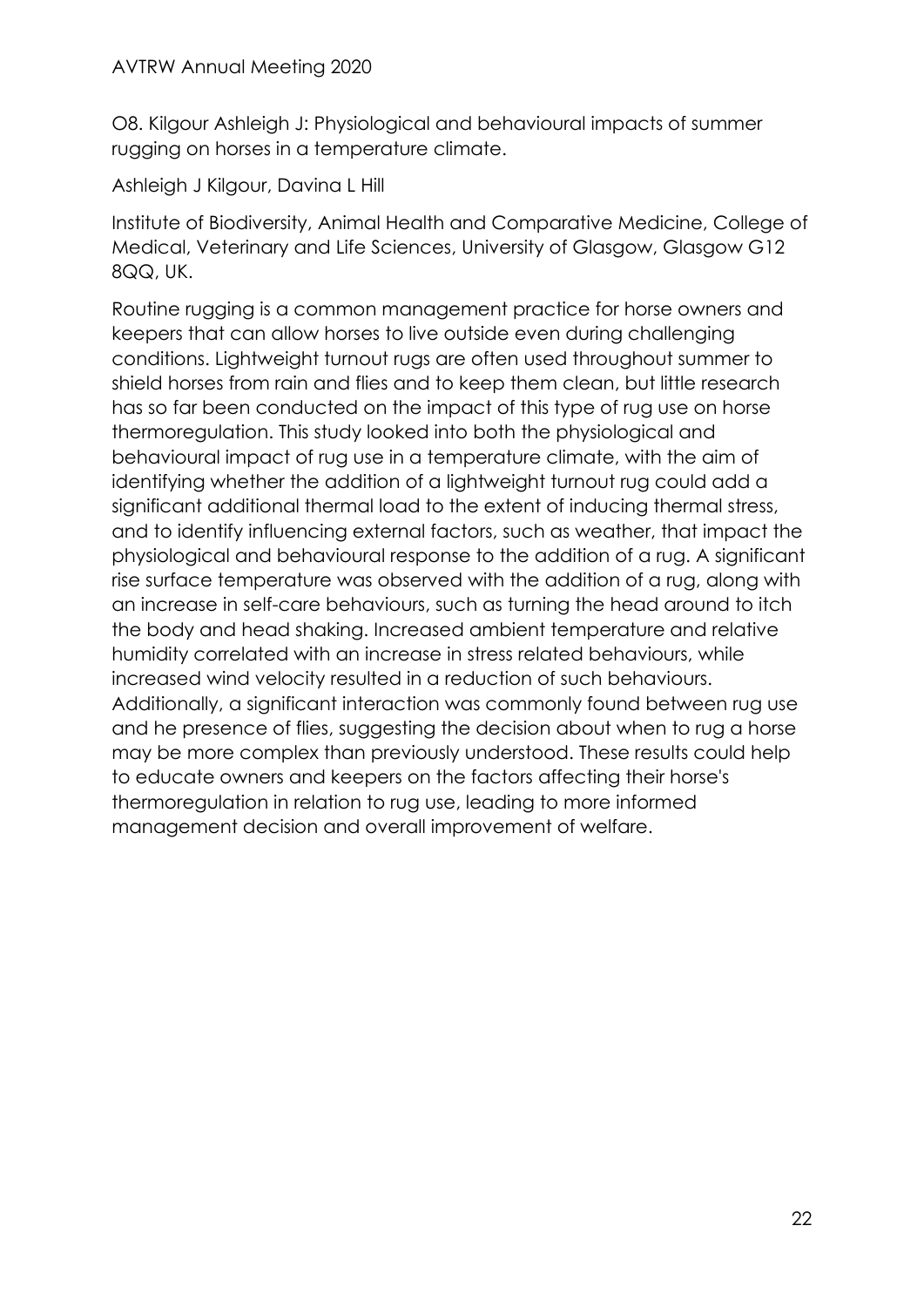O8. Kilgour Ashleigh J: Physiological and behavioural impacts of summer rugging on horses in a temperature climate.

Ashleigh J Kilgour, Davina L Hill

Institute of Biodiversity, Animal Health and Comparative Medicine, College of Medical, Veterinary and Life Sciences, University of Glasgow, Glasgow G12 8QQ, UK.

Routine rugging is a common management practice for horse owners and keepers that can allow horses to live outside even during challenging conditions. Lightweight turnout rugs are often used throughout summer to shield horses from rain and flies and to keep them clean, but little research has so far been conducted on the impact of this type of rug use on horse thermoregulation. This study looked into both the physiological and behavioural impact of rug use in a temperature climate, with the aim of identifying whether the addition of a lightweight turnout rug could add a significant additional thermal load to the extent of inducing thermal stress, and to identify influencing external factors, such as weather, that impact the physiological and behavioural response to the addition of a rug. A significant rise surface temperature was observed with the addition of a rug, along with an increase in self-care behaviours, such as turning the head around to itch the body and head shaking. Increased ambient temperature and relative humidity correlated with an increase in stress related behaviours, while increased wind velocity resulted in a reduction of such behaviours. Additionally, a significant interaction was commonly found between rug use and he presence of flies, suggesting the decision about when to rug a horse may be more complex than previously understood. These results could help to educate owners and keepers on the factors affecting their horse's thermoregulation in relation to rug use, leading to more informed management decision and overall improvement of welfare.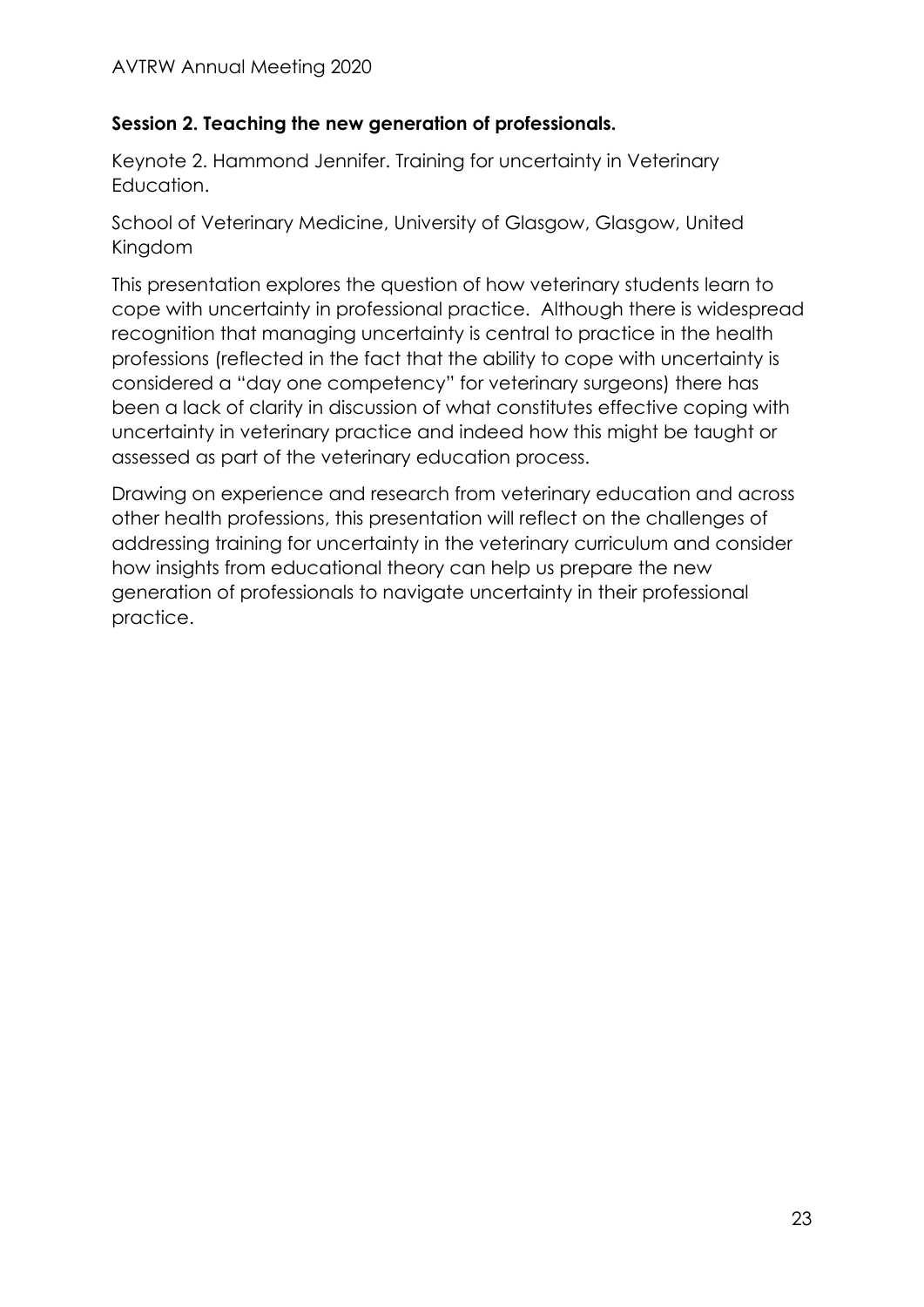**Session 2. Teaching the new generation of professionals.**

Keynote 2. Hammond Jennifer. Training for uncertainty in Veterinary Education.

School of Veterinary Medicine, University of Glasgow, Glasgow, United Kingdom

This presentation explores the question of how veterinary students learn to cope with uncertainty in professional practice. Although there is widespread recognition that managing uncertainty is central to practice in the health professions (reflected in the fact that the ability to cope with uncertainty is considered a "day one competency" for veterinary surgeons) there has been a lack of clarity in discussion of what constitutes effective coping with uncertainty in veterinary practice and indeed how this might be taught or assessed as part of the veterinary education process.

Drawing on experience and research from veterinary education and across other health professions, this presentation will reflect on the challenges of addressing training for uncertainty in the veterinary curriculum and consider how insights from educational theory can help us prepare the new generation of professionals to navigate uncertainty in their professional practice.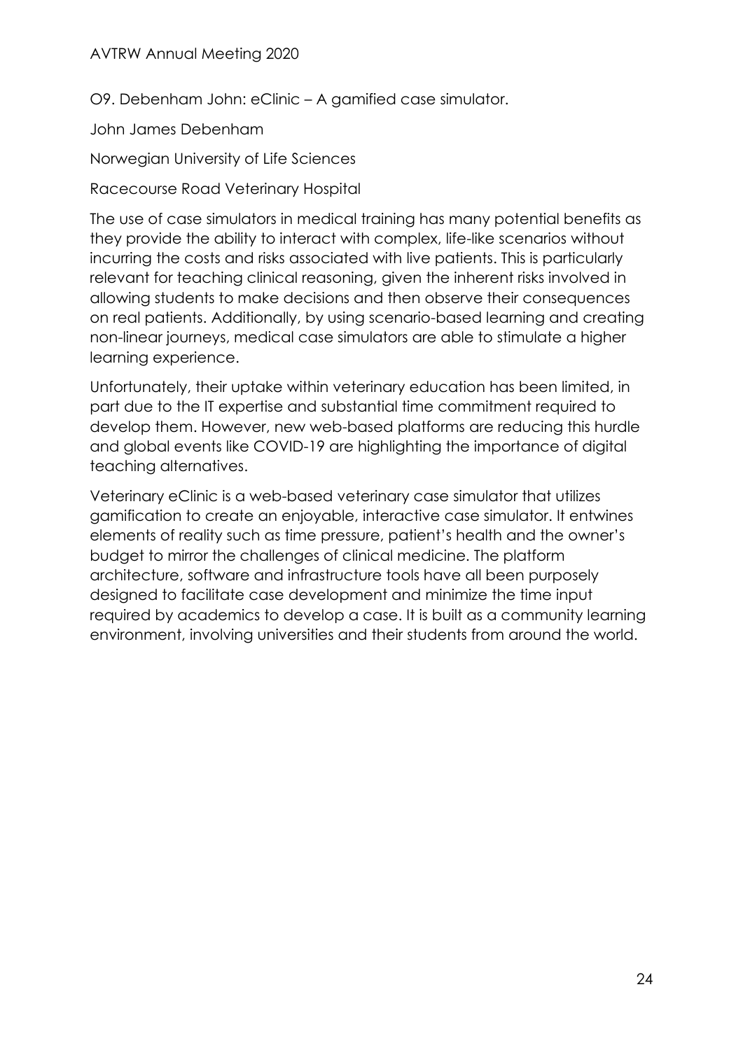## O9. Debenham John: eClinic – A gamified case simulator.

John James Debenham

Norwegian University of Life Sciences

Racecourse Road Veterinary Hospital

The use of case simulators in medical training has many potential benefits as they provide the ability to interact with complex, life-like scenarios without incurring the costs and risks associated with live patients. This is particularly relevant for teaching clinical reasoning, given the inherent risks involved in allowing students to make decisions and then observe their consequences on real patients. Additionally, by using scenario-based learning and creating non-linear journeys, medical case simulators are able to stimulate a higher learning experience.

Unfortunately, their uptake within veterinary education has been limited, in part due to the IT expertise and substantial time commitment required to develop them. However, new web-based platforms are reducing this hurdle and global events like COVID-19 are highlighting the importance of digital teaching alternatives.

Veterinary eClinic is a web-based veterinary case simulator that utilizes gamification to create an enjoyable, interactive case simulator. It entwines elements of reality such as time pressure, patient's health and the owner's budget to mirror the challenges of clinical medicine. The platform architecture, software and infrastructure tools have all been purposely designed to facilitate case development and minimize the time input required by academics to develop a case. It is built as a community learning environment, involving universities and their students from around the world.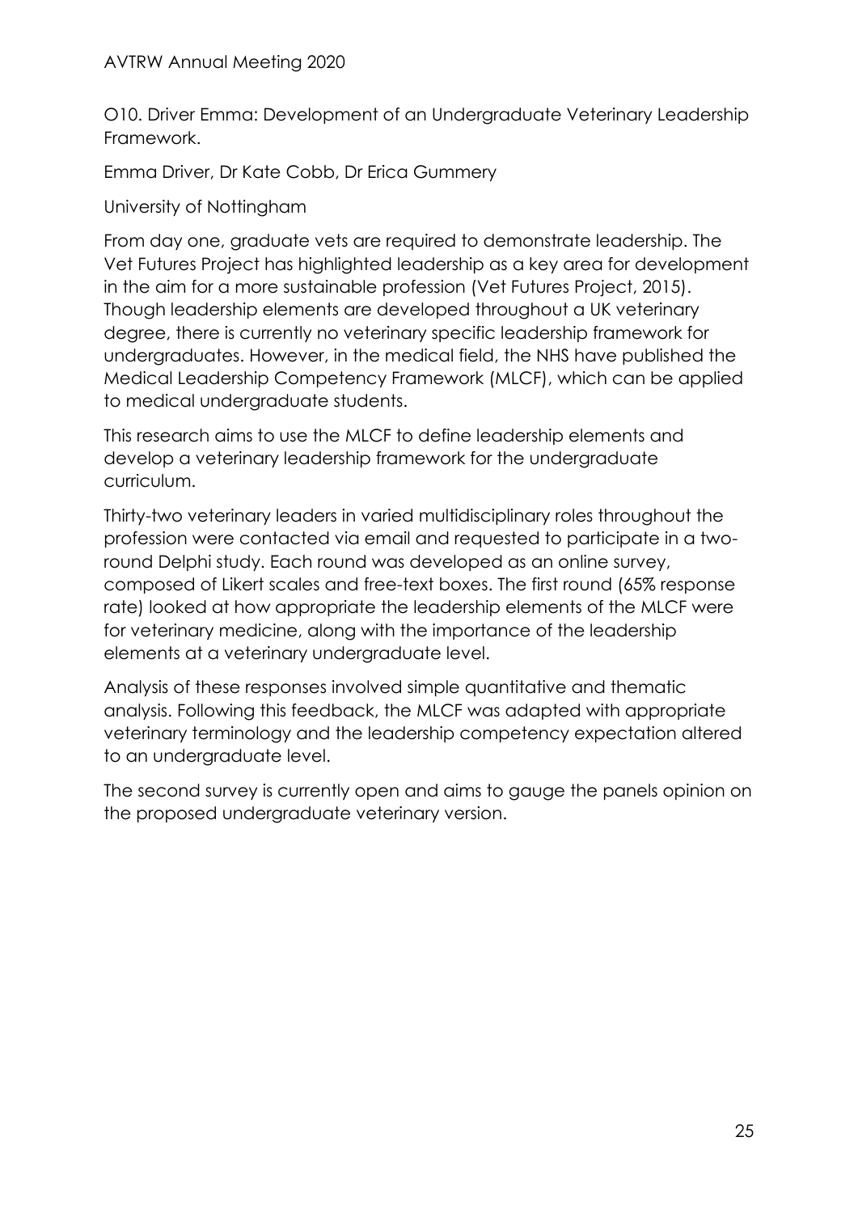O10. Driver Emma: Development of an Undergraduate Veterinary Leadership Framework.

Emma Driver, Dr Kate Cobb, Dr Erica Gummery

University of Nottingham

From day one, graduate vets are required to demonstrate leadership. The Vet Futures Project has highlighted leadership as a key area for development in the aim for a more sustainable profession (Vet Futures Project, 2015). Though leadership elements are developed throughout a UK veterinary degree, there is currently no veterinary specific leadership framework for undergraduates. However, in the medical field, the NHS have published the Medical Leadership Competency Framework (MLCF), which can be applied to medical undergraduate students.

This research aims to use the MLCF to define leadership elements and develop a veterinary leadership framework for the undergraduate curriculum.

Thirty-two veterinary leaders in varied multidisciplinary roles throughout the profession were contacted via email and requested to participate in a two-round Delphi study. Each round was developed as an online survey, composed of Likert scales and free-text boxes. The first round (65% response rate) looked at how appropriate the leadership elements of the MLCF were for veterinary medicine, along with the importance of the leadership elements at a veterinary undergraduate level.

Analysis of these responses involved simple quantitative and thematic analysis. Following this feedback, the MLCF was adapted with appropriate veterinary terminology and the leadership competency expectation altered to an undergraduate level.

The second survey is currently open and aims to gauge the panels opinion on the proposed undergraduate veterinary version.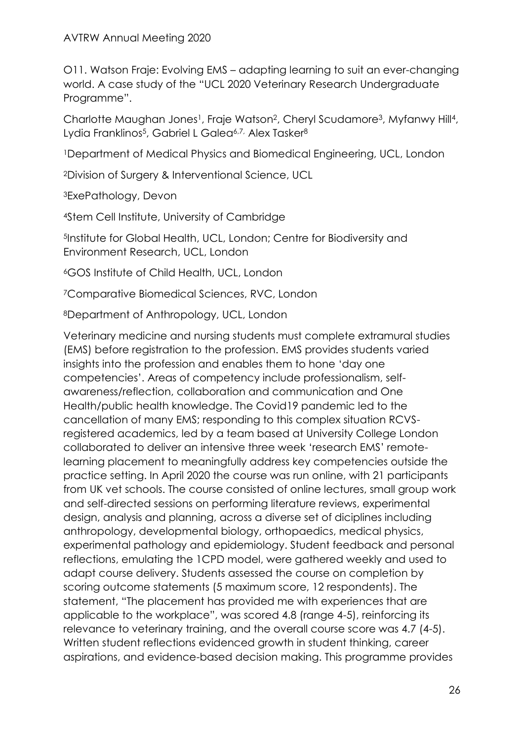O11. Watson Fraje: Evolving EMS – adapting learning to suit an ever-changing world. A case study of the "UCL 2020 Veterinary Research Undergraduate Programme".

Charlotte Maughan Jones[1], Fraje Watson[2], Cheryl Scudamore[3], Myfanwy Hill[4], Lydia Franklinos[5], Gabriel L Galea[6,7,] Alex Tasker[8]

[1]Department of Medical Physics and Biomedical Engineering, UCL, London

[2]Division of Surgery & Interventional Science, UCL

[3]ExePathology, Devon

[4]Stem Cell Institute, University of Cambridge

[5]Institute for Global Health, UCL, London; Centre for Biodiversity and Environment Research, UCL, London

[6]GOS Institute of Child Health, UCL, London

[7]Comparative Biomedical Sciences, RVC, London

[8]Department of Anthropology, UCL, London

Veterinary medicine and nursing students must complete extramural studies (EMS) before registration to the profession. EMS provides students varied insights into the profession and enables them to hone 'day one competencies'. Areas of competency include professionalism, self-awareness/reflection, collaboration and communication and One Health/public health knowledge. The Covid19 pandemic led to the cancellation of many EMS; responding to this complex situation RCVS-registered academics, led by a team based at University College London collaborated to deliver an intensive three week 'research EMS' remote-learning placement to meaningfully address key competencies outside the practice setting. In April 2020 the course was run online, with 21 participants from UK vet schools. The course consisted of online lectures, small group work and self-directed sessions on performing literature reviews, experimental design, analysis and planning, across a diverse set of diciplines including anthropology, developmental biology, orthopaedics, medical physics, experimental pathology and epidemiology. Student feedback and personal reflections, emulating the 1CPD model, were gathered weekly and used to adapt course delivery. Students assessed the course on completion by scoring outcome statements (5 maximum score, 12 respondents). The statement, "The placement has provided me with experiences that are applicable to the workplace", was scored 4.8 (range 4-5), reinforcing its relevance to veterinary training, and the overall course score was 4.7 (4-5). Written student reflections evidenced growth in student thinking, career aspirations, and evidence-based decision making. This programme provides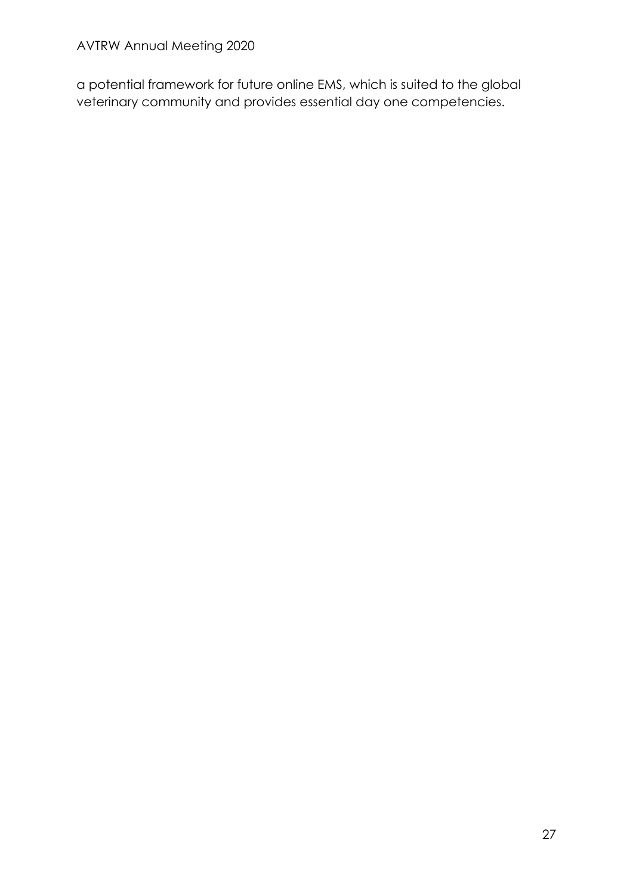a potential framework for future online EMS, which is suited to the global veterinary community and provides essential day one competencies.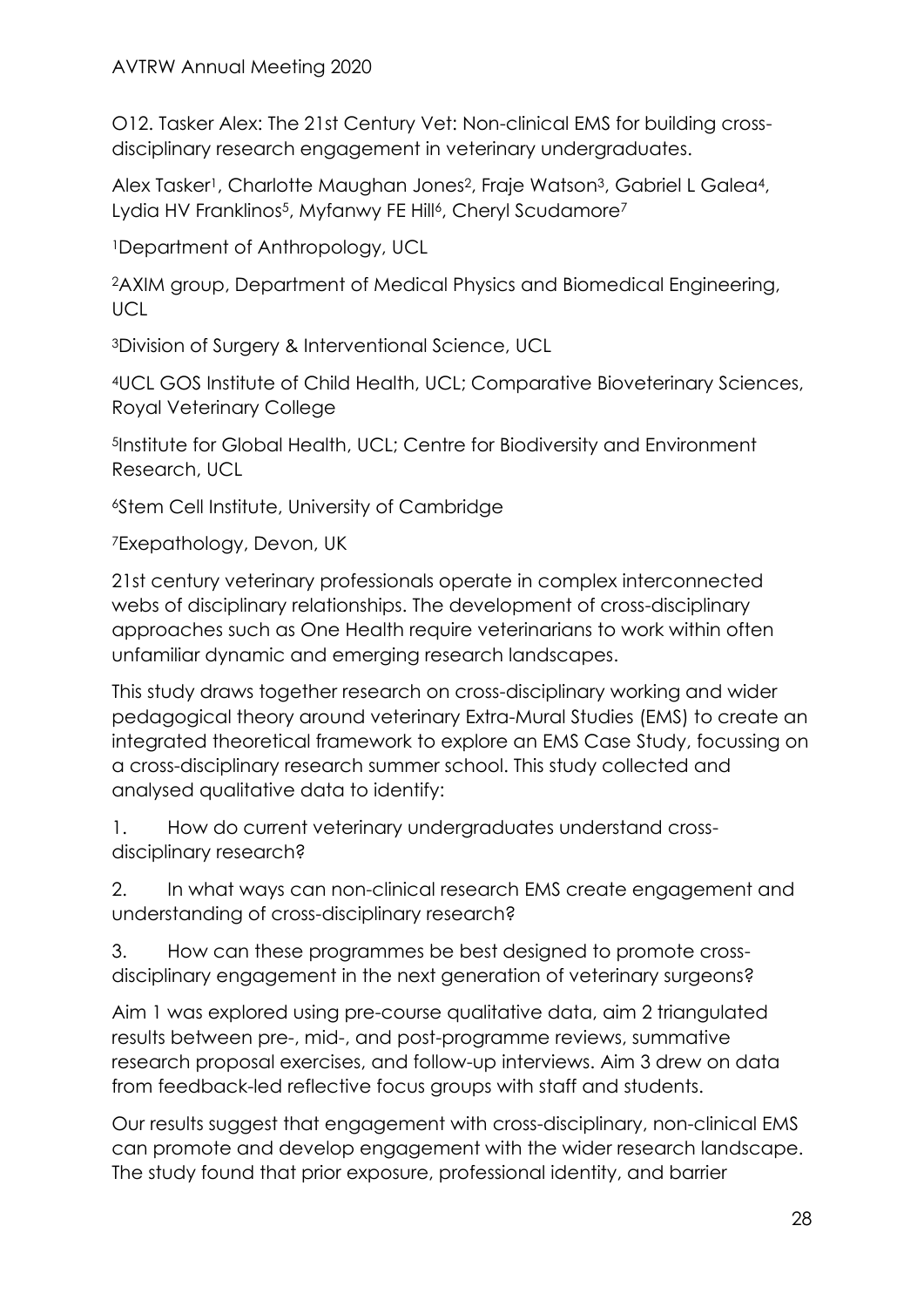O12. Tasker Alex: The 21st Century Vet: Non-clinical EMS for building cross-disciplinary research engagement in veterinary undergraduates.

Alex Tasker[1], Charlotte Maughan Jones[2], Fraje Watson[3], Gabriel L Galea[4], Lydia HV Franklinos[5], Myfanwy FE Hill[6], Cheryl Scudamore[7]

[1]Department of Anthropology, UCL

[2]AXIM group, Department of Medical Physics and Biomedical Engineering, UCL

[3]Division of Surgery & Interventional Science, UCL

[4]UCL GOS Institute of Child Health, UCL; Comparative Bioveterinary Sciences, Royal Veterinary College

[5]Institute for Global Health, UCL; Centre for Biodiversity and Environment Research, UCL

[6]Stem Cell Institute, University of Cambridge

[7]Exepathology, Devon, UK

21st century veterinary professionals operate in complex interconnected webs of disciplinary relationships. The development of cross-disciplinary approaches such as One Health require veterinarians to work within often unfamiliar dynamic and emerging research landscapes.

This study draws together research on cross-disciplinary working and wider pedagogical theory around veterinary Extra-Mural Studies (EMS) to create an integrated theoretical framework to explore an EMS Case Study, focussing on a cross-disciplinary research summer school. This study collected and analysed qualitative data to identify:

1. How do current veterinary undergraduates understand cross-disciplinary research?

2. In what ways can non-clinical research EMS create engagement and understanding of cross-disciplinary research?

3. How can these programmes be best designed to promote cross-disciplinary engagement in the next generation of veterinary surgeons?

Aim 1 was explored using pre-course qualitative data, aim 2 triangulated results between pre-, mid-, and post-programme reviews, summative research proposal exercises, and follow-up interviews. Aim 3 drew on data from feedback-led reflective focus groups with staff and students.

Our results suggest that engagement with cross-disciplinary, non-clinical EMS can promote and develop engagement with the wider research landscape. The study found that prior exposure, professional identity, and barrier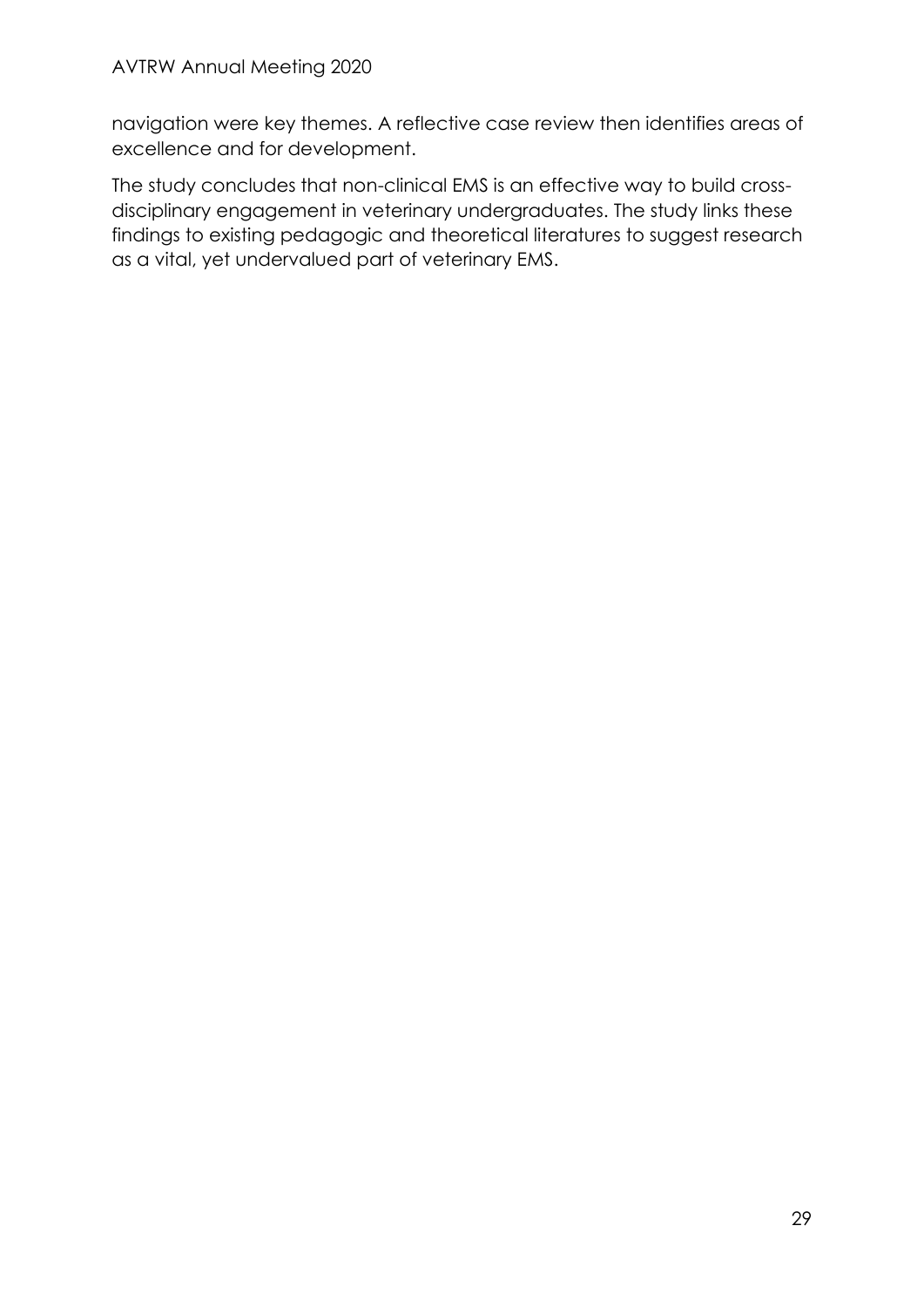navigation were key themes. A reflective case review then identifies areas of excellence and for development.

The study concludes that non-clinical EMS is an effective way to build cross-disciplinary engagement in veterinary undergraduates. The study links these findings to existing pedagogic and theoretical literatures to suggest research as a vital, yet undervalued part of veterinary EMS.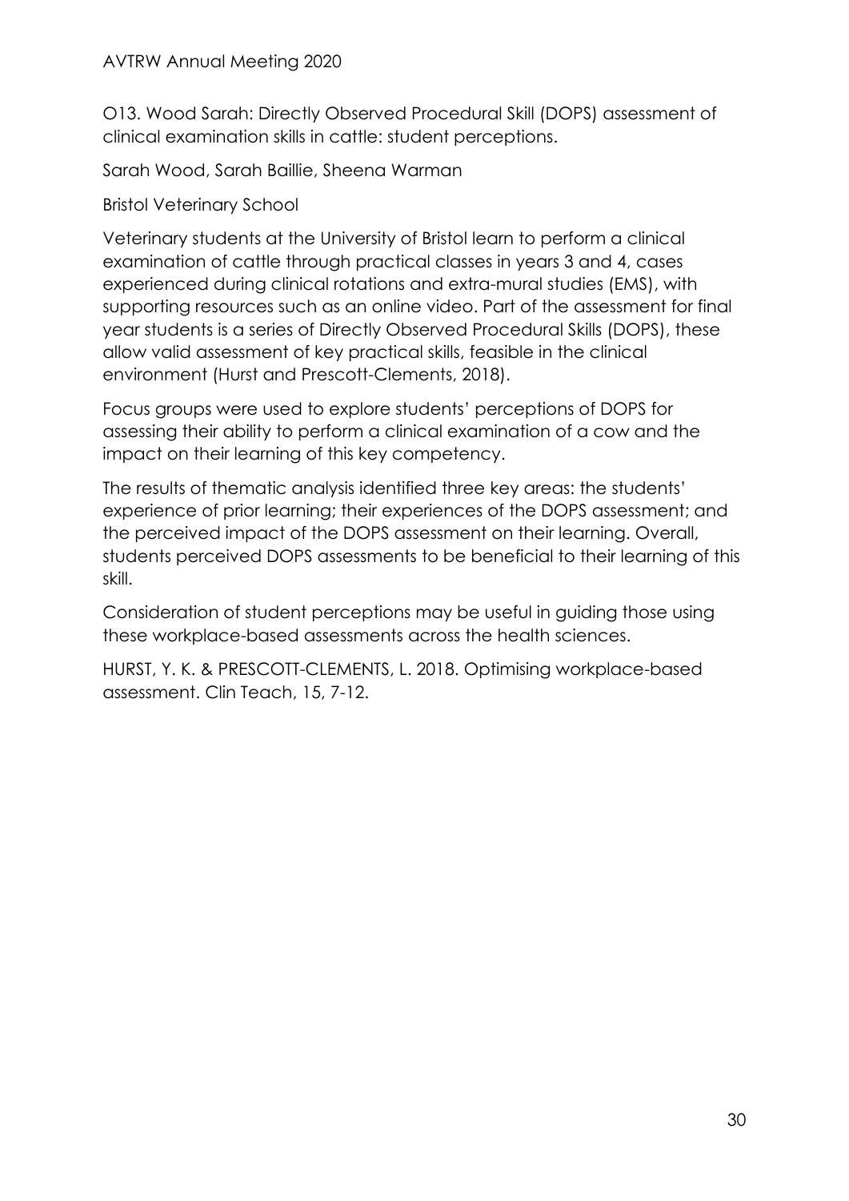## O13. Wood Sarah: Directly Observed Procedural Skill (DOPS) assessment of clinical examination skills in cattle: student perceptions.

Sarah Wood, Sarah Baillie, Sheena Warman

Bristol Veterinary School

Veterinary students at the University of Bristol learn to perform a clinical examination of cattle through practical classes in years 3 and 4, cases experienced during clinical rotations and extra-mural studies (EMS), with supporting resources such as an online video. Part of the assessment for final year students is a series of Directly Observed Procedural Skills (DOPS), these allow valid assessment of key practical skills, feasible in the clinical environment (Hurst and Prescott-Clements, 2018).

Focus groups were used to explore students' perceptions of DOPS for assessing their ability to perform a clinical examination of a cow and the impact on their learning of this key competency.

The results of thematic analysis identified three key areas: the students' experience of prior learning; their experiences of the DOPS assessment; and the perceived impact of the DOPS assessment on their learning. Overall, students perceived DOPS assessments to be beneficial to their learning of this skill.

Consideration of student perceptions may be useful in guiding those using these workplace-based assessments across the health sciences.

HURST, Y. K. & PRESCOTT-CLEMENTS, L. 2018. Optimising workplace-based assessment. Clin Teach, 15, 7-12.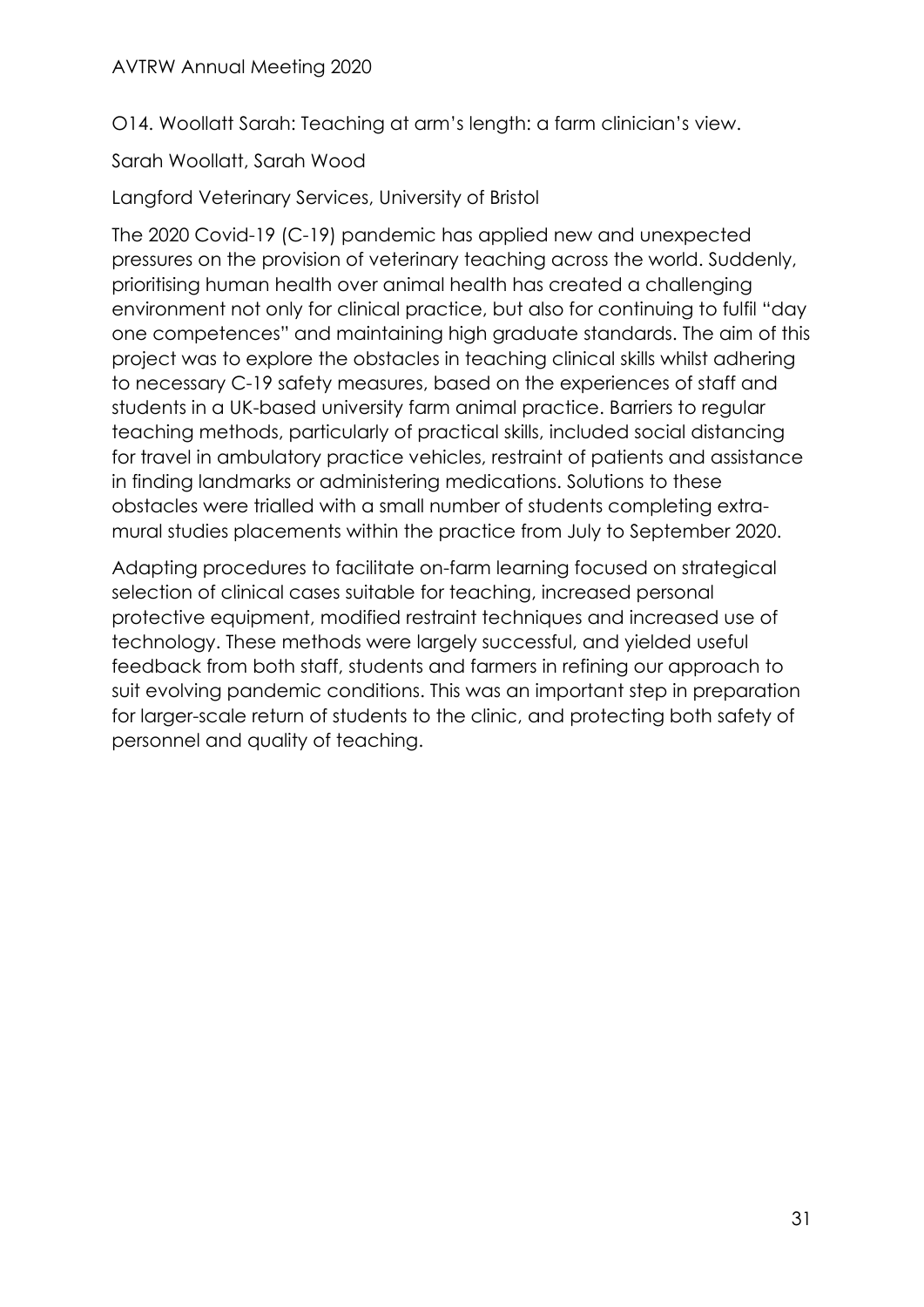## O14. Woollatt Sarah: Teaching at arm's length: a farm clinician's view.

Sarah Woollatt, Sarah Wood

Langford Veterinary Services, University of Bristol

The 2020 Covid-19 (C-19) pandemic has applied new and unexpected pressures on the provision of veterinary teaching across the world. Suddenly, prioritising human health over animal health has created a challenging environment not only for clinical practice, but also for continuing to fulfil "day one competences" and maintaining high graduate standards. The aim of this project was to explore the obstacles in teaching clinical skills whilst adhering to necessary C-19 safety measures, based on the experiences of staff and students in a UK-based university farm animal practice. Barriers to regular teaching methods, particularly of practical skills, included social distancing for travel in ambulatory practice vehicles, restraint of patients and assistance in finding landmarks or administering medications. Solutions to these obstacles were trialled with a small number of students completing extra-mural studies placements within the practice from July to September 2020.

Adapting procedures to facilitate on-farm learning focused on strategical selection of clinical cases suitable for teaching, increased personal protective equipment, modified restraint techniques and increased use of technology. These methods were largely successful, and yielded useful feedback from both staff, students and farmers in refining our approach to suit evolving pandemic conditions. This was an important step in preparation for larger-scale return of students to the clinic, and protecting both safety of personnel and quality of teaching.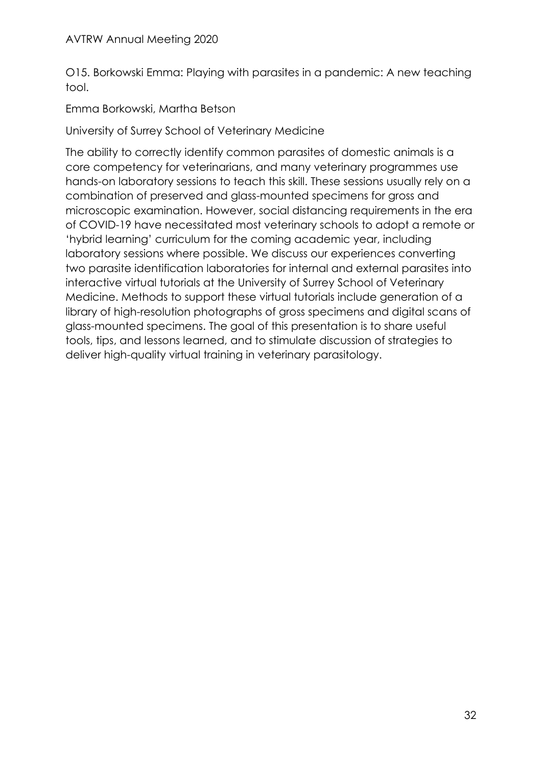## O15. Borkowski Emma: Playing with parasites in a pandemic: A new teaching tool.

Emma Borkowski, Martha Betson

University of Surrey School of Veterinary Medicine

The ability to correctly identify common parasites of domestic animals is a core competency for veterinarians, and many veterinary programmes use hands-on laboratory sessions to teach this skill. These sessions usually rely on a combination of preserved and glass-mounted specimens for gross and microscopic examination. However, social distancing requirements in the era of COVID-19 have necessitated most veterinary schools to adopt a remote or 'hybrid learning' curriculum for the coming academic year, including laboratory sessions where possible. We discuss our experiences converting two parasite identification laboratories for internal and external parasites into interactive virtual tutorials at the University of Surrey School of Veterinary Medicine. Methods to support these virtual tutorials include generation of a library of high-resolution photographs of gross specimens and digital scans of glass-mounted specimens. The goal of this presentation is to share useful tools, tips, and lessons learned, and to stimulate discussion of strategies to deliver high-quality virtual training in veterinary parasitology.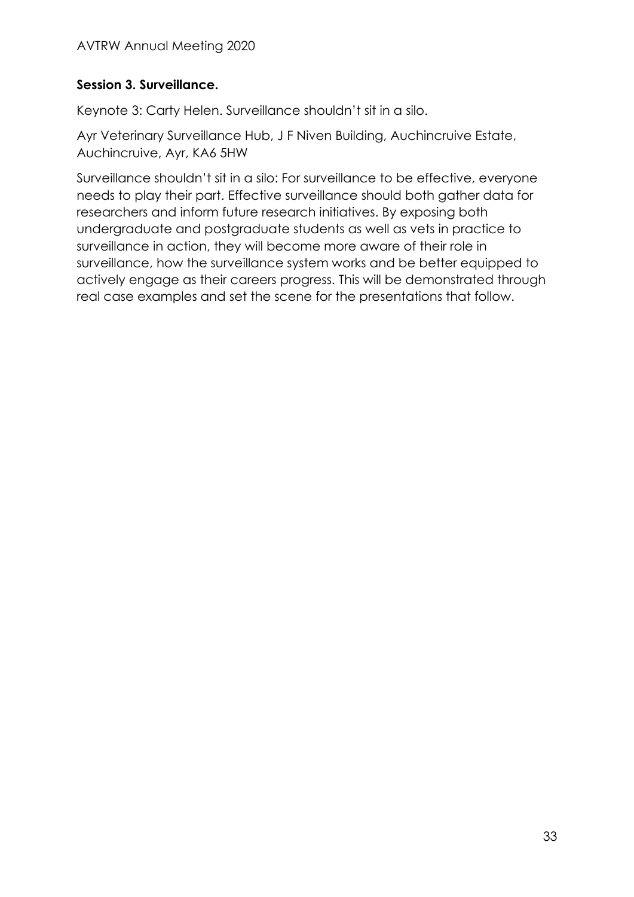**Session 3. Surveillance.**

Keynote 3: Carty Helen. Surveillance shouldn't sit in a silo.

Ayr Veterinary Surveillance Hub, J F Niven Building, Auchincruive Estate, Auchincruive, Ayr, KA6 5HW

Surveillance shouldn't sit in a silo: For surveillance to be effective, everyone needs to play their part. Effective surveillance should both gather data for researchers and inform future research initiatives. By exposing both undergraduate and postgraduate students as well as vets in practice to surveillance in action, they will become more aware of their role in surveillance, how the surveillance system works and be better equipped to actively engage as their careers progress. This will be demonstrated through real case examples and set the scene for the presentations that follow.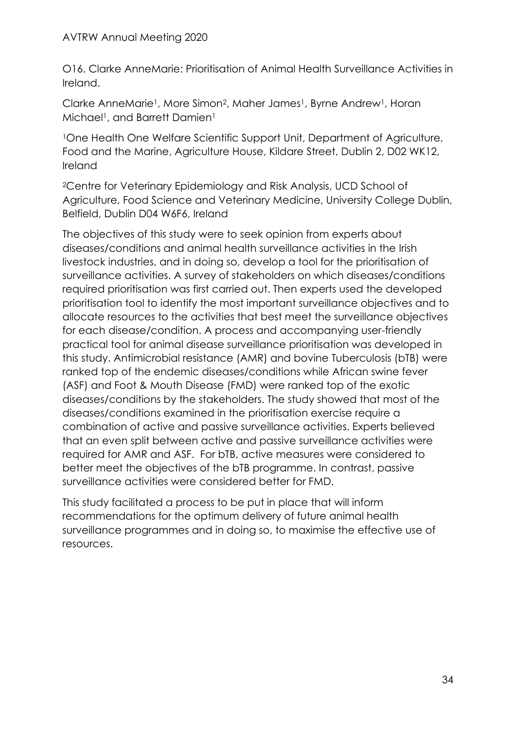O16. Clarke AnneMarie: Prioritisation of Animal Health Surveillance Activities in Ireland.

Clarke AnneMarie[1], More Simon[2], Maher James[1], Byrne Andrew[1], Horan Michael[1], and Barrett Damien[1]

[1]One Health One Welfare Scientific Support Unit, Department of Agriculture, Food and the Marine, Agriculture House, Kildare Street, Dublin 2, D02 WK12, Ireland

[2]Centre for Veterinary Epidemiology and Risk Analysis, UCD School of Agriculture, Food Science and Veterinary Medicine, University College Dublin, Belfield, Dublin D04 W6F6, Ireland

The objectives of this study were to seek opinion from experts about diseases/conditions and animal health surveillance activities in the Irish livestock industries, and in doing so, develop a tool for the prioritisation of surveillance activities. A survey of stakeholders on which diseases/conditions required prioritisation was first carried out. Then experts used the developed prioritisation tool to identify the most important surveillance objectives and to allocate resources to the activities that best meet the surveillance objectives for each disease/condition. A process and accompanying user-friendly practical tool for animal disease surveillance prioritisation was developed in this study. Antimicrobial resistance (AMR) and bovine Tuberculosis (bTB) were ranked top of the endemic diseases/conditions while African swine fever (ASF) and Foot & Mouth Disease (FMD) were ranked top of the exotic diseases/conditions by the stakeholders. The study showed that most of the diseases/conditions examined in the prioritisation exercise require a combination of active and passive surveillance activities. Experts believed that an even split between active and passive surveillance activities were required for AMR and ASF. For bTB, active measures were considered to better meet the objectives of the bTB programme. In contrast, passive surveillance activities were considered better for FMD.

This study facilitated a process to be put in place that will inform recommendations for the optimum delivery of future animal health surveillance programmes and in doing so, to maximise the effective use of resources.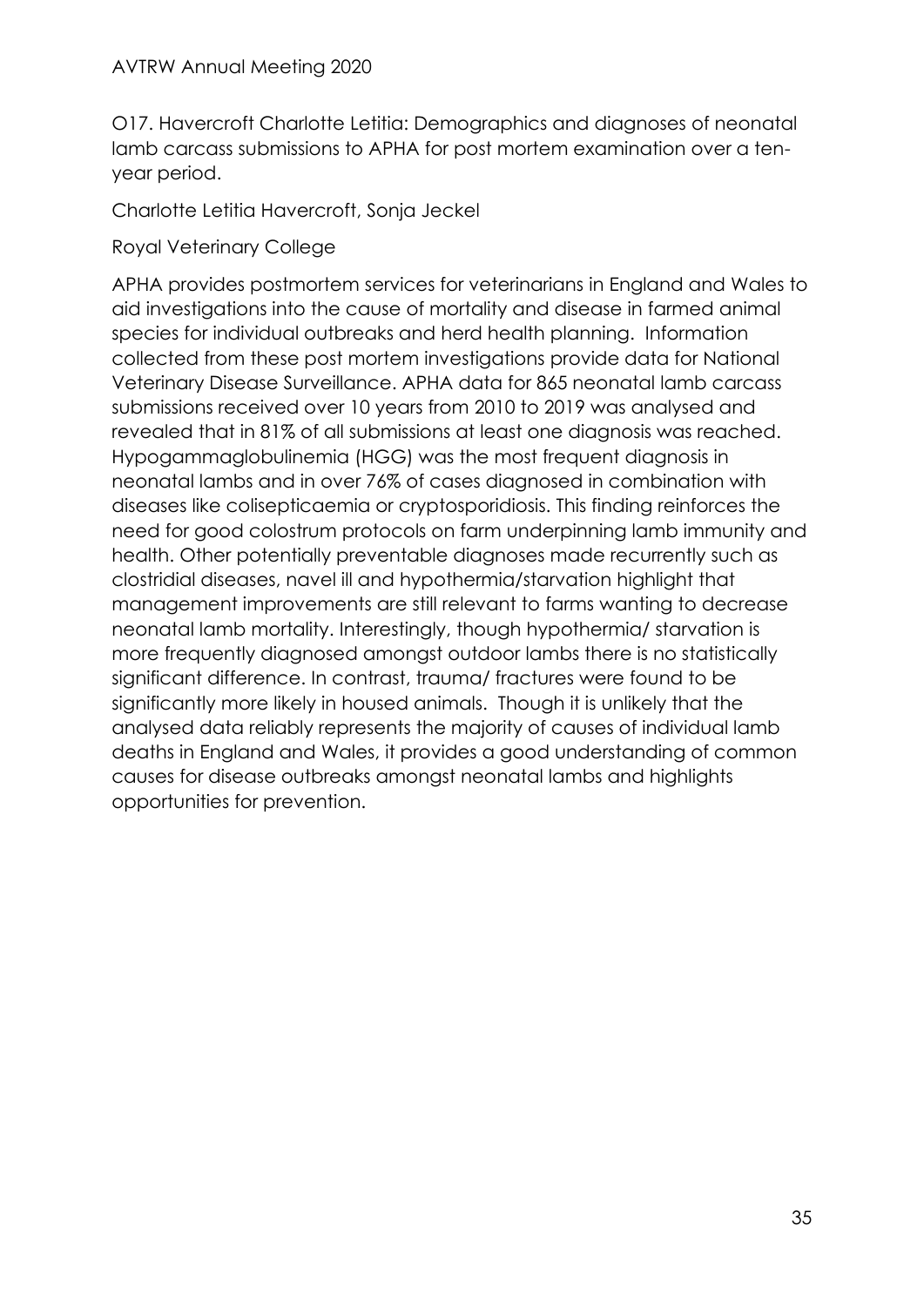O17. Havercroft Charlotte Letitia: Demographics and diagnoses of neonatal lamb carcass submissions to APHA for post mortem examination over a ten-year period.

Charlotte Letitia Havercroft, Sonja Jeckel

Royal Veterinary College

APHA provides postmortem services for veterinarians in England and Wales to aid investigations into the cause of mortality and disease in farmed animal species for individual outbreaks and herd health planning. Information collected from these post mortem investigations provide data for National Veterinary Disease Surveillance. APHA data for 865 neonatal lamb carcass submissions received over 10 years from 2010 to 2019 was analysed and revealed that in 81% of all submissions at least one diagnosis was reached. Hypogammaglobulinemia (HGG) was the most frequent diagnosis in neonatal lambs and in over 76% of cases diagnosed in combination with diseases like colisepticaemia or cryptosporidiosis. This finding reinforces the need for good colostrum protocols on farm underpinning lamb immunity and health. Other potentially preventable diagnoses made recurrently such as clostridial diseases, navel ill and hypothermia/starvation highlight that management improvements are still relevant to farms wanting to decrease neonatal lamb mortality. Interestingly, though hypothermia/ starvation is more frequently diagnosed amongst outdoor lambs there is no statistically significant difference. In contrast, trauma/ fractures were found to be significantly more likely in housed animals. Though it is unlikely that the analysed data reliably represents the majority of causes of individual lamb deaths in England and Wales, it provides a good understanding of common causes for disease outbreaks amongst neonatal lambs and highlights opportunities for prevention.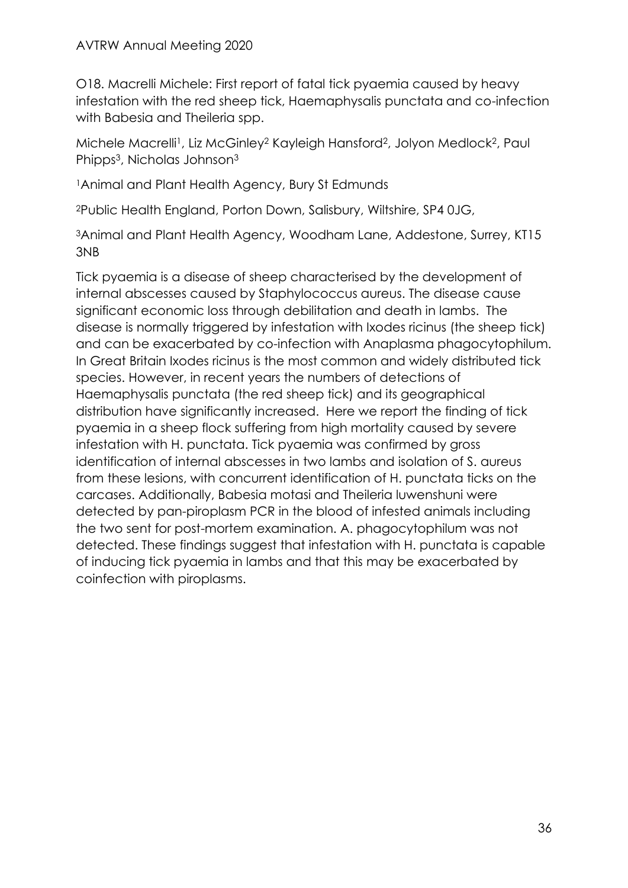O18. Macrelli Michele: First report of fatal tick pyaemia caused by heavy infestation with the red sheep tick, Haemaphysalis punctata and co-infection with Babesia and Theileria spp.

Michele Macrelli[1], Liz McGinley[2] Kayleigh Hansford[2], Jolyon Medlock[2], Paul Phipps[3], Nicholas Johnson[3]

[1]Animal and Plant Health Agency, Bury St Edmunds

[2]Public Health England, Porton Down, Salisbury, Wiltshire, SP4 0JG,

[3]Animal and Plant Health Agency, Woodham Lane, Addestone, Surrey, KT15 3NB

Tick pyaemia is a disease of sheep characterised by the development of internal abscesses caused by Staphylococcus aureus. The disease cause significant economic loss through debilitation and death in lambs. The disease is normally triggered by infestation with Ixodes ricinus (the sheep tick) and can be exacerbated by co-infection with Anaplasma phagocytophilum. In Great Britain Ixodes ricinus is the most common and widely distributed tick species. However, in recent years the numbers of detections of Haemaphysalis punctata (the red sheep tick) and its geographical distribution have significantly increased. Here we report the finding of tick pyaemia in a sheep flock suffering from high mortality caused by severe infestation with H. punctata. Tick pyaemia was confirmed by gross identification of internal abscesses in two lambs and isolation of S. aureus from these lesions, with concurrent identification of H. punctata ticks on the carcases. Additionally, Babesia motasi and Theileria luwenshuni were detected by pan-piroplasm PCR in the blood of infested animals including the two sent for post-mortem examination. A. phagocytophilum was not detected. These findings suggest that infestation with H. punctata is capable of inducing tick pyaemia in lambs and that this may be exacerbated by coinfection with piroplasms.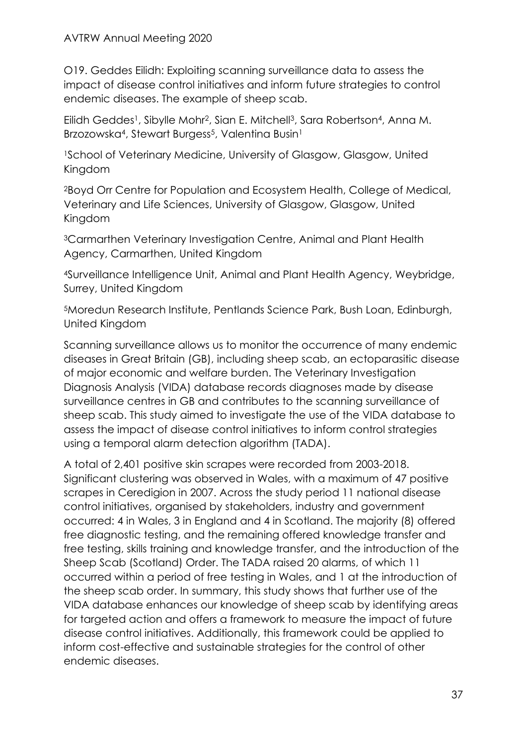O19. Geddes Eilidh: Exploiting scanning surveillance data to assess the impact of disease control initiatives and inform future strategies to control endemic diseases. The example of sheep scab.

Eilidh Geddes[1], Sibylle Mohr[2], Sian E. Mitchell[3], Sara Robertson[4], Anna M. Brzozowska[4], Stewart Burgess[5], Valentina Busin[1]

[1]School of Veterinary Medicine, University of Glasgow, Glasgow, United Kingdom

[2]Boyd Orr Centre for Population and Ecosystem Health, College of Medical, Veterinary and Life Sciences, University of Glasgow, Glasgow, United Kingdom

[3]Carmarthen Veterinary Investigation Centre, Animal and Plant Health Agency, Carmarthen, United Kingdom

[4]Surveillance Intelligence Unit, Animal and Plant Health Agency, Weybridge, Surrey, United Kingdom

[5]Moredun Research Institute, Pentlands Science Park, Bush Loan, Edinburgh, United Kingdom

Scanning surveillance allows us to monitor the occurrence of many endemic diseases in Great Britain (GB), including sheep scab, an ectoparasitic disease of major economic and welfare burden. The Veterinary Investigation Diagnosis Analysis (VIDA) database records diagnoses made by disease surveillance centres in GB and contributes to the scanning surveillance of sheep scab. This study aimed to investigate the use of the VIDA database to assess the impact of disease control initiatives to inform control strategies using a temporal alarm detection algorithm (TADA).

A total of 2,401 positive skin scrapes were recorded from 2003-2018. Significant clustering was observed in Wales, with a maximum of 47 positive scrapes in Ceredigion in 2007. Across the study period 11 national disease control initiatives, organised by stakeholders, industry and government occurred: 4 in Wales, 3 in England and 4 in Scotland. The majority (8) offered free diagnostic testing, and the remaining offered knowledge transfer and free testing, skills training and knowledge transfer, and the introduction of the Sheep Scab (Scotland) Order. The TADA raised 20 alarms, of which 11 occurred within a period of free testing in Wales, and 1 at the introduction of the sheep scab order. In summary, this study shows that further use of the VIDA database enhances our knowledge of sheep scab by identifying areas for targeted action and offers a framework to measure the impact of future disease control initiatives. Additionally, this framework could be applied to inform cost-effective and sustainable strategies for the control of other endemic diseases.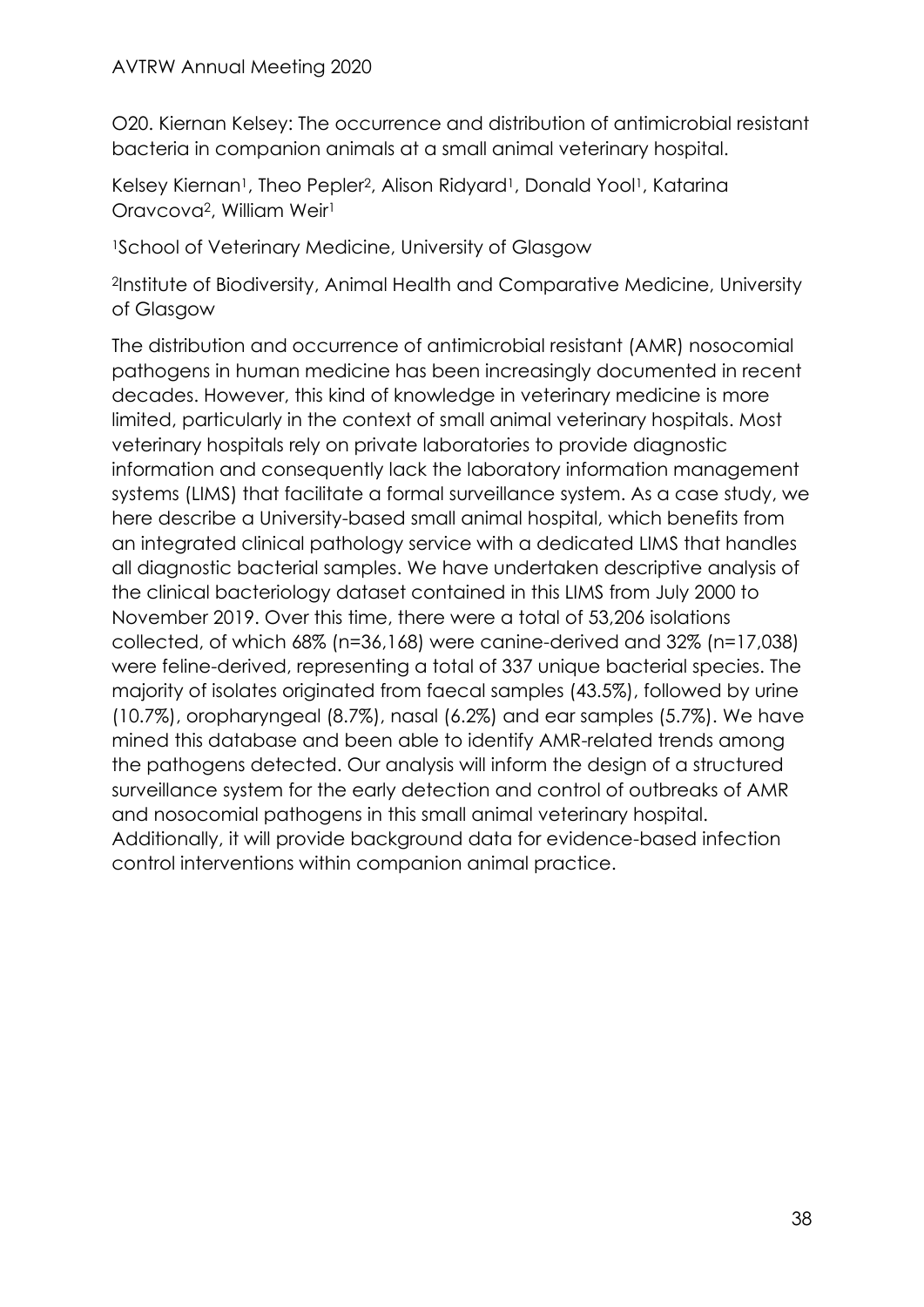O20. Kiernan Kelsey: The occurrence and distribution of antimicrobial resistant bacteria in companion animals at a small animal veterinary hospital.

Kelsey Kiernan[1], Theo Pepler[2], Alison Ridyard[1], Donald Yool[1], Katarina Oravcova[2], William Weir[1]

[1]School of Veterinary Medicine, University of Glasgow

[2]Institute of Biodiversity, Animal Health and Comparative Medicine, University of Glasgow

The distribution and occurrence of antimicrobial resistant (AMR) nosocomial pathogens in human medicine has been increasingly documented in recent decades. However, this kind of knowledge in veterinary medicine is more limited, particularly in the context of small animal veterinary hospitals. Most veterinary hospitals rely on private laboratories to provide diagnostic information and consequently lack the laboratory information management systems (LIMS) that facilitate a formal surveillance system. As a case study, we here describe a University-based small animal hospital, which benefits from an integrated clinical pathology service with a dedicated LIMS that handles all diagnostic bacterial samples. We have undertaken descriptive analysis of the clinical bacteriology dataset contained in this LIMS from July 2000 to November 2019. Over this time, there were a total of 53,206 isolations collected, of which 68% (n=36,168) were canine-derived and 32% (n=17,038) were feline-derived, representing a total of 337 unique bacterial species. The majority of isolates originated from faecal samples (43.5%), followed by urine (10.7%), oropharyngeal (8.7%), nasal (6.2%) and ear samples (5.7%). We have mined this database and been able to identify AMR-related trends among the pathogens detected. Our analysis will inform the design of a structured surveillance system for the early detection and control of outbreaks of AMR and nosocomial pathogens in this small animal veterinary hospital. Additionally, it will provide background data for evidence-based infection control interventions within companion animal practice.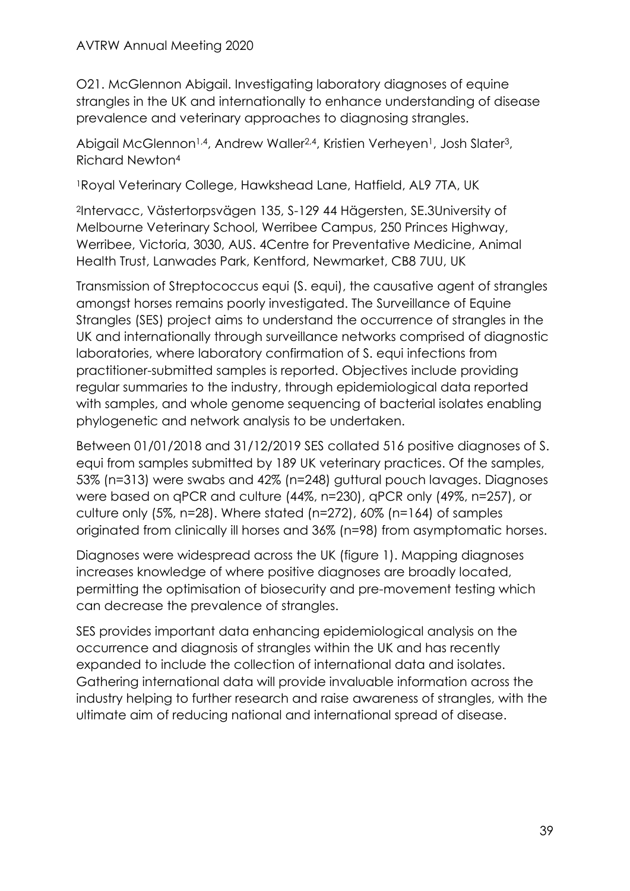O21. McGlennon Abigail. Investigating laboratory diagnoses of equine strangles in the UK and internationally to enhance understanding of disease prevalence and veterinary approaches to diagnosing strangles.

Abigail McGlennon[1,4], Andrew Waller[2,4], Kristien Verheyen[1], Josh Slater[3], Richard Newton[4]

[1]Royal Veterinary College, Hawkshead Lane, Hatfield, AL9 7TA, UK

[2]Intervacc, Västertorpsvägen 135, S-129 44 Hägersten, SE.3University of Melbourne Veterinary School, Werribee Campus, 250 Princes Highway, Werribee, Victoria, 3030, AUS. 4Centre for Preventative Medicine, Animal Health Trust, Lanwades Park, Kentford, Newmarket, CB8 7UU, UK

Transmission of Streptococcus equi (S. equi), the causative agent of strangles amongst horses remains poorly investigated. The Surveillance of Equine Strangles (SES) project aims to understand the occurrence of strangles in the UK and internationally through surveillance networks comprised of diagnostic laboratories, where laboratory confirmation of S. equi infections from practitioner-submitted samples is reported. Objectives include providing regular summaries to the industry, through epidemiological data reported with samples, and whole genome sequencing of bacterial isolates enabling phylogenetic and network analysis to be undertaken.

Between 01/01/2018 and 31/12/2019 SES collated 516 positive diagnoses of S. equi from samples submitted by 189 UK veterinary practices. Of the samples, 53% (n=313) were swabs and 42% (n=248) guttural pouch lavages. Diagnoses were based on qPCR and culture (44%, n=230), qPCR only (49%, n=257), or culture only (5%, n=28). Where stated (n=272), 60% (n=164) of samples originated from clinically ill horses and 36% (n=98) from asymptomatic horses.

Diagnoses were widespread across the UK (figure 1). Mapping diagnoses increases knowledge of where positive diagnoses are broadly located, permitting the optimisation of biosecurity and pre-movement testing which can decrease the prevalence of strangles.

SES provides important data enhancing epidemiological analysis on the occurrence and diagnosis of strangles within the UK and has recently expanded to include the collection of international data and isolates. Gathering international data will provide invaluable information across the industry helping to further research and raise awareness of strangles, with the ultimate aim of reducing national and international spread of disease.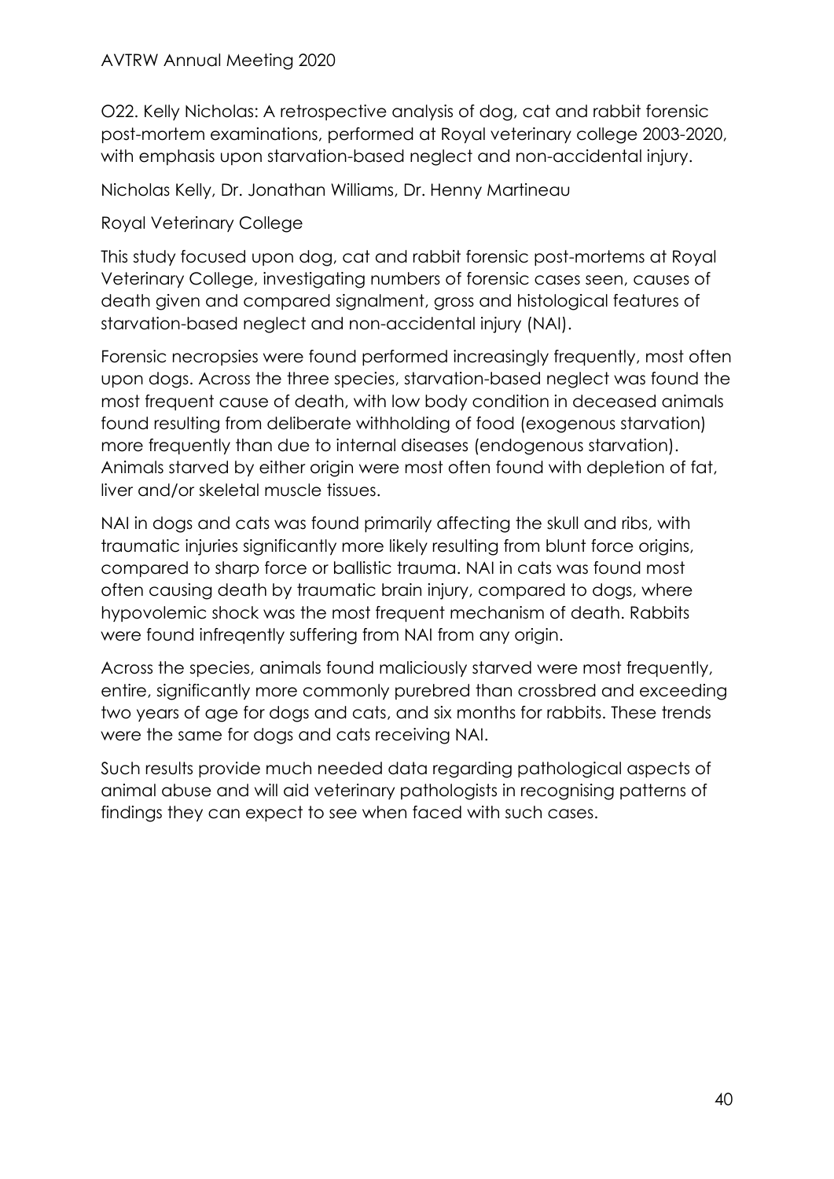O22. Kelly Nicholas: A retrospective analysis of dog, cat and rabbit forensic post-mortem examinations, performed at Royal veterinary college 2003-2020, with emphasis upon starvation-based neglect and non-accidental injury.

Nicholas Kelly, Dr. Jonathan Williams, Dr. Henny Martineau

Royal Veterinary College

This study focused upon dog, cat and rabbit forensic post-mortems at Royal Veterinary College, investigating numbers of forensic cases seen, causes of death given and compared signalment, gross and histological features of starvation-based neglect and non-accidental injury (NAI).

Forensic necropsies were found performed increasingly frequently, most often upon dogs. Across the three species, starvation-based neglect was found the most frequent cause of death, with low body condition in deceased animals found resulting from deliberate withholding of food (exogenous starvation) more frequently than due to internal diseases (endogenous starvation). Animals starved by either origin were most often found with depletion of fat, liver and/or skeletal muscle tissues.

NAI in dogs and cats was found primarily affecting the skull and ribs, with traumatic injuries significantly more likely resulting from blunt force origins, compared to sharp force or ballistic trauma. NAI in cats was found most often causing death by traumatic brain injury, compared to dogs, where hypovolemic shock was the most frequent mechanism of death. Rabbits were found infreqently suffering from NAI from any origin.

Across the species, animals found maliciously starved were most frequently, entire, significantly more commonly purebred than crossbred and exceeding two years of age for dogs and cats, and six months for rabbits. These trends were the same for dogs and cats receiving NAI.

Such results provide much needed data regarding pathological aspects of animal abuse and will aid veterinary pathologists in recognising patterns of findings they can expect to see when faced with such cases.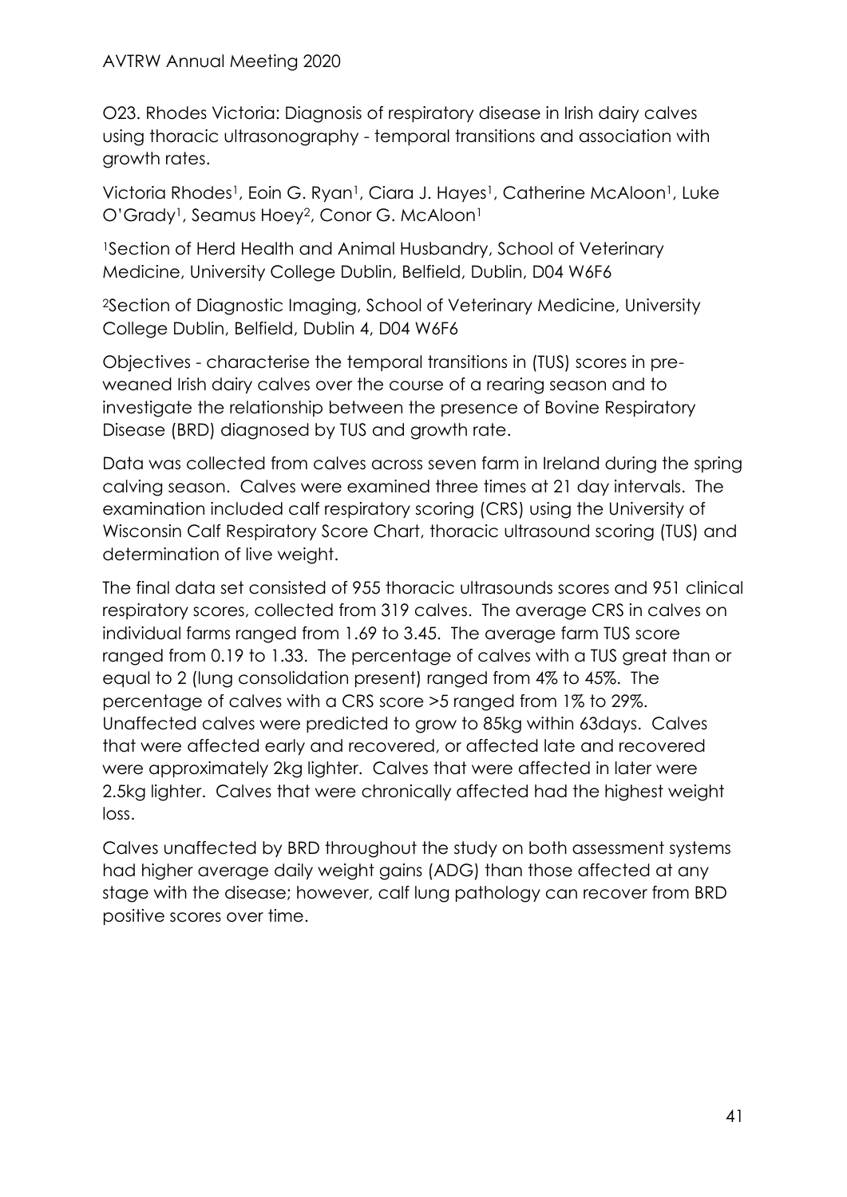O23. Rhodes Victoria: Diagnosis of respiratory disease in Irish dairy calves using thoracic ultrasonography - temporal transitions and association with growth rates.

Victoria Rhodes[1], Eoin G. Ryan[1], Ciara J. Hayes[1], Catherine McAloon[1], Luke O'Grady[1], Seamus Hoey[2], Conor G. McAloon[1]

[1]Section of Herd Health and Animal Husbandry, School of Veterinary Medicine, University College Dublin, Belfield, Dublin, D04 W6F6

[2]Section of Diagnostic Imaging, School of Veterinary Medicine, University College Dublin, Belfield, Dublin 4, D04 W6F6

Objectives - characterise the temporal transitions in (TUS) scores in pre-weaned Irish dairy calves over the course of a rearing season and to investigate the relationship between the presence of Bovine Respiratory Disease (BRD) diagnosed by TUS and growth rate.

Data was collected from calves across seven farm in Ireland during the spring calving season. Calves were examined three times at 21 day intervals. The examination included calf respiratory scoring (CRS) using the University of Wisconsin Calf Respiratory Score Chart, thoracic ultrasound scoring (TUS) and determination of live weight.

The final data set consisted of 955 thoracic ultrasounds scores and 951 clinical respiratory scores, collected from 319 calves. The average CRS in calves on individual farms ranged from 1.69 to 3.45. The average farm TUS score ranged from 0.19 to 1.33. The percentage of calves with a TUS great than or equal to 2 (lung consolidation present) ranged from 4% to 45%. The percentage of calves with a CRS score >5 ranged from 1% to 29%. Unaffected calves were predicted to grow to 85kg within 63days. Calves that were affected early and recovered, or affected late and recovered were approximately 2kg lighter. Calves that were affected in later were 2.5kg lighter. Calves that were chronically affected had the highest weight loss.

Calves unaffected by BRD throughout the study on both assessment systems had higher average daily weight gains (ADG) than those affected at any stage with the disease; however, calf lung pathology can recover from BRD positive scores over time.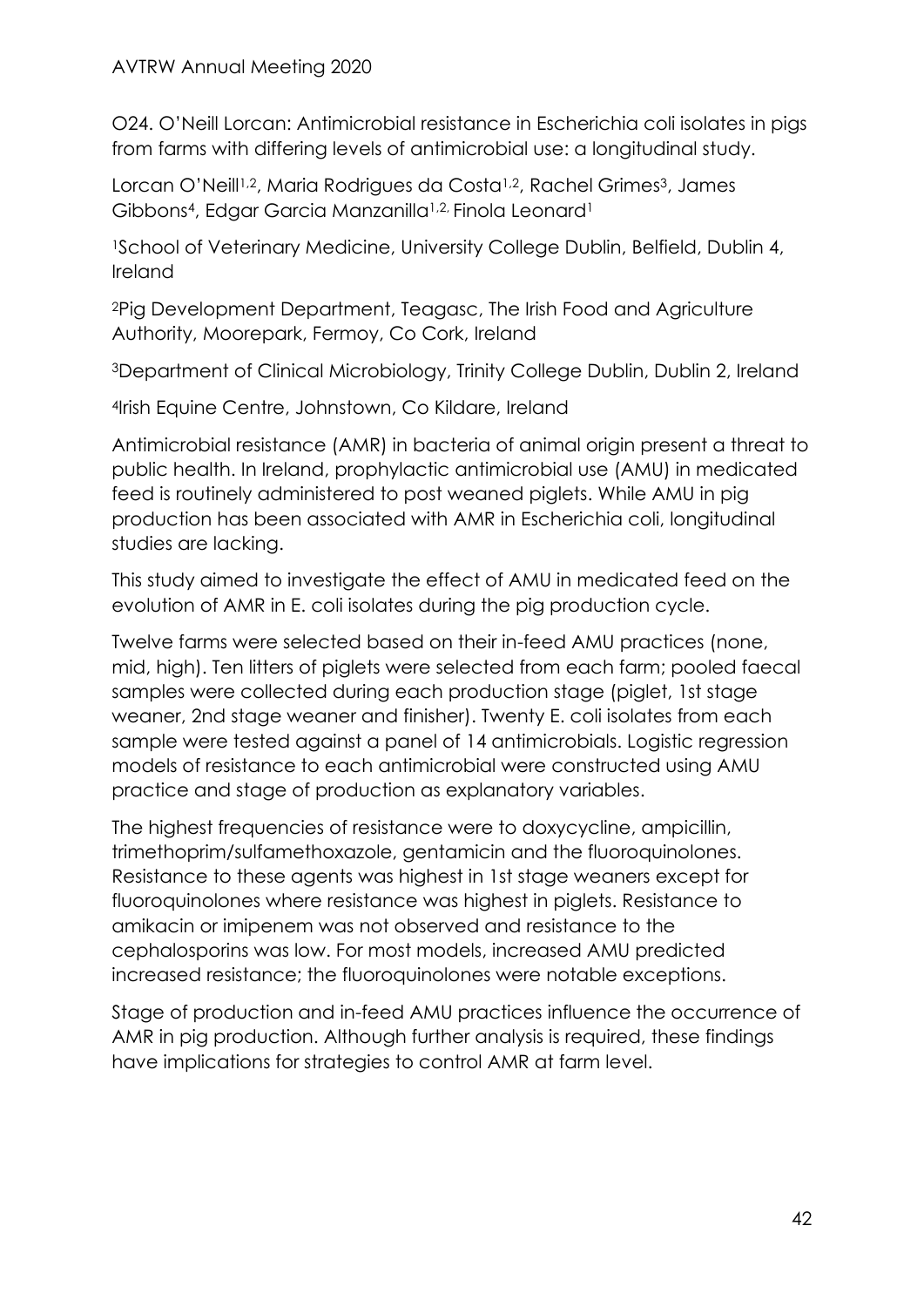O24. O'Neill Lorcan: Antimicrobial resistance in Escherichia coli isolates in pigs from farms with differing levels of antimicrobial use: a longitudinal study.

Lorcan O'Neill[1,2], Maria Rodrigues da Costa[1,2], Rachel Grimes[3], James Gibbons[4], Edgar Garcia Manzanilla[1,2,] Finola Leonard[1]

[1]School of Veterinary Medicine, University College Dublin, Belfield, Dublin 4, Ireland

[2]Pig Development Department, Teagasc, The Irish Food and Agriculture Authority, Moorepark, Fermoy, Co Cork, Ireland

[3]Department of Clinical Microbiology, Trinity College Dublin, Dublin 2, Ireland

[4]Irish Equine Centre, Johnstown, Co Kildare, Ireland

Antimicrobial resistance (AMR) in bacteria of animal origin present a threat to public health. In Ireland, prophylactic antimicrobial use (AMU) in medicated feed is routinely administered to post weaned piglets. While AMU in pig production has been associated with AMR in Escherichia coli, longitudinal studies are lacking.

This study aimed to investigate the effect of AMU in medicated feed on the evolution of AMR in E. coli isolates during the pig production cycle.

Twelve farms were selected based on their in-feed AMU practices (none, mid, high). Ten litters of piglets were selected from each farm; pooled faecal samples were collected during each production stage (piglet, 1st stage weaner, 2nd stage weaner and finisher). Twenty E. coli isolates from each sample were tested against a panel of 14 antimicrobials. Logistic regression models of resistance to each antimicrobial were constructed using AMU practice and stage of production as explanatory variables.

The highest frequencies of resistance were to doxycycline, ampicillin, trimethoprim/sulfamethoxazole, gentamicin and the fluoroquinolones. Resistance to these agents was highest in 1st stage weaners except for fluoroquinolones where resistance was highest in piglets. Resistance to amikacin or imipenem was not observed and resistance to the cephalosporins was low. For most models, increased AMU predicted increased resistance; the fluoroquinolones were notable exceptions.

Stage of production and in-feed AMU practices influence the occurrence of AMR in pig production. Although further analysis is required, these findings have implications for strategies to control AMR at farm level.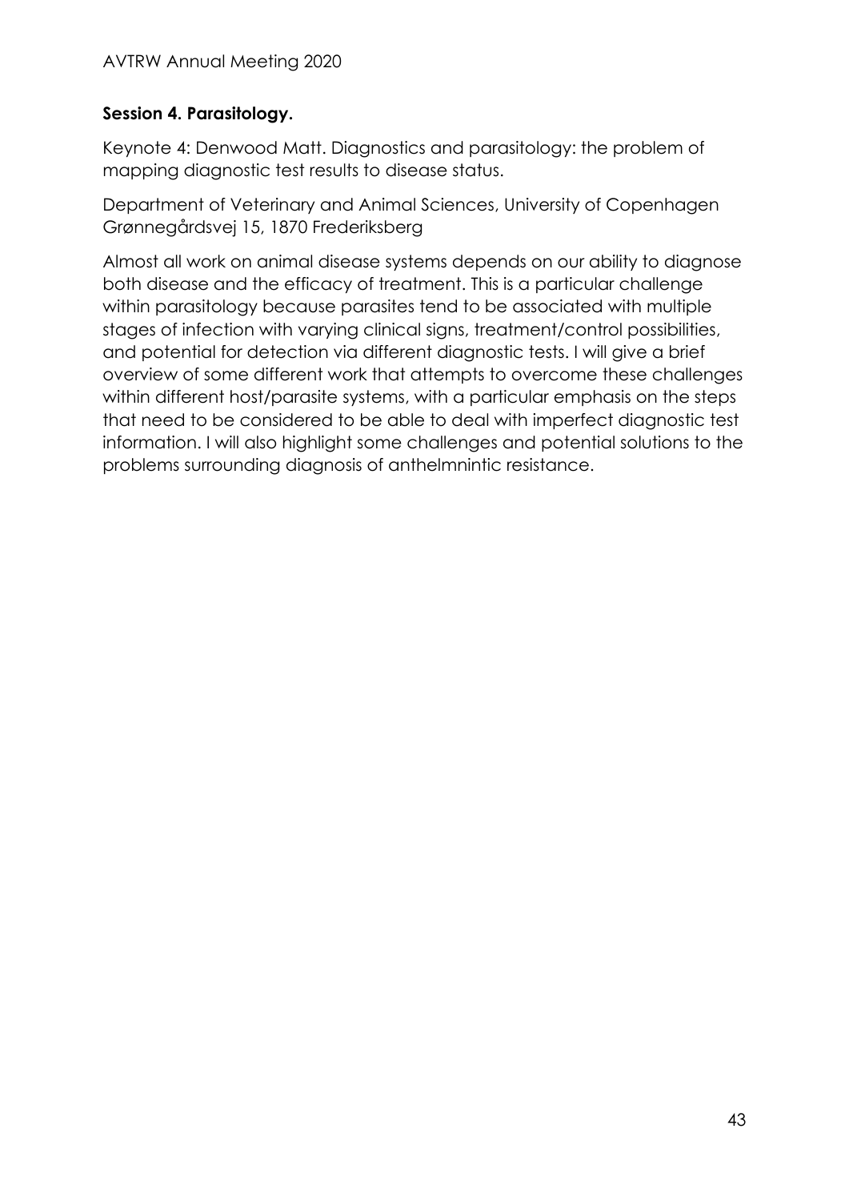## Session 4. Parasitology.

Keynote 4: Denwood Matt. Diagnostics and parasitology: the problem of mapping diagnostic test results to disease status.

Department of Veterinary and Animal Sciences, University of Copenhagen Grønnegårdsvej 15, 1870 Frederiksberg

Almost all work on animal disease systems depends on our ability to diagnose both disease and the efficacy of treatment. This is a particular challenge within parasitology because parasites tend to be associated with multiple stages of infection with varying clinical signs, treatment/control possibilities, and potential for detection via different diagnostic tests. I will give a brief overview of some different work that attempts to overcome these challenges within different host/parasite systems, with a particular emphasis on the steps that need to be considered to be able to deal with imperfect diagnostic test information. I will also highlight some challenges and potential solutions to the problems surrounding diagnosis of anthelmnintic resistance.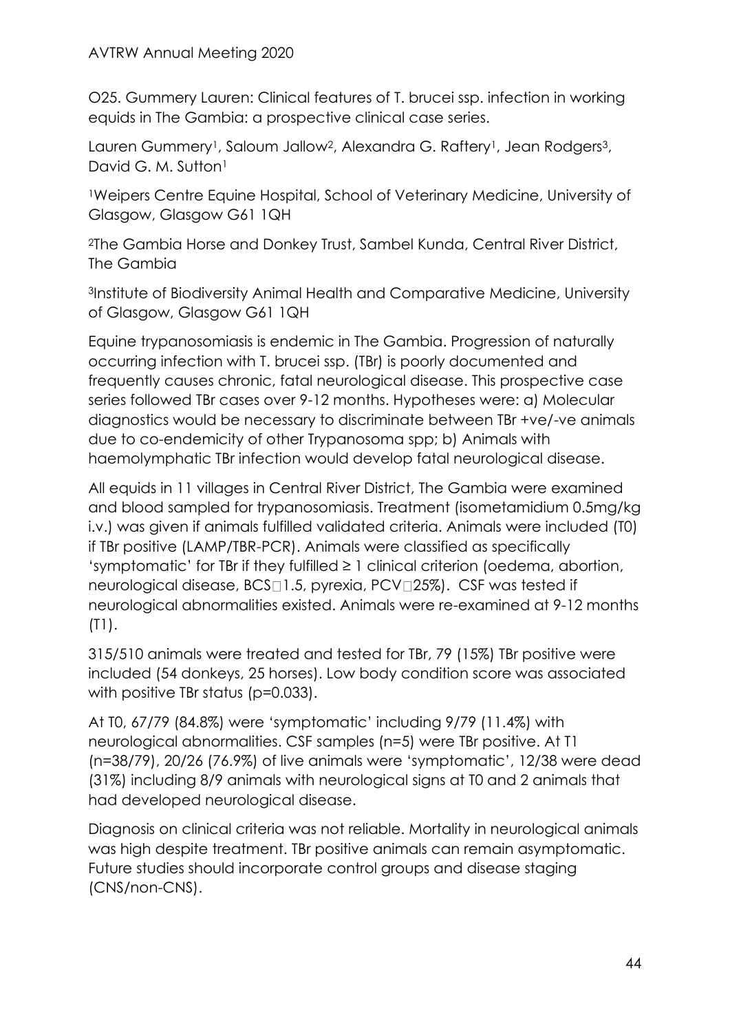O25. Gummery Lauren: Clinical features of T. brucei ssp. infection in working equids in The Gambia: a prospective clinical case series.

Lauren Gummery[1], Saloum Jallow[2], Alexandra G. Raftery[1], Jean Rodgers[3], David G. M. Sutton[1]

[1]Weipers Centre Equine Hospital, School of Veterinary Medicine, University of Glasgow, Glasgow G61 1QH

[2]The Gambia Horse and Donkey Trust, Sambel Kunda, Central River District, The Gambia

[3]Institute of Biodiversity Animal Health and Comparative Medicine, University of Glasgow, Glasgow G61 1QH

Equine trypanosomiasis is endemic in The Gambia. Progression of naturally occurring infection with T. brucei ssp. (TBr) is poorly documented and frequently causes chronic, fatal neurological disease. This prospective case series followed TBr cases over 9-12 months. Hypotheses were: a) Molecular diagnostics would be necessary to discriminate between TBr +ve/-ve animals due to co-endemicity of other Trypanosoma spp; b) Animals with haemolymphatic TBr infection would develop fatal neurological disease.

All equids in 11 villages in Central River District, The Gambia were examined and blood sampled for trypanosomiasis. Treatment (isometamidium 0.5mg/kg i.v.) was given if animals fulfilled validated criteria. Animals were included (T0) if TBr positive (LAMP/TBR-PCR). Animals were classified as specifically 'symptomatic' for TBr if they fulfilled ≥ 1 clinical criterion (oedema, abortion, neurological disease, BCS□1.5, pyrexia, PCV□25%). CSF was tested if neurological abnormalities existed. Animals were re-examined at 9-12 months (T1).

315/510 animals were treated and tested for TBr, 79 (15%) TBr positive were included (54 donkeys, 25 horses). Low body condition score was associated with positive TBr status ($p=0.033$).

At T0, 67/79 (84.8%) were 'symptomatic' including 9/79 (11.4%) with neurological abnormalities. CSF samples (n=5) were TBr positive. At T1 (n=38/79), 20/26 (76.9%) of live animals were 'symptomatic', 12/38 were dead (31%) including 8/9 animals with neurological signs at T0 and 2 animals that had developed neurological disease.

Diagnosis on clinical criteria was not reliable. Mortality in neurological animals was high despite treatment. TBr positive animals can remain asymptomatic. Future studies should incorporate control groups and disease staging (CNS/non-CNS).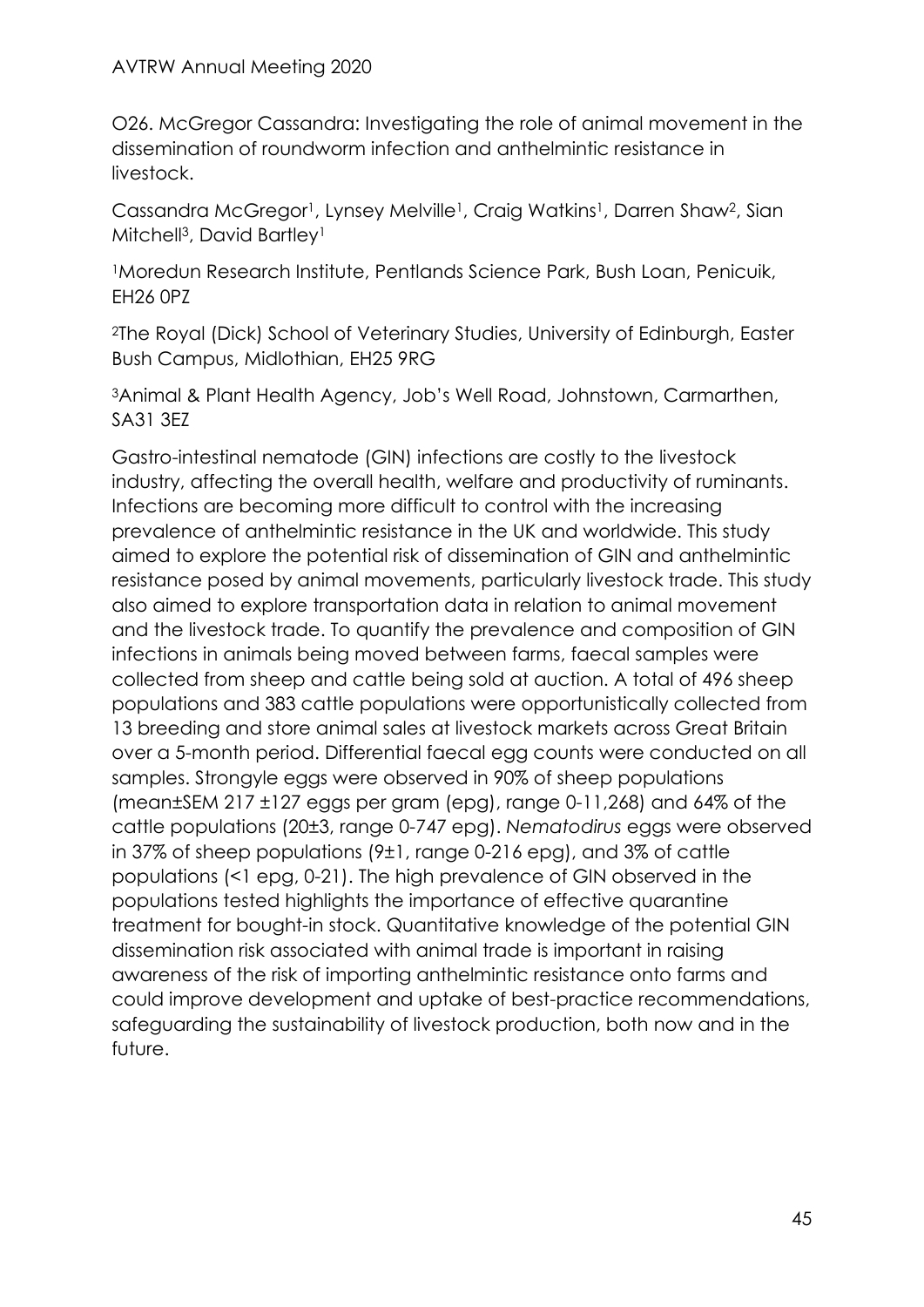O26. McGregor Cassandra: Investigating the role of animal movement in the dissemination of roundworm infection and anthelmintic resistance in livestock.

Cassandra McGregor[1], Lynsey Melville[1], Craig Watkins[1], Darren Shaw[2], Sian Mitchell[3], David Bartley[1]

[1]Moredun Research Institute, Pentlands Science Park, Bush Loan, Penicuik, EH26 0PZ

[2]The Royal (Dick) School of Veterinary Studies, University of Edinburgh, Easter Bush Campus, Midlothian, EH25 9RG

[3]Animal & Plant Health Agency, Job's Well Road, Johnstown, Carmarthen, SA31 3EZ

Gastro-intestinal nematode (GIN) infections are costly to the livestock industry, affecting the overall health, welfare and productivity of ruminants. Infections are becoming more difficult to control with the increasing prevalence of anthelmintic resistance in the UK and worldwide. This study aimed to explore the potential risk of dissemination of GIN and anthelmintic resistance posed by animal movements, particularly livestock trade. This study also aimed to explore transportation data in relation to animal movement and the livestock trade. To quantify the prevalence and composition of GIN infections in animals being moved between farms, faecal samples were collected from sheep and cattle being sold at auction. A total of 496 sheep populations and 383 cattle populations were opportunistically collected from 13 breeding and store animal sales at livestock markets across Great Britain over a 5-month period. Differential faecal egg counts were conducted on all samples. Strongyle eggs were observed in 90% of sheep populations (mean±SEM 217 ±127 eggs per gram (epg), range 0-11,268) and 64% of the cattle populations (20±3, range 0-747 epg). *Nematodirus* eggs were observed in 37% of sheep populations (9±1, range 0-216 epg), and 3% of cattle populations (<1 epg, 0-21). The high prevalence of GIN observed in the populations tested highlights the importance of effective quarantine treatment for bought-in stock. Quantitative knowledge of the potential GIN dissemination risk associated with animal trade is important in raising awareness of the risk of importing anthelmintic resistance onto farms and could improve development and uptake of best-practice recommendations, safeguarding the sustainability of livestock production, both now and in the future.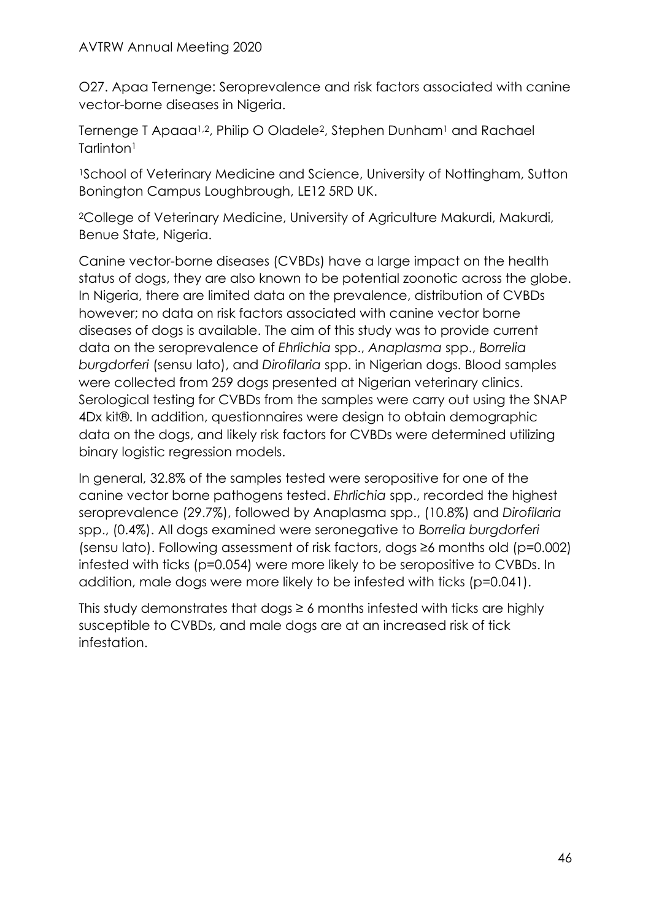O27. Apaa Ternenge: Seroprevalence and risk factors associated with canine vector-borne diseases in Nigeria.

Ternenge T Apaaa[1,2], Philip O Oladele[2], Stephen Dunham[1] and Rachael Tarlinton[1]

[1]School of Veterinary Medicine and Science, University of Nottingham, Sutton Bonington Campus Loughbrough, LE12 5RD UK.

[2]College of Veterinary Medicine, University of Agriculture Makurdi, Makurdi, Benue State, Nigeria.

Canine vector-borne diseases (CVBDs) have a large impact on the health status of dogs, they are also known to be potential zoonotic across the globe. In Nigeria, there are limited data on the prevalence, distribution of CVBDs however; no data on risk factors associated with canine vector borne diseases of dogs is available. The aim of this study was to provide current data on the seroprevalence of *Ehrlichia* spp., *Anaplasma* spp., *Borrelia burgdorferi* (sensu lato), and *Dirofilaria* spp. in Nigerian dogs. Blood samples were collected from 259 dogs presented at Nigerian veterinary clinics. Serological testing for CVBDs from the samples were carry out using the SNAP 4Dx kit®. In addition, questionnaires were design to obtain demographic data on the dogs, and likely risk factors for CVBDs were determined utilizing binary logistic regression models.

In general, 32.8% of the samples tested were seropositive for one of the canine vector borne pathogens tested. *Ehrlichia* spp., recorded the highest seroprevalence (29.7%), followed by Anaplasma spp., (10.8%) and *Dirofilaria* spp., (0.4%). All dogs examined were seronegative to *Borrelia burgdorferi* (sensu lato). Following assessment of risk factors, dogs ≥6 months old ($p=0.002$) infested with ticks ($p=0.054$) were more likely to be seropositive to CVBDs. In addition, male dogs were more likely to be infested with ticks ($p=0.041$).

This study demonstrates that dogs ≥ 6 months infested with ticks are highly susceptible to CVBDs, and male dogs are at an increased risk of tick infestation.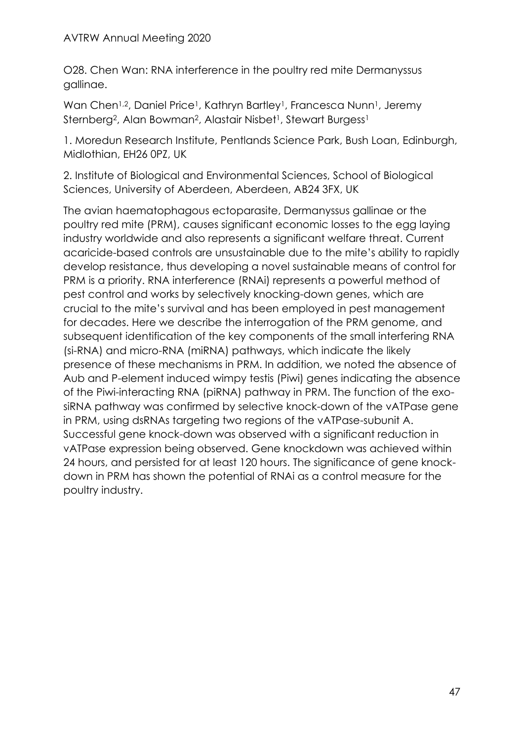O28. Chen Wan: RNA interference in the poultry red mite Dermanyssus gallinae.

Wan Chen[1,2], Daniel Price[1], Kathryn Bartley[1], Francesca Nunn[1], Jeremy Sternberg[2], Alan Bowman[2], Alastair Nisbet[1], Stewart Burgess[1]

1. Moredun Research Institute, Pentlands Science Park, Bush Loan, Edinburgh, Midlothian, EH26 0PZ, UK

2. Institute of Biological and Environmental Sciences, School of Biological Sciences, University of Aberdeen, Aberdeen, AB24 3FX, UK

The avian haematophagous ectoparasite, Dermanyssus gallinae or the poultry red mite (PRM), causes significant economic losses to the egg laying industry worldwide and also represents a significant welfare threat. Current acaricide-based controls are unsustainable due to the mite's ability to rapidly develop resistance, thus developing a novel sustainable means of control for PRM is a priority. RNA interference (RNAi) represents a powerful method of pest control and works by selectively knocking-down genes, which are crucial to the mite's survival and has been employed in pest management for decades. Here we describe the interrogation of the PRM genome, and subsequent identification of the key components of the small interfering RNA (si-RNA) and micro-RNA (miRNA) pathways, which indicate the likely presence of these mechanisms in PRM. In addition, we noted the absence of Aub and P-element induced wimpy testis (Piwi) genes indicating the absence of the Piwi-interacting RNA (piRNA) pathway in PRM. The function of the exo-siRNA pathway was confirmed by selective knock-down of the vATPase gene in PRM, using dsRNAs targeting two regions of the vATPase-subunit A. Successful gene knock-down was observed with a significant reduction in vATPase expression being observed. Gene knockdown was achieved within 24 hours, and persisted for at least 120 hours. The significance of gene knock-down in PRM has shown the potential of RNAi as a control measure for the poultry industry.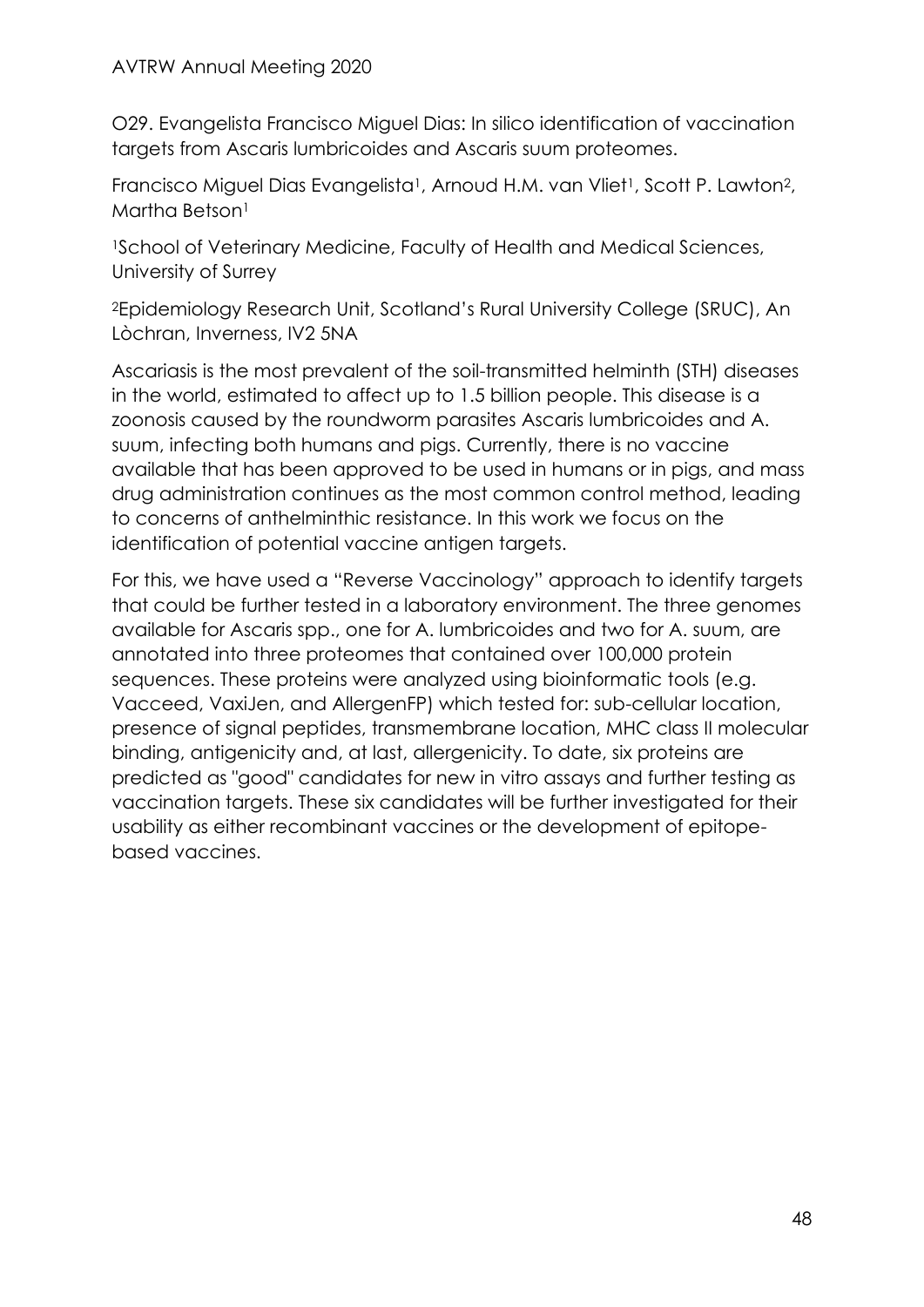## O29. Evangelista Francisco Miguel Dias: In silico identification of vaccination targets from Ascaris lumbricoides and Ascaris suum proteomes.

Francisco Miguel Dias Evangelista[1], Arnoud H.M. van Vliet[1], Scott P. Lawton[2], Martha Betson[1]

[1]School of Veterinary Medicine, Faculty of Health and Medical Sciences, University of Surrey

[2]Epidemiology Research Unit, Scotland's Rural University College (SRUC), An Lòchran, Inverness, IV2 5NA

Ascariasis is the most prevalent of the soil-transmitted helminth (STH) diseases in the world, estimated to affect up to 1.5 billion people. This disease is a zoonosis caused by the roundworm parasites Ascaris lumbricoides and A. suum, infecting both humans and pigs. Currently, there is no vaccine available that has been approved to be used in humans or in pigs, and mass drug administration continues as the most common control method, leading to concerns of anthelminthic resistance. In this work we focus on the identification of potential vaccine antigen targets.

For this, we have used a "Reverse Vaccinology" approach to identify targets that could be further tested in a laboratory environment. The three genomes available for Ascaris spp., one for A. lumbricoides and two for A. suum, are annotated into three proteomes that contained over 100,000 protein sequences. These proteins were analyzed using bioinformatic tools (e.g. Vacceed, VaxiJen, and AllergenFP) which tested for: sub-cellular location, presence of signal peptides, transmembrane location, MHC class II molecular binding, antigenicity and, at last, allergenicity. To date, six proteins are predicted as "good" candidates for new in vitro assays and further testing as vaccination targets. These six candidates will be further investigated for their usability as either recombinant vaccines or the development of epitope-based vaccines.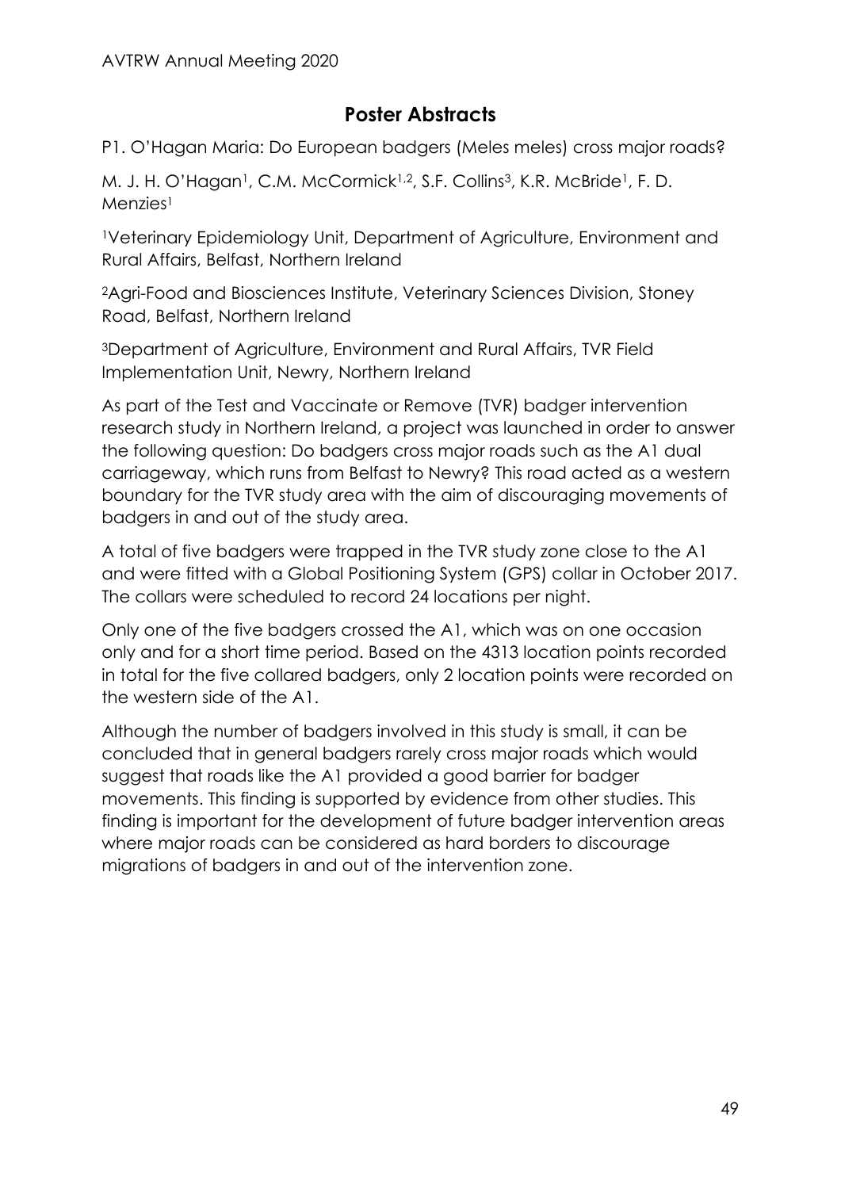## Poster Abstracts

P1. O'Hagan Maria: Do European badgers (Meles meles) cross major roads?

M. J. H. O'Hagan[1], C.M. McCormick[1,2], S.F. Collins[3], K.R. McBride[1], F. D. Menzies[1]

[1]Veterinary Epidemiology Unit, Department of Agriculture, Environment and Rural Affairs, Belfast, Northern Ireland

[2]Agri-Food and Biosciences Institute, Veterinary Sciences Division, Stoney Road, Belfast, Northern Ireland

[3]Department of Agriculture, Environment and Rural Affairs, TVR Field Implementation Unit, Newry, Northern Ireland

As part of the Test and Vaccinate or Remove (TVR) badger intervention research study in Northern Ireland, a project was launched in order to answer the following question: Do badgers cross major roads such as the A1 dual carriageway, which runs from Belfast to Newry? This road acted as a western boundary for the TVR study area with the aim of discouraging movements of badgers in and out of the study area.

A total of five badgers were trapped in the TVR study zone close to the A1 and were fitted with a Global Positioning System (GPS) collar in October 2017. The collars were scheduled to record 24 locations per night.

Only one of the five badgers crossed the A1, which was on one occasion only and for a short time period. Based on the 4313 location points recorded in total for the five collared badgers, only 2 location points were recorded on the western side of the A1.

Although the number of badgers involved in this study is small, it can be concluded that in general badgers rarely cross major roads which would suggest that roads like the A1 provided a good barrier for badger movements. This finding is supported by evidence from other studies. This finding is important for the development of future badger intervention areas where major roads can be considered as hard borders to discourage migrations of badgers in and out of the intervention zone.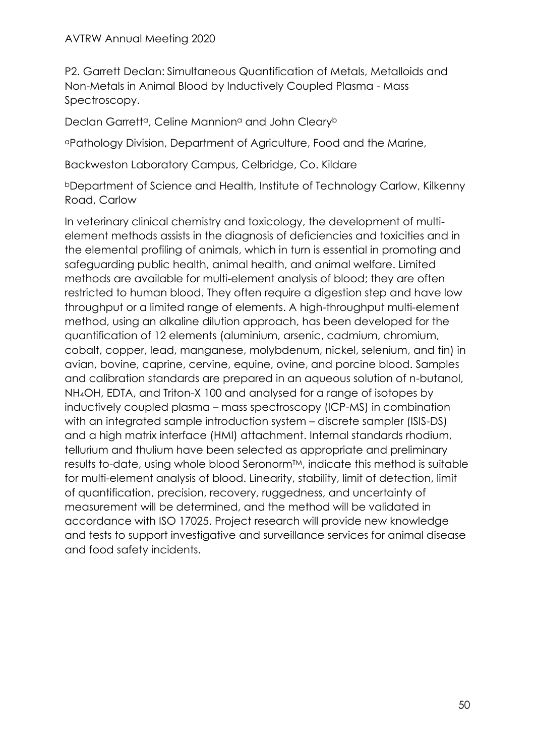P2. Garrett Declan: Simultaneous Quantification of Metals, Metalloids and Non-Metals in Animal Blood by Inductively Coupled Plasma - Mass Spectroscopy.

Declan Garrett[a], Celine Mannion[a] and John Cleary[b]

[a]Pathology Division, Department of Agriculture, Food and the Marine,

Backweston Laboratory Campus, Celbridge, Co. Kildare

[b]Department of Science and Health, Institute of Technology Carlow, Kilkenny Road, Carlow

In veterinary clinical chemistry and toxicology, the development of multi-element methods assists in the diagnosis of deficiencies and toxicities and in the elemental profiling of animals, which in turn is essential in promoting and safeguarding public health, animal health, and animal welfare. Limited methods are available for multi-element analysis of blood; they are often restricted to human blood. They often require a digestion step and have low throughput or a limited range of elements. A high-throughput multi-element method, using an alkaline dilution approach, has been developed for the quantification of 12 elements (aluminium, arsenic, cadmium, chromium, cobalt, copper, lead, manganese, molybdenum, nickel, selenium, and tin) in avian, bovine, caprine, cervine, equine, ovine, and porcine blood. Samples and calibration standards are prepared in an aqueous solution of n-butanol, $NH_4OH$, EDTA, and Triton-X 100 and analysed for a range of isotopes by inductively coupled plasma – mass spectroscopy (ICP-MS) in combination with an integrated sample introduction system – discrete sampler (ISIS-DS) and a high matrix interface (HMI) attachment. Internal standards rhodium, tellurium and thulium have been selected as appropriate and preliminary results to-date, using whole blood Seronorm™, indicate this method is suitable for multi-element analysis of blood. Linearity, stability, limit of detection, limit of quantification, precision, recovery, ruggedness, and uncertainty of measurement will be determined, and the method will be validated in accordance with ISO 17025. Project research will provide new knowledge and tests to support investigative and surveillance services for animal disease and food safety incidents.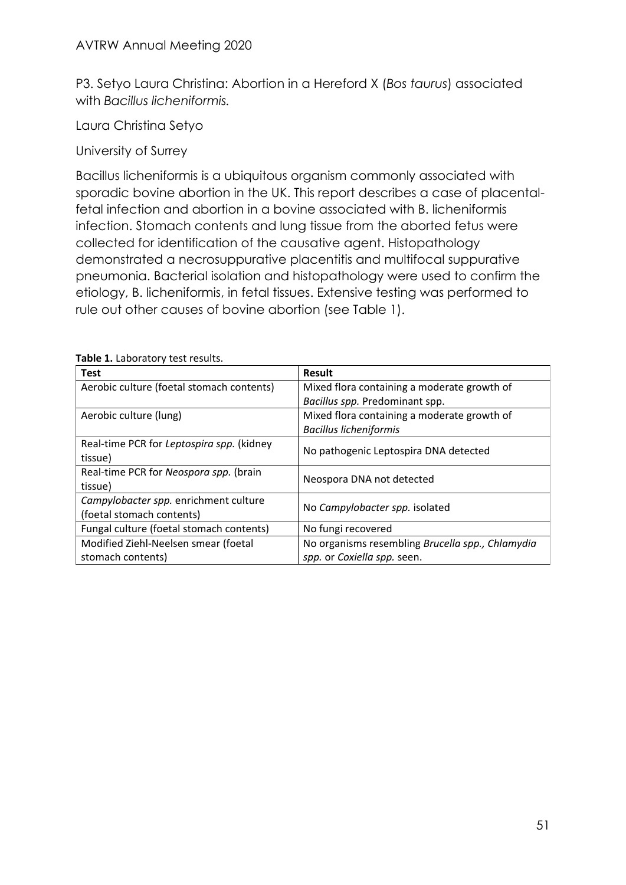P3. Setyo Laura Christina: Abortion in a Hereford X (*Bos taurus*) associated with *Bacillus licheniformis.*

Laura Christina Setyo

University of Surrey

Bacillus licheniformis is a ubiquitous organism commonly associated with sporadic bovine abortion in the UK. This report describes a case of placental-fetal infection and abortion in a bovine associated with B. licheniformis infection. Stomach contents and lung tissue from the aborted fetus were collected for identification of the causative agent. Histopathology demonstrated a necrosuppurative placentitis and multifocal suppurative pneumonia. Bacterial isolation and histopathology were used to confirm the etiology, B. licheniformis, in fetal tissues. Extensive testing was performed to rule out other causes of bovine abortion (see Table 1).

**Table 1.** Laboratory test results.

| **Test** | **Result** |
|---|---|
| Aerobic culture (foetal stomach contents) | Mixed flora containing a moderate growth of *Bacillus spp.* Predominant spp. |
| Aerobic culture (lung) | Mixed flora containing a moderate growth of *Bacillus licheniformis* |
| Real-time PCR for *Leptospira spp.* (kidney tissue) | No pathogenic Leptospira DNA detected |
| Real-time PCR for *Neospora spp.* (brain tissue) | Neospora DNA not detected |
| *Campylobacter spp.* enrichment culture (foetal stomach contents) | No *Campylobacter spp.* isolated |
| Fungal culture (foetal stomach contents) | No fungi recovered |
| Modified Ziehl-Neelsen smear (foetal stomach contents) | No organisms resembling *Brucella spp., Chlamydia spp.* or *Coxiella spp.* seen. |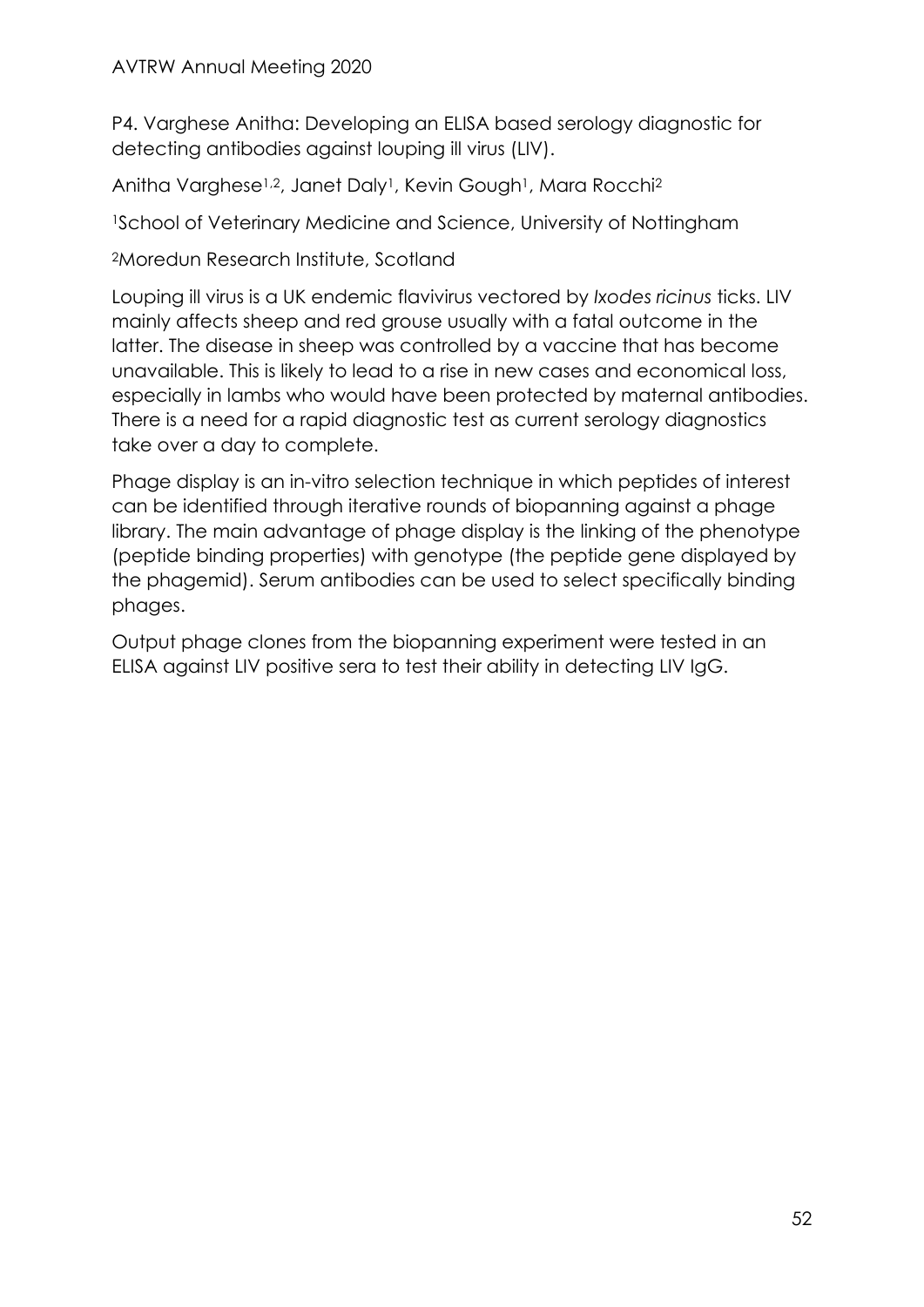P4. Varghese Anitha: Developing an ELISA based serology diagnostic for detecting antibodies against louping ill virus (LIV).

Anitha Varghese[1,2], Janet Daly[1], Kevin Gough[1], Mara Rocchi[2]

[1]School of Veterinary Medicine and Science, University of Nottingham

[2]Moredun Research Institute, Scotland

Louping ill virus is a UK endemic flavivirus vectored by *Ixodes ricinus* ticks. LIV mainly affects sheep and red grouse usually with a fatal outcome in the latter. The disease in sheep was controlled by a vaccine that has become unavailable. This is likely to lead to a rise in new cases and economical loss, especially in lambs who would have been protected by maternal antibodies. There is a need for a rapid diagnostic test as current serology diagnostics take over a day to complete.

Phage display is an in-vitro selection technique in which peptides of interest can be identified through iterative rounds of biopanning against a phage library. The main advantage of phage display is the linking of the phenotype (peptide binding properties) with genotype (the peptide gene displayed by the phagemid). Serum antibodies can be used to select specifically binding phages.

Output phage clones from the biopanning experiment were tested in an ELISA against LIV positive sera to test their ability in detecting LIV IgG.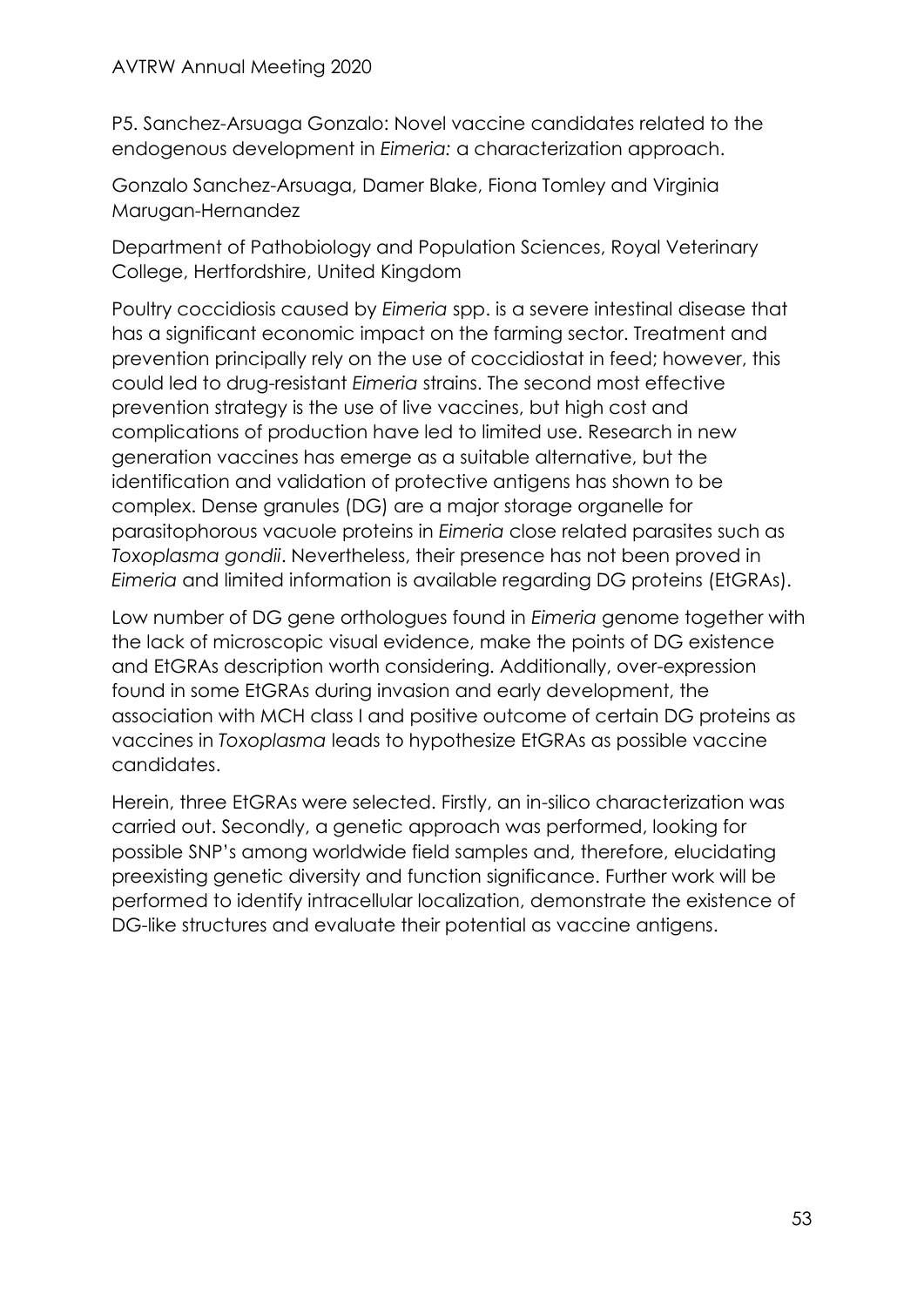P5. Sanchez-Arsuaga Gonzalo: Novel vaccine candidates related to the endogenous development in *Eimeria:* a characterization approach.

Gonzalo Sanchez-Arsuaga, Damer Blake, Fiona Tomley and Virginia Marugan-Hernandez

Department of Pathobiology and Population Sciences, Royal Veterinary College, Hertfordshire, United Kingdom

Poultry coccidiosis caused by *Eimeria* spp. is a severe intestinal disease that has a significant economic impact on the farming sector. Treatment and prevention principally rely on the use of coccidiostat in feed; however, this could led to drug-resistant *Eimeria* strains. The second most effective prevention strategy is the use of live vaccines, but high cost and complications of production have led to limited use. Research in new generation vaccines has emerge as a suitable alternative, but the identification and validation of protective antigens has shown to be complex. Dense granules (DG) are a major storage organelle for parasitophorous vacuole proteins in *Eimeria* close related parasites such as *Toxoplasma gondii*. Nevertheless, their presence has not been proved in *Eimeria* and limited information is available regarding DG proteins (EtGRAs).

Low number of DG gene orthologues found in *Eimeria* genome together with the lack of microscopic visual evidence, make the points of DG existence and EtGRAs description worth considering. Additionally, over-expression found in some EtGRAs during invasion and early development, the association with MCH class I and positive outcome of certain DG proteins as vaccines in *Toxoplasma* leads to hypothesize EtGRAs as possible vaccine candidates.

Herein, three EtGRAs were selected. Firstly, an in-silico characterization was carried out. Secondly, a genetic approach was performed, looking for possible SNP's among worldwide field samples and, therefore, elucidating preexisting genetic diversity and function significance. Further work will be performed to identify intracellular localization, demonstrate the existence of DG-like structures and evaluate their potential as vaccine antigens.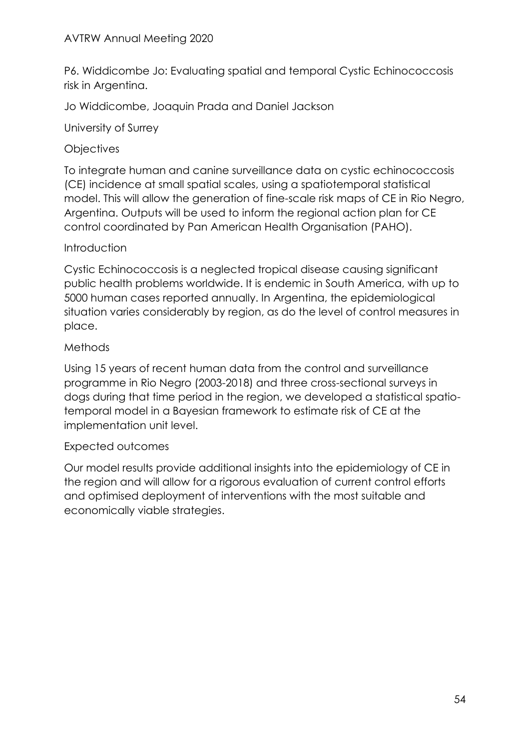P6. Widdicombe Jo: Evaluating spatial and temporal Cystic Echinococcosis risk in Argentina.

Jo Widdicombe, Joaquin Prada and Daniel Jackson

University of Surrey

### Objectives

To integrate human and canine surveillance data on cystic echinococcosis (CE) incidence at small spatial scales, using a spatiotemporal statistical model. This will allow the generation of fine-scale risk maps of CE in Rio Negro, Argentina. Outputs will be used to inform the regional action plan for CE control coordinated by Pan American Health Organisation (PAHO).

### Introduction

Cystic Echinococcosis is a neglected tropical disease causing significant public health problems worldwide. It is endemic in South America, with up to 5000 human cases reported annually. In Argentina, the epidemiological situation varies considerably by region, as do the level of control measures in place.

### Methods

Using 15 years of recent human data from the control and surveillance programme in Rio Negro (2003-2018) and three cross-sectional surveys in dogs during that time period in the region, we developed a statistical spatio-temporal model in a Bayesian framework to estimate risk of CE at the implementation unit level.

### Expected outcomes

Our model results provide additional insights into the epidemiology of CE in the region and will allow for a rigorous evaluation of current control efforts and optimised deployment of interventions with the most suitable and economically viable strategies.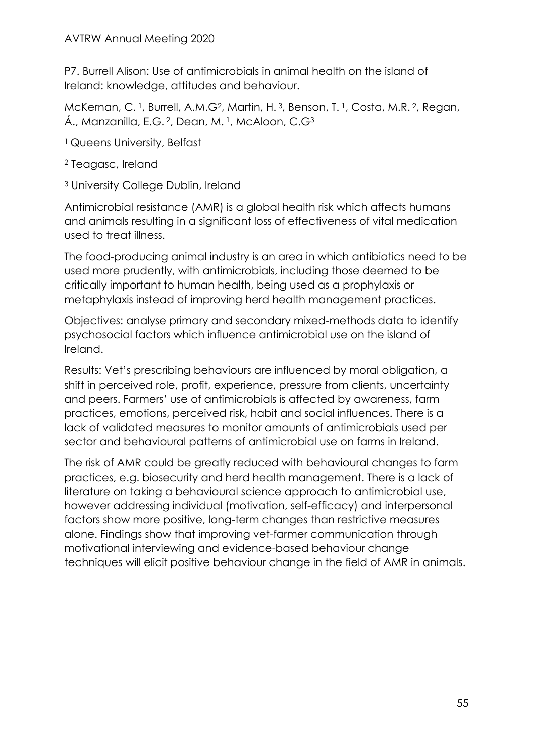P7. Burrell Alison: Use of antimicrobials in animal health on the island of Ireland: knowledge, attitudes and behaviour.

McKernan, C. [1], Burrell, A.M.G[2], Martin, H. [3], Benson, T. [1], Costa, M.R. [2], Regan, Á., Manzanilla, E.G. [2], Dean, M. [1], McAloon, C.G[3]

[1] Queens University, Belfast

[2] Teagasc, Ireland

[3] University College Dublin, Ireland

Antimicrobial resistance (AMR) is a global health risk which affects humans and animals resulting in a significant loss of effectiveness of vital medication used to treat illness.

The food-producing animal industry is an area in which antibiotics need to be used more prudently, with antimicrobials, including those deemed to be critically important to human health, being used as a prophylaxis or metaphylaxis instead of improving herd health management practices.

Objectives: analyse primary and secondary mixed-methods data to identify psychosocial factors which influence antimicrobial use on the island of Ireland.

Results: Vet's prescribing behaviours are influenced by moral obligation, a shift in perceived role, profit, experience, pressure from clients, uncertainty and peers. Farmers' use of antimicrobials is affected by awareness, farm practices, emotions, perceived risk, habit and social influences. There is a lack of validated measures to monitor amounts of antimicrobials used per sector and behavioural patterns of antimicrobial use on farms in Ireland.

The risk of AMR could be greatly reduced with behavioural changes to farm practices, e.g. biosecurity and herd health management. There is a lack of literature on taking a behavioural science approach to antimicrobial use, however addressing individual (motivation, self-efficacy) and interpersonal factors show more positive, long-term changes than restrictive measures alone. Findings show that improving vet-farmer communication through motivational interviewing and evidence-based behaviour change techniques will elicit positive behaviour change in the field of AMR in animals.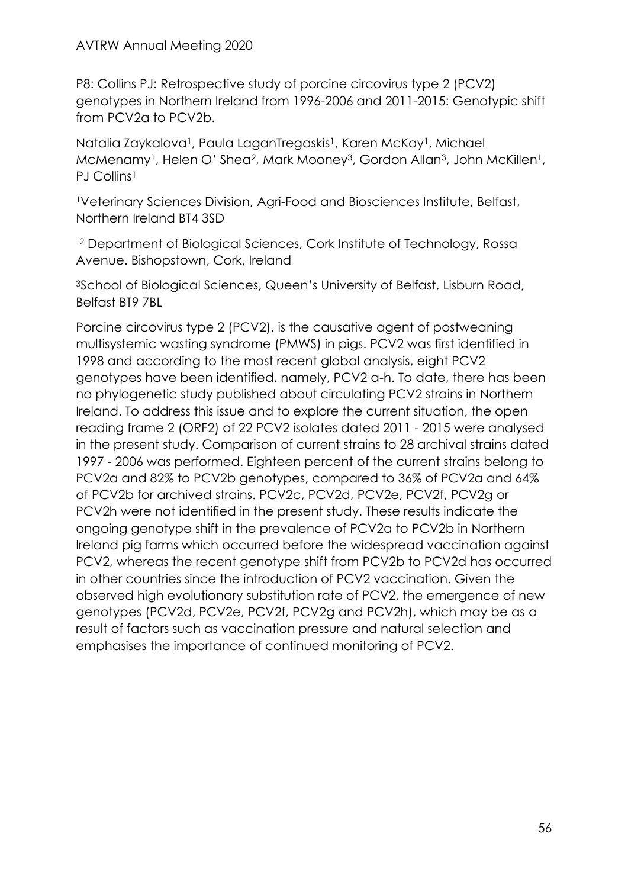P8: Collins PJ: Retrospective study of porcine circovirus type 2 (PCV2) genotypes in Northern Ireland from 1996-2006 and 2011-2015: Genotypic shift from PCV2a to PCV2b.

Natalia Zaykalova[1], Paula LaganTregaskis[1], Karen McKay[1], Michael McMenamy[1], Helen O' Shea[2], Mark Mooney[3], Gordon Allan[3], John McKillen[1], PJ Collins[1]

[1]Veterinary Sciences Division, Agri-Food and Biosciences Institute, Belfast, Northern Ireland BT4 3SD

[2] Department of Biological Sciences, Cork Institute of Technology, Rossa Avenue. Bishopstown, Cork, Ireland

[3]School of Biological Sciences, Queen's University of Belfast, Lisburn Road, Belfast BT9 7BL

Porcine circovirus type 2 (PCV2), is the causative agent of postweaning multisystemic wasting syndrome (PMWS) in pigs. PCV2 was first identified in 1998 and according to the most recent global analysis, eight PCV2 genotypes have been identified, namely, PCV2 a-h. To date, there has been no phylogenetic study published about circulating PCV2 strains in Northern Ireland. To address this issue and to explore the current situation, the open reading frame 2 (ORF2) of 22 PCV2 isolates dated 2011 - 2015 were analysed in the present study. Comparison of current strains to 28 archival strains dated 1997 - 2006 was performed. Eighteen percent of the current strains belong to PCV2a and 82% to PCV2b genotypes, compared to 36% of PCV2a and 64% of PCV2b for archived strains. PCV2c, PCV2d, PCV2e, PCV2f, PCV2g or PCV2h were not identified in the present study. These results indicate the ongoing genotype shift in the prevalence of PCV2a to PCV2b in Northern Ireland pig farms which occurred before the widespread vaccination against PCV2, whereas the recent genotype shift from PCV2b to PCV2d has occurred in other countries since the introduction of PCV2 vaccination. Given the observed high evolutionary substitution rate of PCV2, the emergence of new genotypes (PCV2d, PCV2e, PCV2f, PCV2g and PCV2h), which may be as a result of factors such as vaccination pressure and natural selection and emphasises the importance of continued monitoring of PCV2.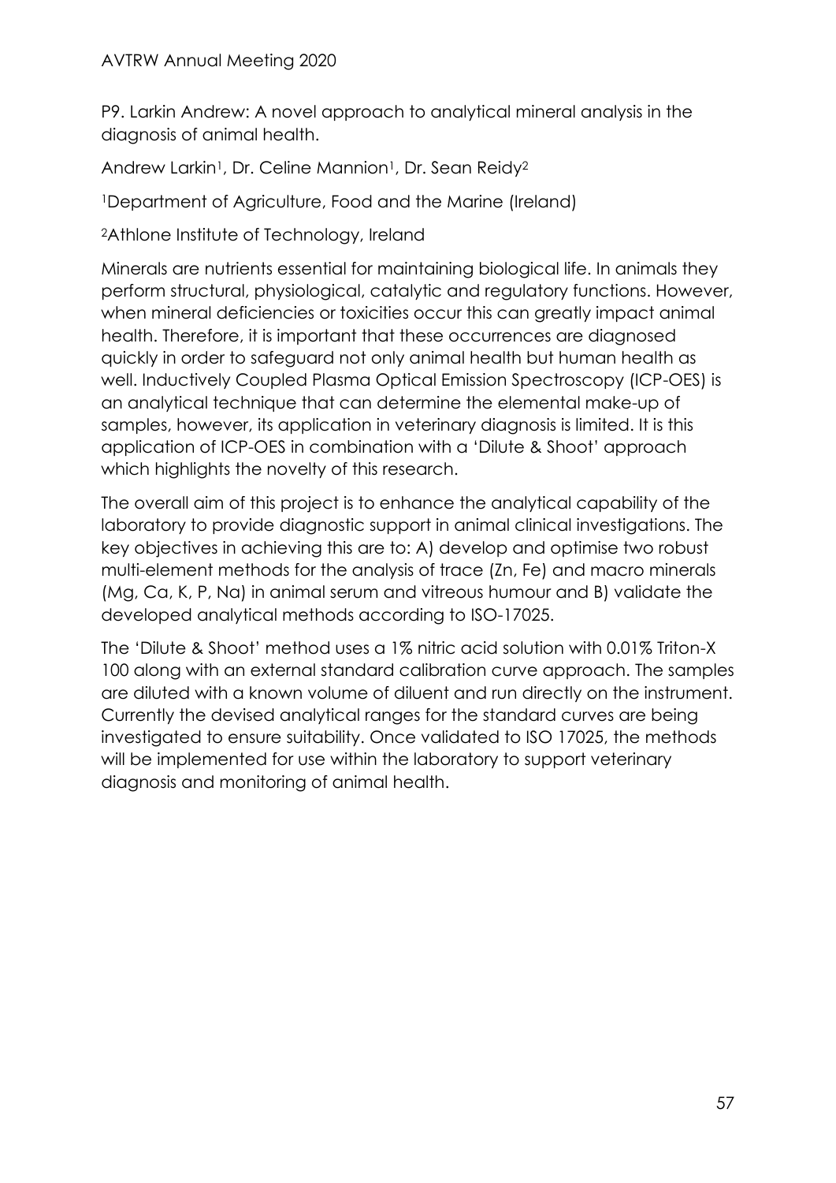P9. Larkin Andrew: A novel approach to analytical mineral analysis in the diagnosis of animal health.

Andrew Larkin[1], Dr. Celine Mannion[1], Dr. Sean Reidy[2]

[1]Department of Agriculture, Food and the Marine (Ireland)

[2]Athlone Institute of Technology, Ireland

Minerals are nutrients essential for maintaining biological life. In animals they perform structural, physiological, catalytic and regulatory functions. However, when mineral deficiencies or toxicities occur this can greatly impact animal health. Therefore, it is important that these occurrences are diagnosed quickly in order to safeguard not only animal health but human health as well. Inductively Coupled Plasma Optical Emission Spectroscopy (ICP-OES) is an analytical technique that can determine the elemental make-up of samples, however, its application in veterinary diagnosis is limited. It is this application of ICP-OES in combination with a 'Dilute & Shoot' approach which highlights the novelty of this research.

The overall aim of this project is to enhance the analytical capability of the laboratory to provide diagnostic support in animal clinical investigations. The key objectives in achieving this are to: A) develop and optimise two robust multi-element methods for the analysis of trace (Zn, Fe) and macro minerals (Mg, Ca, K, P, Na) in animal serum and vitreous humour and B) validate the developed analytical methods according to ISO-17025.

The 'Dilute & Shoot' method uses a 1% nitric acid solution with 0.01% Triton-X 100 along with an external standard calibration curve approach. The samples are diluted with a known volume of diluent and run directly on the instrument. Currently the devised analytical ranges for the standard curves are being investigated to ensure suitability. Once validated to ISO 17025, the methods will be implemented for use within the laboratory to support veterinary diagnosis and monitoring of animal health.